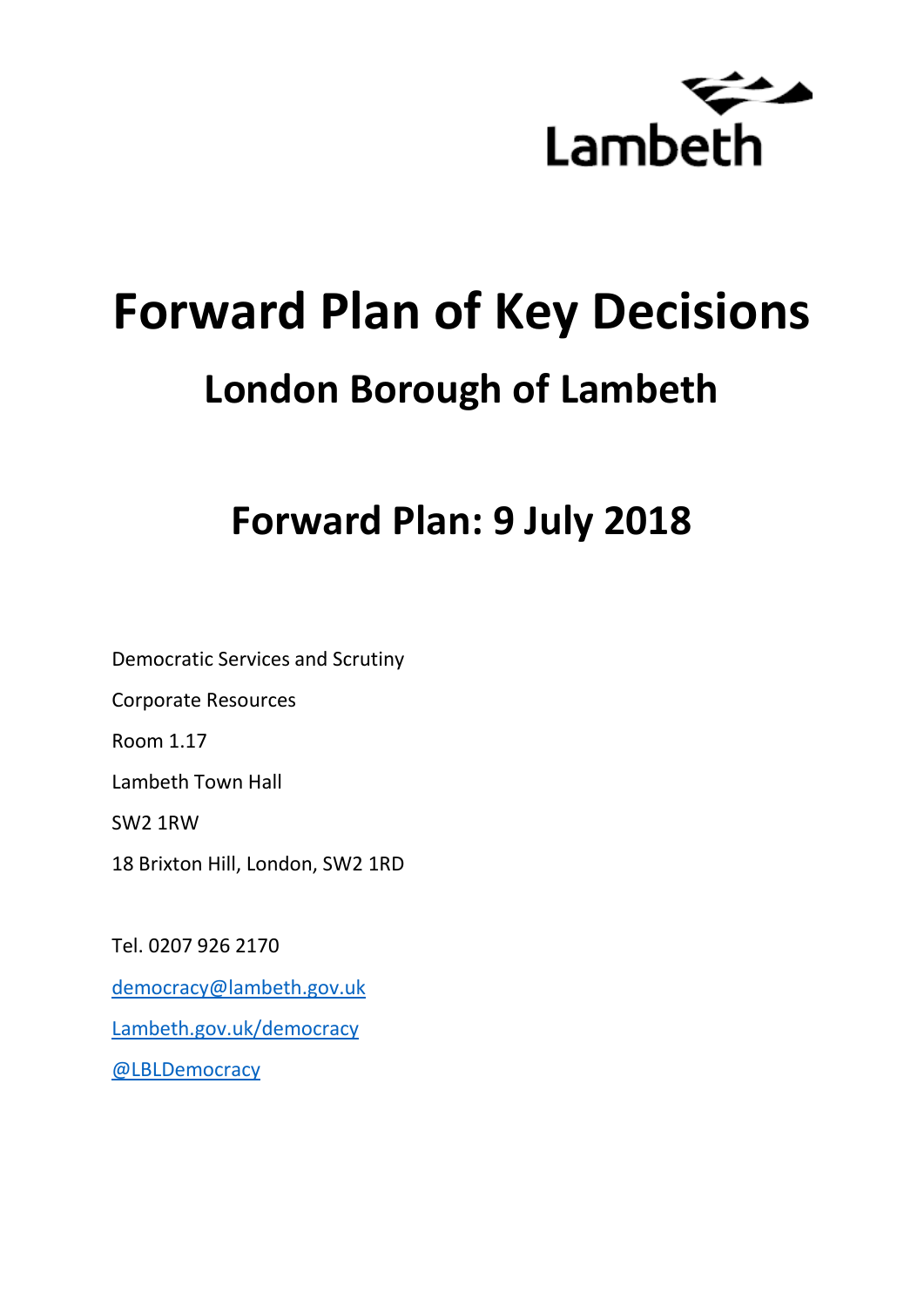Lambeth

# Forward Plan of Key Decisions

## London Borough of Lambeth

## Forward Plan: 9 July 2018

Democratic Services and Scrutiny

Corporate Resources

Room 1.17

Lambeth Town Hall

SW2 1RW

18 Brixton Hill, London, SW2 1RD

Tel. 0207 926 2170

[democracy@lambeth.gov.uk](mailto:democracy@lambeth.gov.uk)

[Lambeth.gov.uk/democracy](Lambeth.gov.uk/democracy)

[@LBLDemocracy](@LBLDemocracy)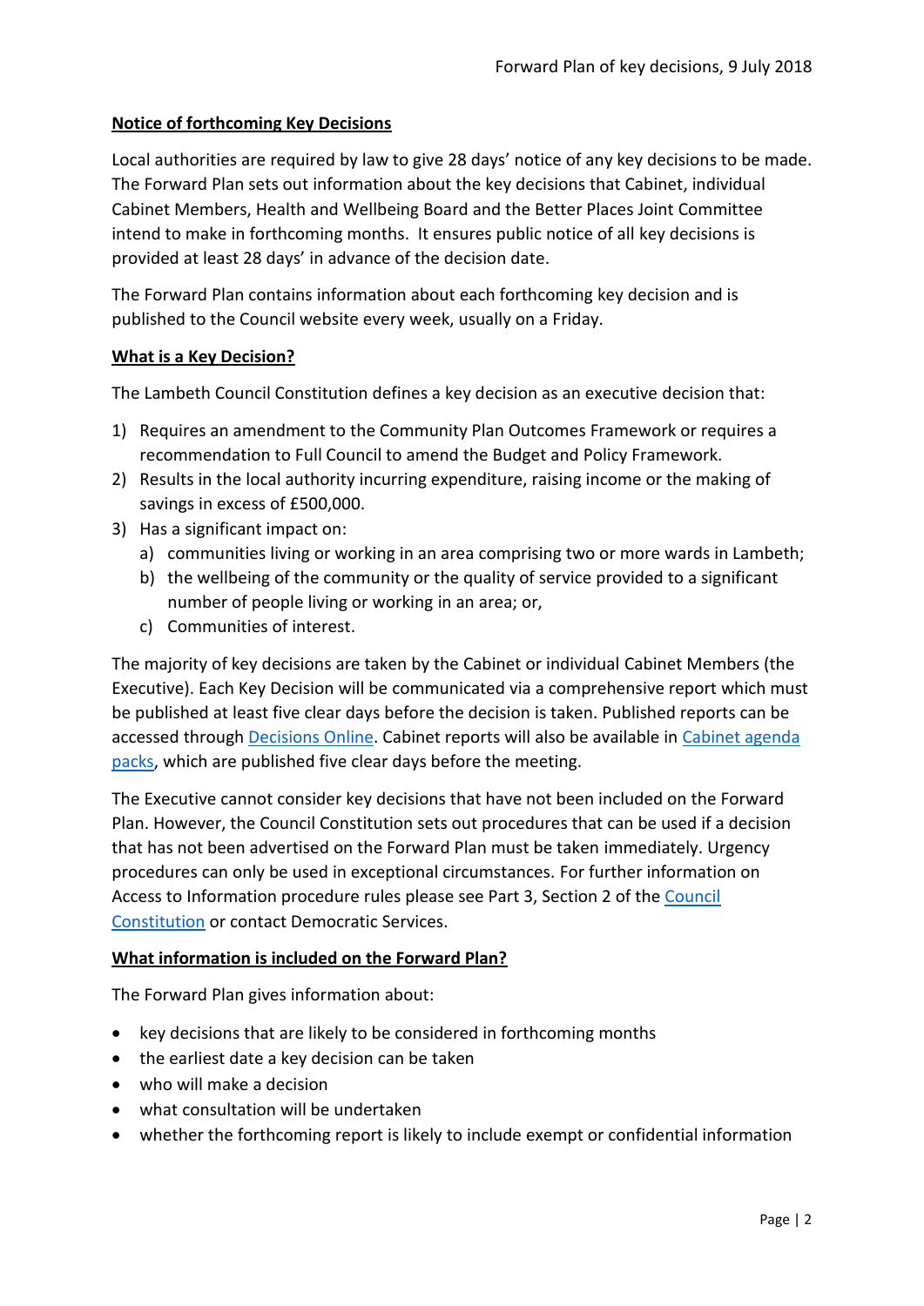## Notice of forthcoming Key Decisions

Local authorities are required by law to give 28 days' notice of any key decisions to be made. The Forward Plan sets out information about the key decisions that Cabinet, individual Cabinet Members, Health and Wellbeing Board and the Better Places Joint Committee intend to make in forthcoming months. It ensures public notice of all key decisions is provided at least 28 days' in advance of the decision date.

The Forward Plan contains information about each forthcoming key decision and is published to the Council website every week, usually on a Friday.

## What is a Key Decision?

The Lambeth Council Constitution defines a key decision as an executive decision that:

1) Requires an amendment to the Community Plan Outcomes Framework or requires a recommendation to Full Council to amend the Budget and Policy Framework.
2) Results in the local authority incurring expenditure, raising income or the making of savings in excess of £500,000.
3) Has a significant impact on:
   a) communities living or working in an area comprising two or more wards in Lambeth;
   b) the wellbeing of the community or the quality of service provided to a significant number of people living or working in an area; or,
   c) Communities of interest.

The majority of key decisions are taken by the Cabinet or individual Cabinet Members (the Executive). Each Key Decision will be communicated via a comprehensive report which must be published at least five clear days before the decision is taken. Published reports can be accessed through Decisions Online. Cabinet reports will also be available in Cabinet agenda packs, which are published five clear days before the meeting.

The Executive cannot consider key decisions that have not been included on the Forward Plan. However, the Council Constitution sets out procedures that can be used if a decision that has not been advertised on the Forward Plan must be taken immediately. Urgency procedures can only be used in exceptional circumstances. For further information on Access to Information procedure rules please see Part 3, Section 2 of the Council Constitution or contact Democratic Services.

## What information is included on the Forward Plan?

The Forward Plan gives information about:

- key decisions that are likely to be considered in forthcoming months
- the earliest date a key decision can be taken
- who will make a decision
- what consultation will be undertaken
- whether the forthcoming report is likely to include exempt or confidential information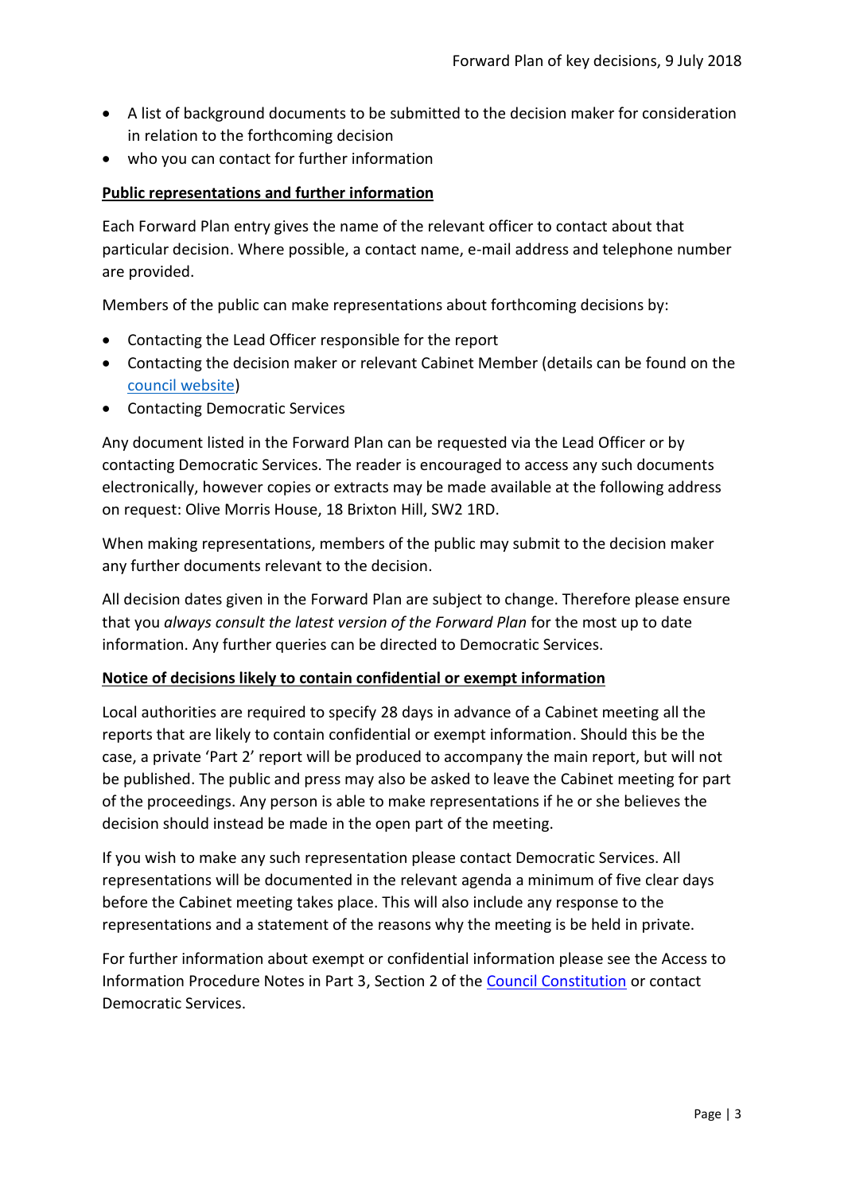- A list of background documents to be submitted to the decision maker for consideration in relation to the forthcoming decision
- who you can contact for further information

**Public representations and further information**

Each Forward Plan entry gives the name of the relevant officer to contact about that particular decision. Where possible, a contact name, e-mail address and telephone number are provided.

Members of the public can make representations about forthcoming decisions by:

- Contacting the Lead Officer responsible for the report
- Contacting the decision maker or relevant Cabinet Member (details can be found on the council website)
- Contacting Democratic Services

Any document listed in the Forward Plan can be requested via the Lead Officer or by contacting Democratic Services. The reader is encouraged to access any such documents electronically, however copies or extracts may be made available at the following address on request: Olive Morris House, 18 Brixton Hill, SW2 1RD.

When making representations, members of the public may submit to the decision maker any further documents relevant to the decision.

All decision dates given in the Forward Plan are subject to change. Therefore please ensure that you *always consult the latest version of the Forward Plan* for the most up to date information. Any further queries can be directed to Democratic Services.

**Notice of decisions likely to contain confidential or exempt information**

Local authorities are required to specify 28 days in advance of a Cabinet meeting all the reports that are likely to contain confidential or exempt information. Should this be the case, a private 'Part 2' report will be produced to accompany the main report, but will not be published. The public and press may also be asked to leave the Cabinet meeting for part of the proceedings. Any person is able to make representations if he or she believes the decision should instead be made in the open part of the meeting.

If you wish to make any such representation please contact Democratic Services. All representations will be documented in the relevant agenda a minimum of five clear days before the Cabinet meeting takes place. This will also include any response to the representations and a statement of the reasons why the meeting is be held in private.

For further information about exempt or confidential information please see the Access to Information Procedure Notes in Part 3, Section 2 of the Council Constitution or contact Democratic Services.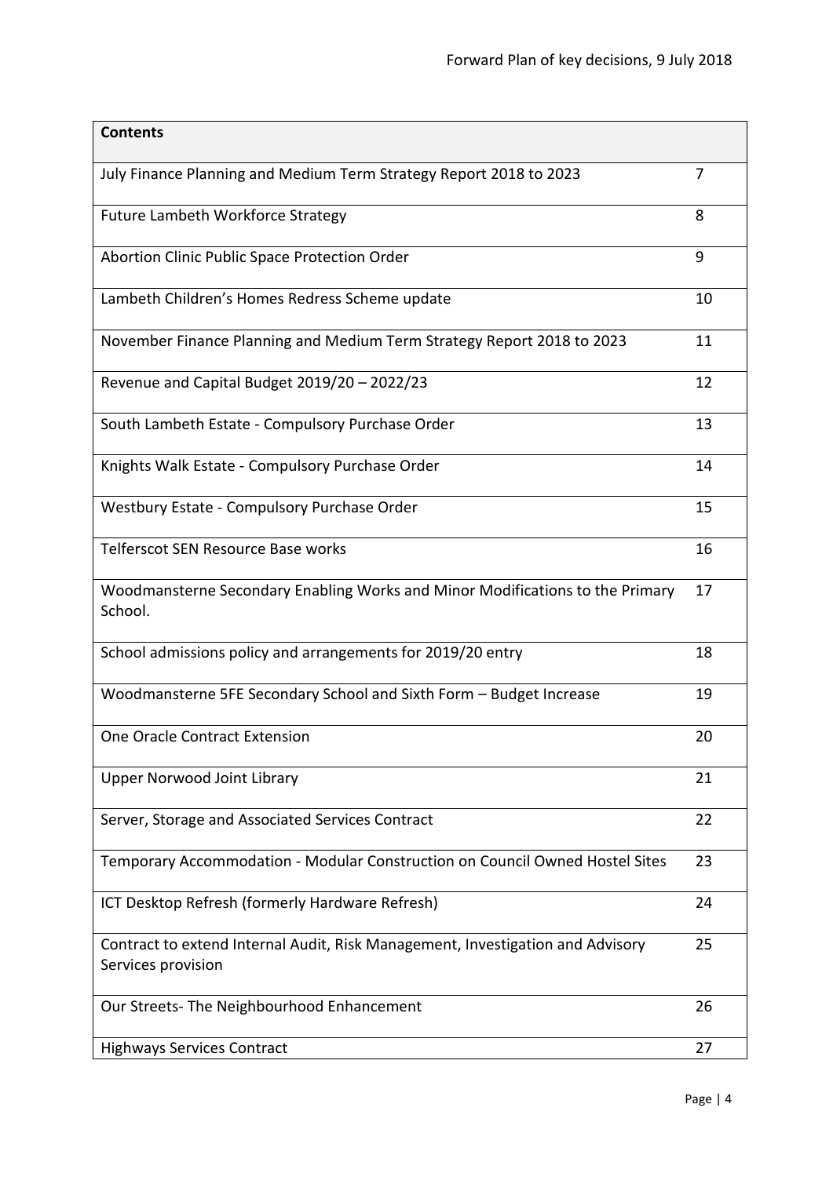| Contents | |
|---|---|
| July Finance Planning and Medium Term Strategy Report 2018 to 2023 | 7 |
| Future Lambeth Workforce Strategy | 8 |
| Abortion Clinic Public Space Protection Order | 9 |
| Lambeth Children's Homes Redress Scheme update | 10 |
| November Finance Planning and Medium Term Strategy Report 2018 to 2023 | 11 |
| Revenue and Capital Budget 2019/20 – 2022/23 | 12 |
| South Lambeth Estate - Compulsory Purchase Order | 13 |
| Knights Walk Estate - Compulsory Purchase Order | 14 |
| Westbury Estate - Compulsory Purchase Order | 15 |
| Telferscot SEN Resource Base works | 16 |
| Woodmansterne Secondary Enabling Works and Minor Modifications to the Primary School. | 17 |
| School admissions policy and arrangements for 2019/20 entry | 18 |
| Woodmansterne 5FE Secondary School and Sixth Form – Budget Increase | 19 |
| One Oracle Contract Extension | 20 |
| Upper Norwood Joint Library | 21 |
| Server, Storage and Associated Services Contract | 22 |
| Temporary Accommodation - Modular Construction on Council Owned Hostel Sites | 23 |
| ICT Desktop Refresh (formerly Hardware Refresh) | 24 |
| Contract to extend Internal Audit, Risk Management, Investigation and Advisory Services provision | 25 |
| Our Streets- The Neighbourhood Enhancement | 26 |
| Highways Services Contract | 27 |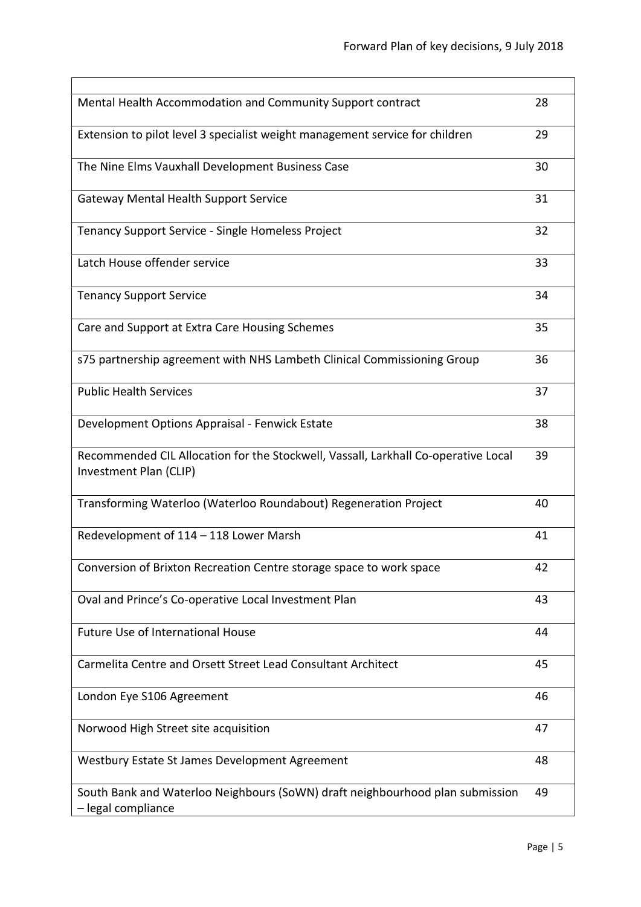| | |
|---|---|
| Mental Health Accommodation and Community Support contract | 28 |
| Extension to pilot level 3 specialist weight management service for children | 29 |
| The Nine Elms Vauxhall Development Business Case | 30 |
| Gateway Mental Health Support Service | 31 |
| Tenancy Support Service - Single Homeless Project | 32 |
| Latch House offender service | 33 |
| Tenancy Support Service | 34 |
| Care and Support at Extra Care Housing Schemes | 35 |
| s75 partnership agreement with NHS Lambeth Clinical Commissioning Group | 36 |
| Public Health Services | 37 |
| Development Options Appraisal - Fenwick Estate | 38 |
| Recommended CIL Allocation for the Stockwell, Vassall, Larkhall Co-operative Local Investment Plan (CLIP) | 39 |
| Transforming Waterloo (Waterloo Roundabout) Regeneration Project | 40 |
| Redevelopment of 114 – 118 Lower Marsh | 41 |
| Conversion of Brixton Recreation Centre storage space to work space | 42 |
| Oval and Prince's Co-operative Local Investment Plan | 43 |
| Future Use of International House | 44 |
| Carmelita Centre and Orsett Street Lead Consultant Architect | 45 |
| London Eye S106 Agreement | 46 |
| Norwood High Street site acquisition | 47 |
| Westbury Estate St James Development Agreement | 48 |
| South Bank and Waterloo Neighbours (SoWN) draft neighbourhood plan submission – legal compliance | 49 |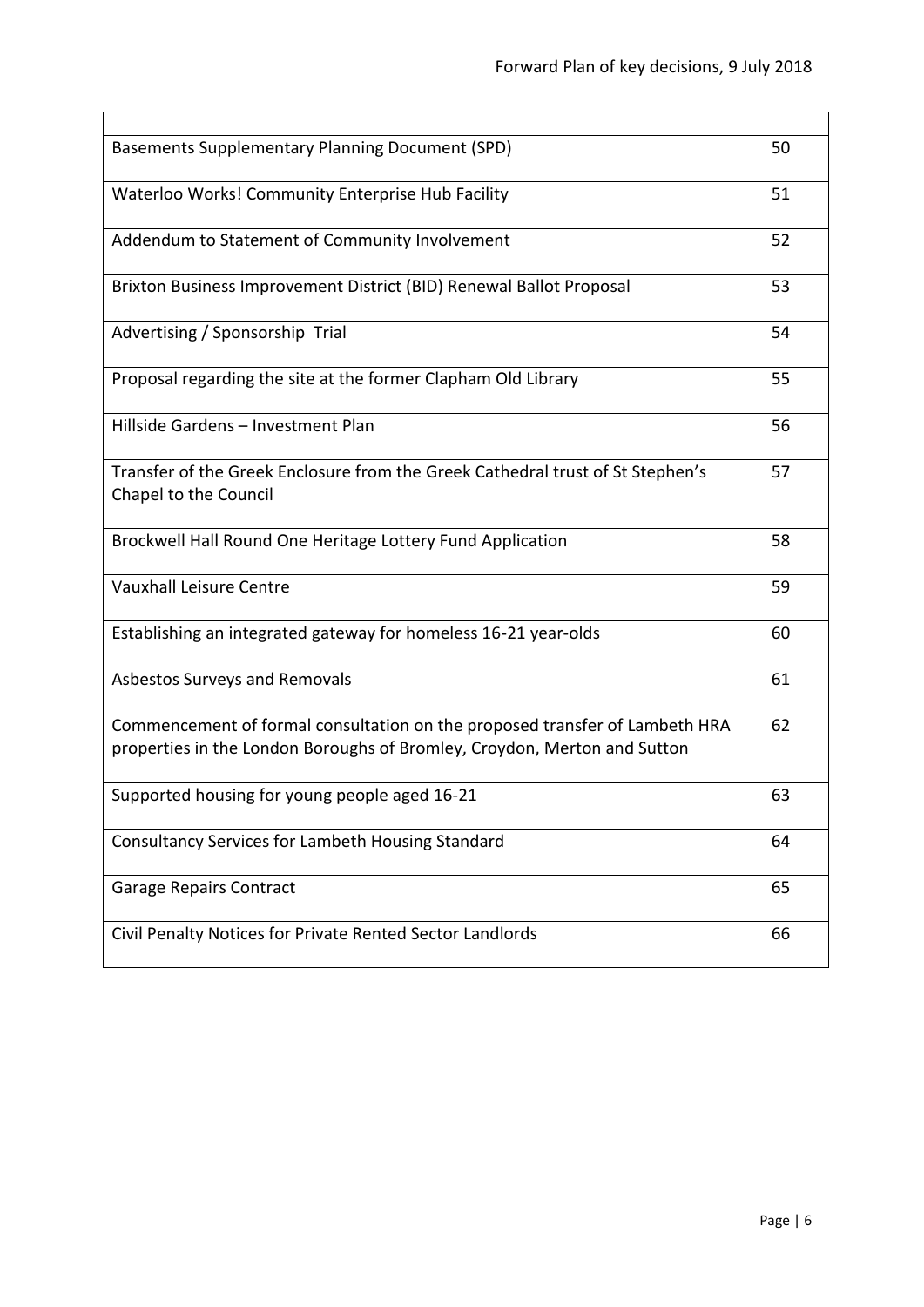| | |
|---|---|
| Basements Supplementary Planning Document (SPD) | 50 |
| Waterloo Works! Community Enterprise Hub Facility | 51 |
| Addendum to Statement of Community Involvement | 52 |
| Brixton Business Improvement District (BID) Renewal Ballot Proposal | 53 |
| Advertising / Sponsorship Trial | 54 |
| Proposal regarding the site at the former Clapham Old Library | 55 |
| Hillside Gardens – Investment Plan | 56 |
| Transfer of the Greek Enclosure from the Greek Cathedral trust of St Stephen's Chapel to the Council | 57 |
| Brockwell Hall Round One Heritage Lottery Fund Application | 58 |
| Vauxhall Leisure Centre | 59 |
| Establishing an integrated gateway for homeless 16-21 year-olds | 60 |
| Asbestos Surveys and Removals | 61 |
| Commencement of formal consultation on the proposed transfer of Lambeth HRA properties in the London Boroughs of Bromley, Croydon, Merton and Sutton | 62 |
| Supported housing for young people aged 16-21 | 63 |
| Consultancy Services for Lambeth Housing Standard | 64 |
| Garage Repairs Contract | 65 |
| Civil Penalty Notices for Private Rented Sector Landlords | 66 |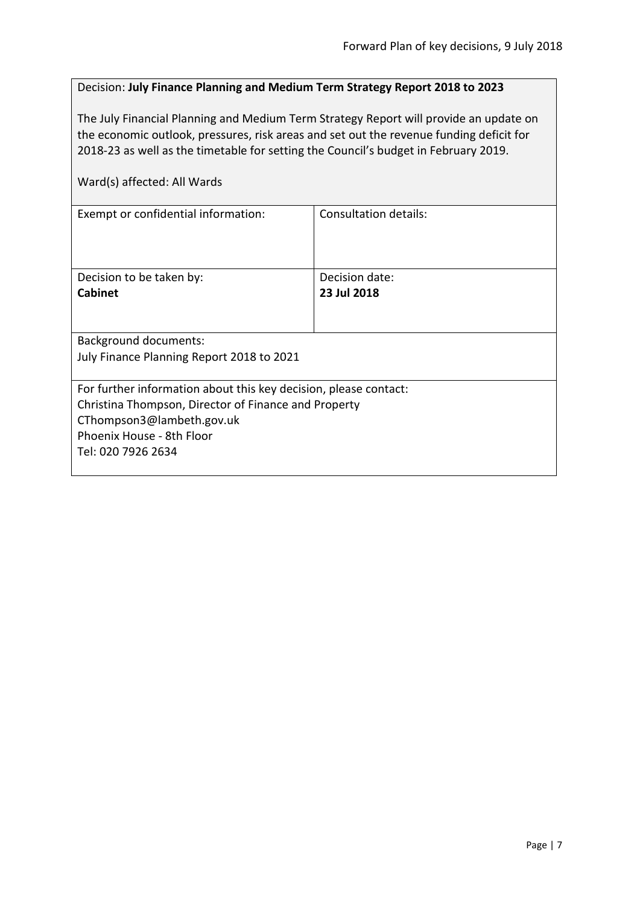Decision: **July Finance Planning and Medium Term Strategy Report 2018 to 2023**

The July Financial Planning and Medium Term Strategy Report will provide an update on the economic outlook, pressures, risk areas and set out the revenue funding deficit for 2018-23 as well as the timetable for setting the Council's budget in February 2019.

Ward(s) affected: All Wards

| Exempt or confidential information: | Consultation details: |
|---|---|
| Decision to be taken by: **Cabinet** | Decision date: **23 Jul 2018** |

Background documents:
July Finance Planning Report 2018 to 2021

For further information about this key decision, please contact:
Christina Thompson, Director of Finance and Property
CThompson3@lambeth.gov.uk
Phoenix House - 8th Floor
Tel: 020 7926 2634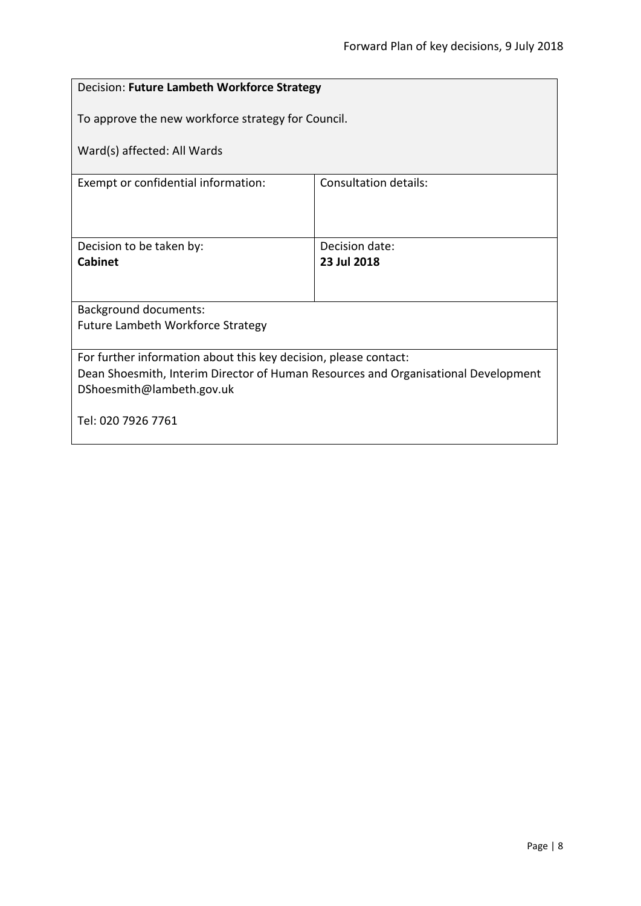Decision: **Future Lambeth Workforce Strategy**

To approve the new workforce strategy for Council.

Ward(s) affected: All Wards

| Exempt or confidential information: | Consultation details: |
|---|---|
| Decision to be taken by:<br>**Cabinet** | Decision date:<br>**23 Jul 2018** |

Background documents:
Future Lambeth Workforce Strategy

For further information about this key decision, please contact:
Dean Shoesmith, Interim Director of Human Resources and Organisational Development
DShoesmith@lambeth.gov.uk

Tel: 020 7926 7761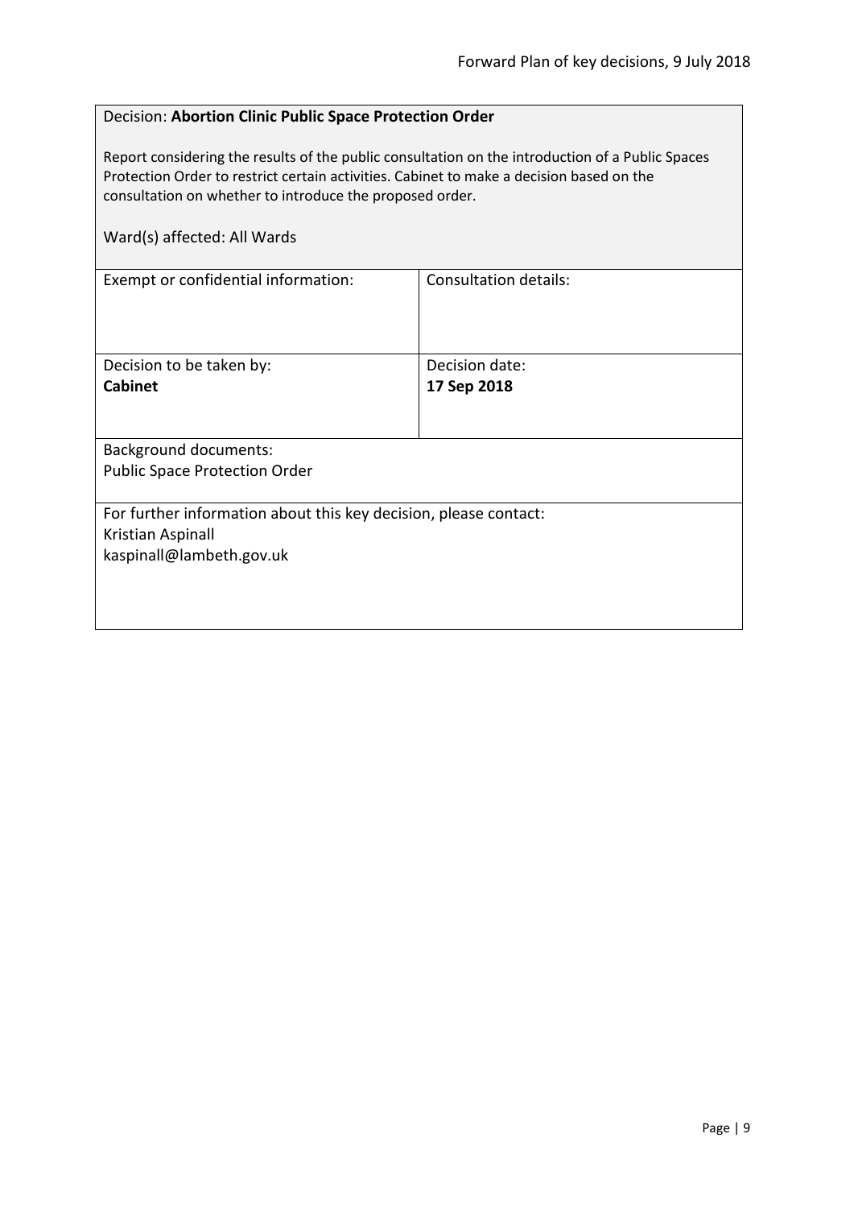Decision: **Abortion Clinic Public Space Protection Order**

Report considering the results of the public consultation on the introduction of a Public Spaces Protection Order to restrict certain activities. Cabinet to make a decision based on the consultation on whether to introduce the proposed order.

Ward(s) affected: All Wards

| Exempt or confidential information: | Consultation details: |
|---|---|
| Decision to be taken by: **Cabinet** | Decision date: **17 Sep 2018** |

Background documents:
Public Space Protection Order

For further information about this key decision, please contact:
Kristian Aspinall
kaspinall@lambeth.gov.uk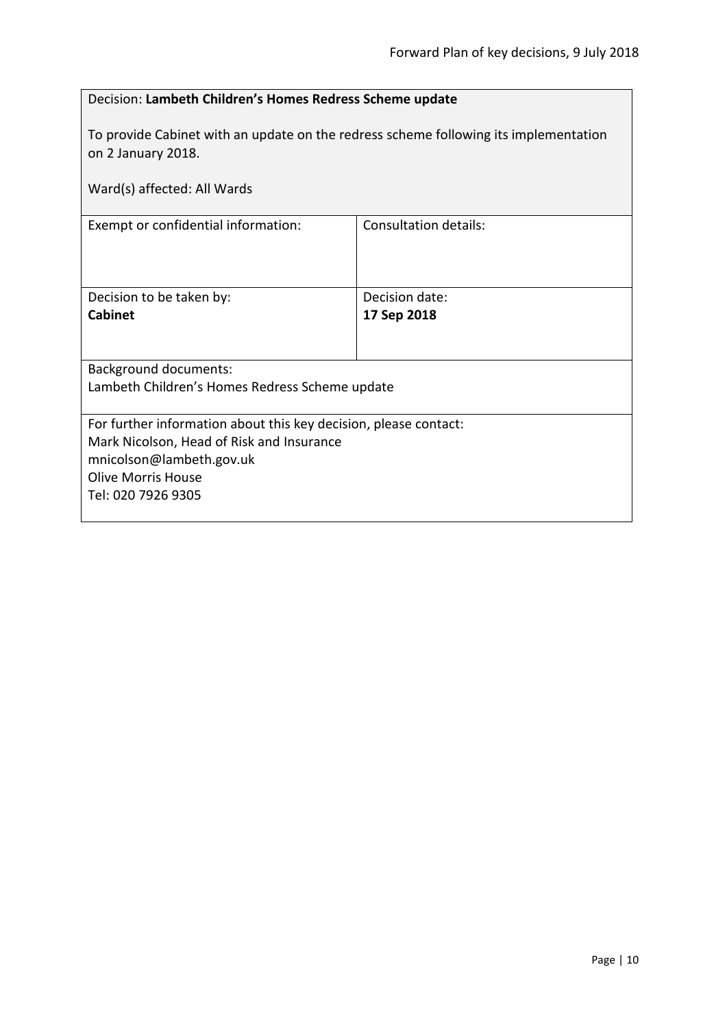| Decision: **Lambeth Children's Homes Redress Scheme update**<br><br>To provide Cabinet with an update on the redress scheme following its implementation on 2 January 2018.<br><br>Ward(s) affected: All Wards | |
|---|---|
| Exempt or confidential information: | Consultation details: |
| Decision to be taken by:<br>**Cabinet** | Decision date:<br>**17 Sep 2018** |
| Background documents:<br>Lambeth Children's Homes Redress Scheme update | |
| For further information about this key decision, please contact:<br>Mark Nicolson, Head of Risk and Insurance<br>mnicolson@lambeth.gov.uk<br>Olive Morris House<br>Tel: 020 7926 9305 | |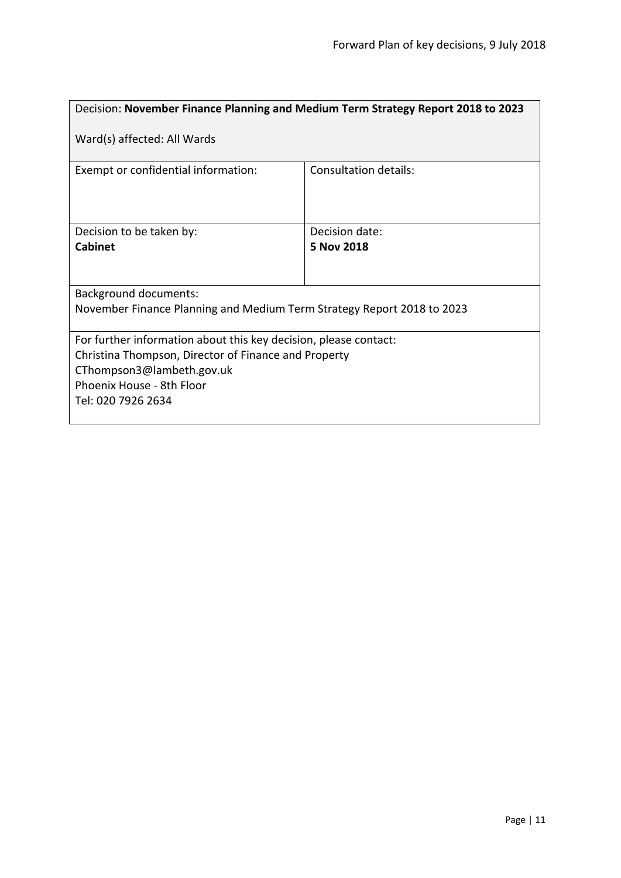| Decision: **November Finance Planning and Medium Term Strategy Report 2018 to 2023**<br><br>Ward(s) affected: All Wards | |
|---|---|
| Exempt or confidential information: | Consultation details: |
| Decision to be taken by:<br>**Cabinet** | Decision date:<br>**5 Nov 2018** |
| Background documents:<br>November Finance Planning and Medium Term Strategy Report 2018 to 2023 | |
| For further information about this key decision, please contact:<br>Christina Thompson, Director of Finance and Property<br>CThompson3@lambeth.gov.uk<br>Phoenix House - 8th Floor<br>Tel: 020 7926 2634 | |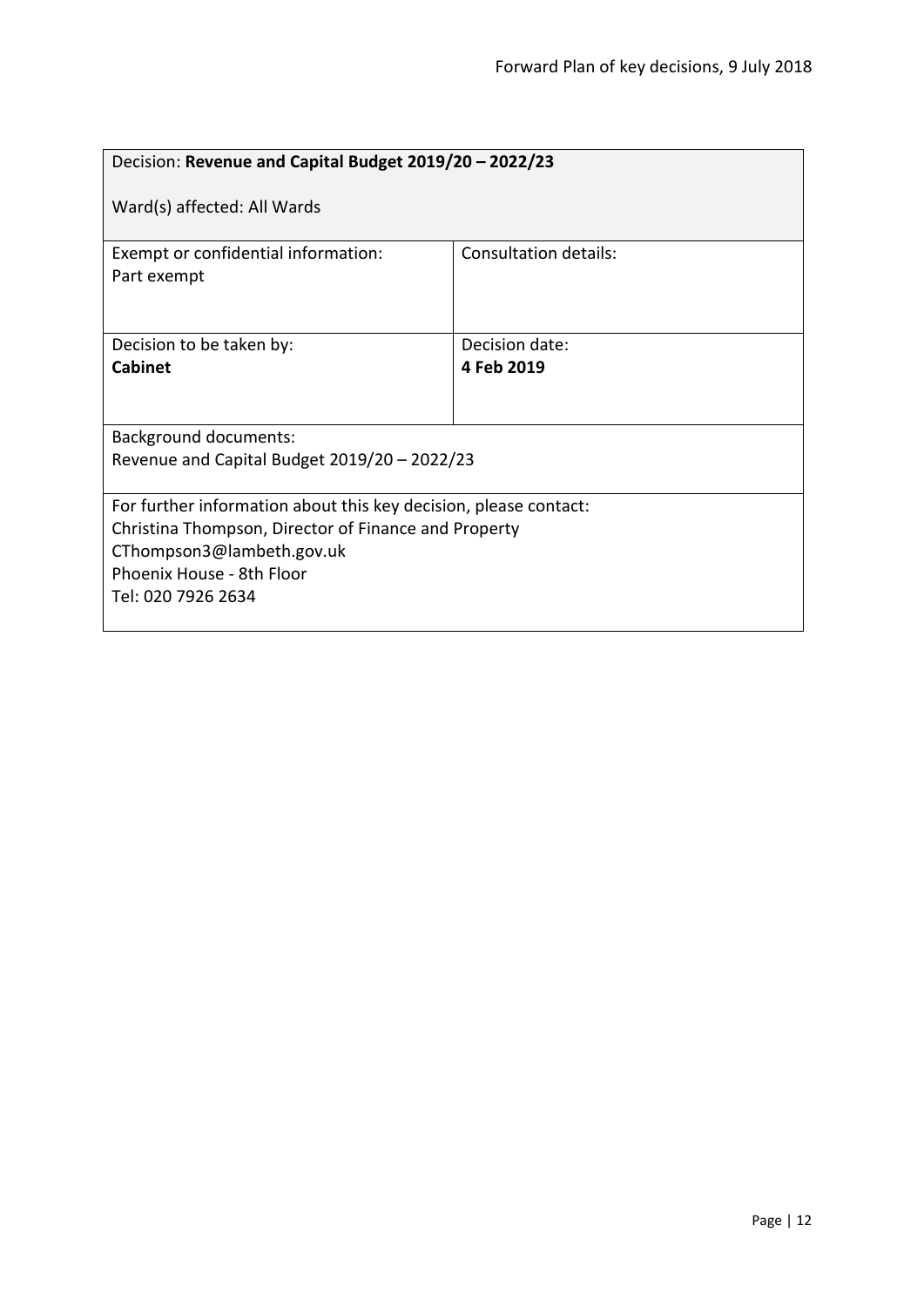| Decision: **Revenue and Capital Budget 2019/20 – 2022/23**<br><br>Ward(s) affected: All Wards | |
|---|---|
| Exempt or confidential information:<br>Part exempt | Consultation details: |
| Decision to be taken by:<br>**Cabinet** | Decision date:<br>**4 Feb 2019** |
| Background documents:<br>Revenue and Capital Budget 2019/20 – 2022/23 | |
| For further information about this key decision, please contact:<br>Christina Thompson, Director of Finance and Property<br>CThompson3@lambeth.gov.uk<br>Phoenix House - 8th Floor<br>Tel: 020 7926 2634 | |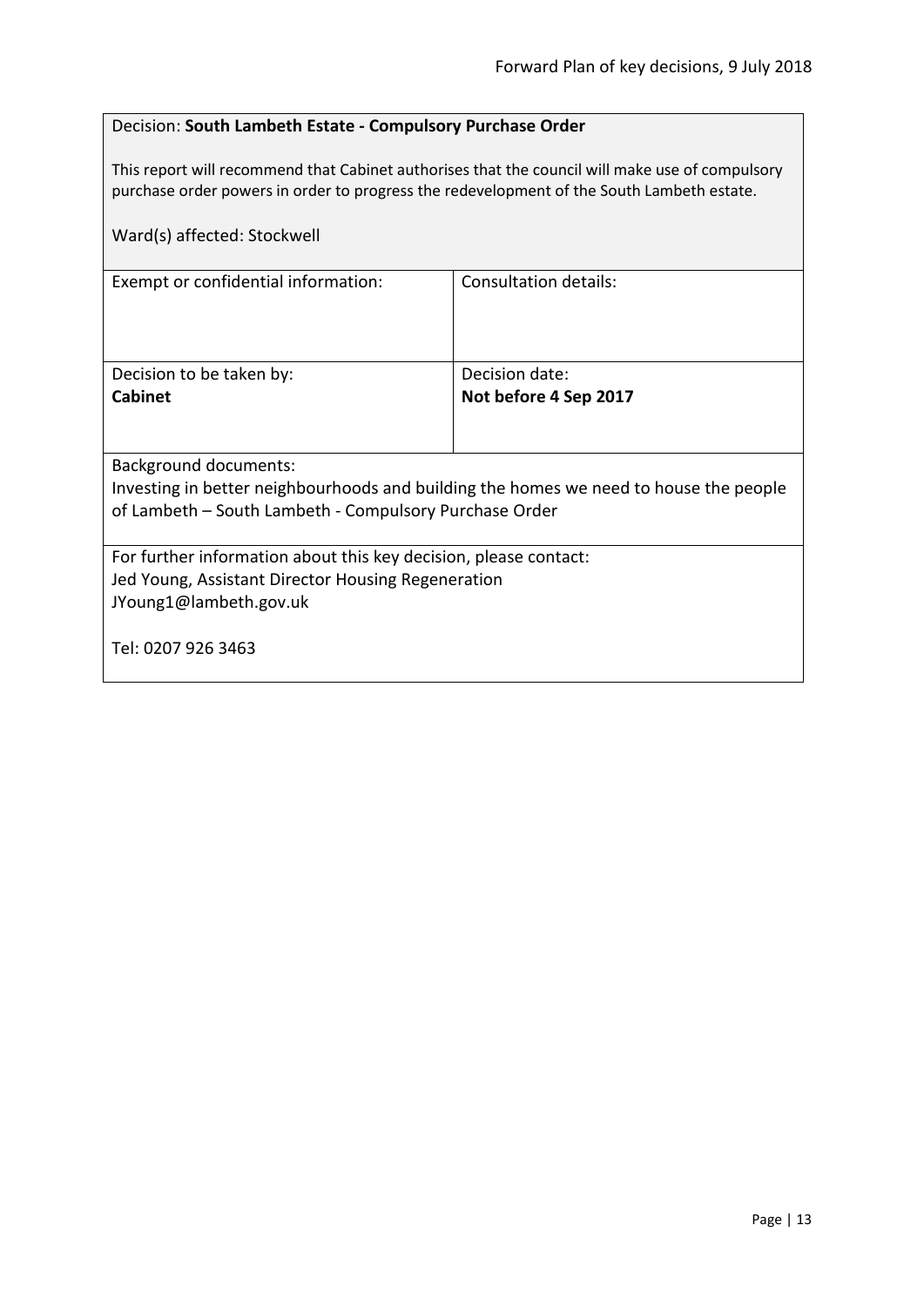Decision: **South Lambeth Estate - Compulsory Purchase Order**

This report will recommend that Cabinet authorises that the council will make use of compulsory purchase order powers in order to progress the redevelopment of the South Lambeth estate.

Ward(s) affected: Stockwell

| Exempt or confidential information: | Consultation details: |
|---|---|
| Decision to be taken by:<br>**Cabinet** | Decision date:<br>**Not before 4 Sep 2017** |

Background documents:
Investing in better neighbourhoods and building the homes we need to house the people of Lambeth – South Lambeth - Compulsory Purchase Order

For further information about this key decision, please contact:
Jed Young, Assistant Director Housing Regeneration
JYoung1@lambeth.gov.uk

Tel: 0207 926 3463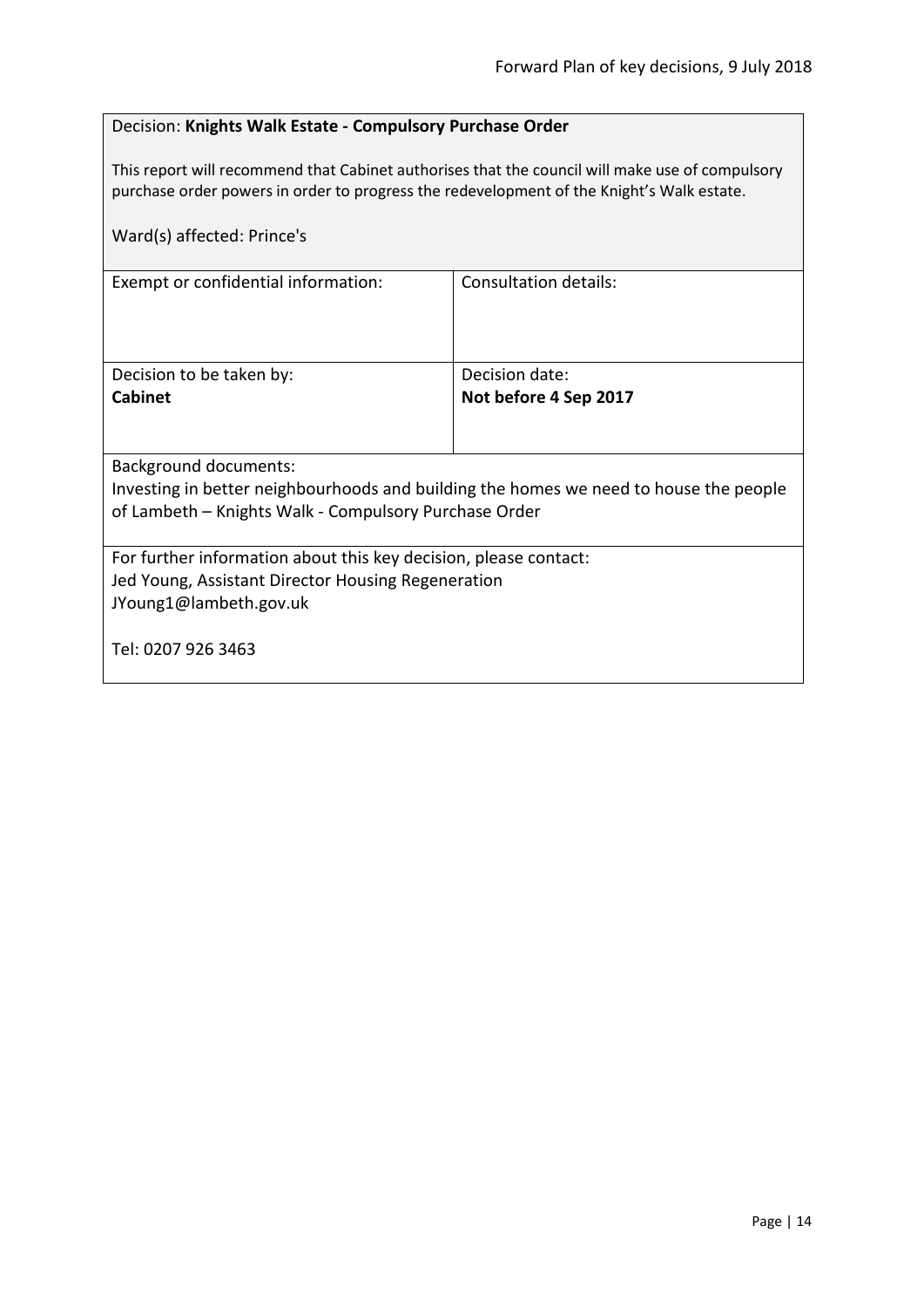Decision: **Knights Walk Estate - Compulsory Purchase Order**

This report will recommend that Cabinet authorises that the council will make use of compulsory purchase order powers in order to progress the redevelopment of the Knight's Walk estate.

Ward(s) affected: Prince's

| Exempt or confidential information: | Consultation details: |
|---|---|
| Decision to be taken by: **Cabinet** | Decision date: **Not before 4 Sep 2017** |

Background documents:
Investing in better neighbourhoods and building the homes we need to house the people of Lambeth – Knights Walk - Compulsory Purchase Order

For further information about this key decision, please contact:
Jed Young, Assistant Director Housing Regeneration
JYoung1@lambeth.gov.uk

Tel: 0207 926 3463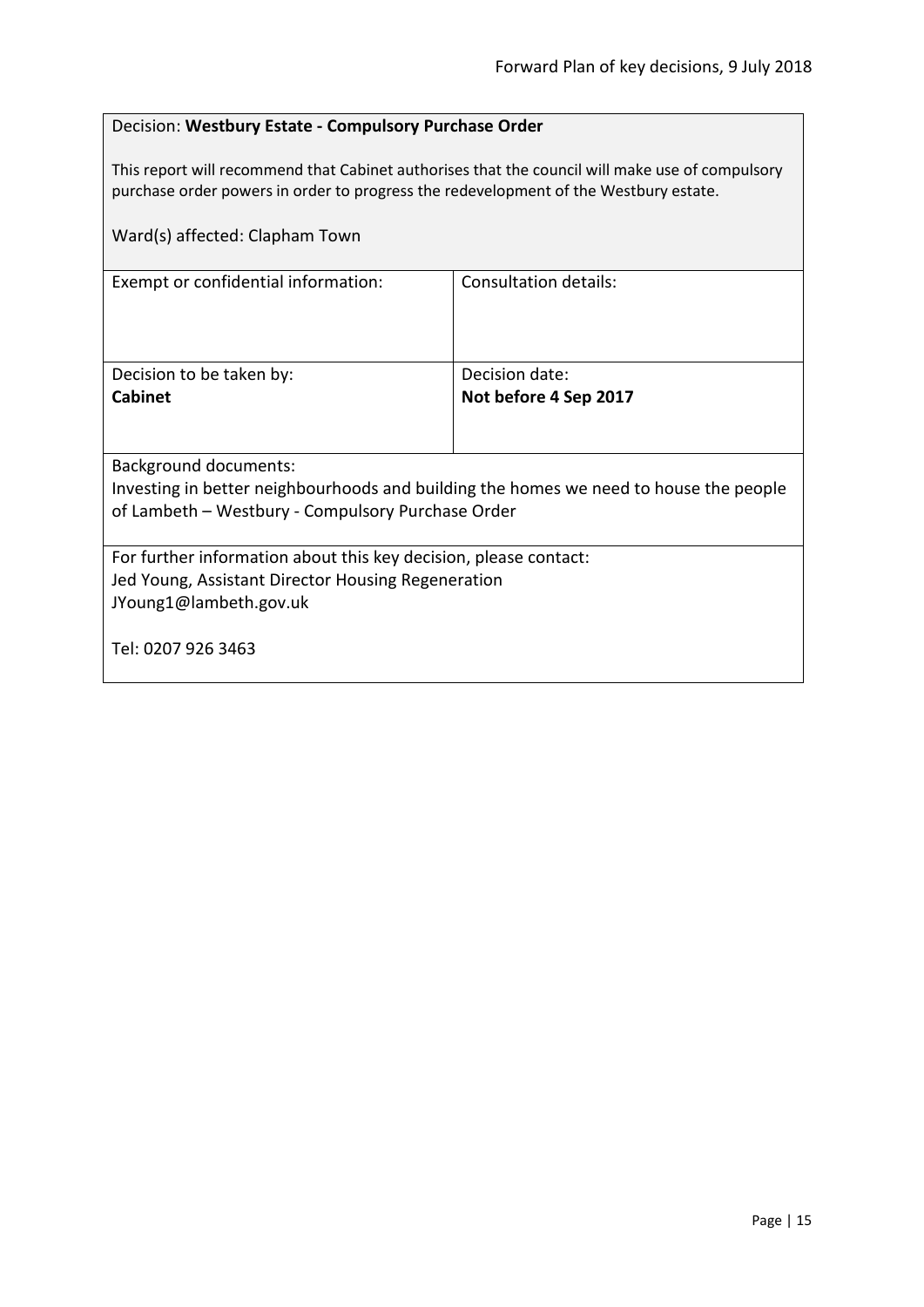Decision: **Westbury Estate - Compulsory Purchase Order**

This report will recommend that Cabinet authorises that the council will make use of compulsory purchase order powers in order to progress the redevelopment of the Westbury estate.

Ward(s) affected: Clapham Town

| Exempt or confidential information: | Consultation details: |
| --- | --- |
| Decision to be taken by: **Cabinet** | Decision date: **Not before 4 Sep 2017** |

Background documents:
Investing in better neighbourhoods and building the homes we need to house the people of Lambeth – Westbury - Compulsory Purchase Order

For further information about this key decision, please contact:
Jed Young, Assistant Director Housing Regeneration
JYoung1@lambeth.gov.uk

Tel: 0207 926 3463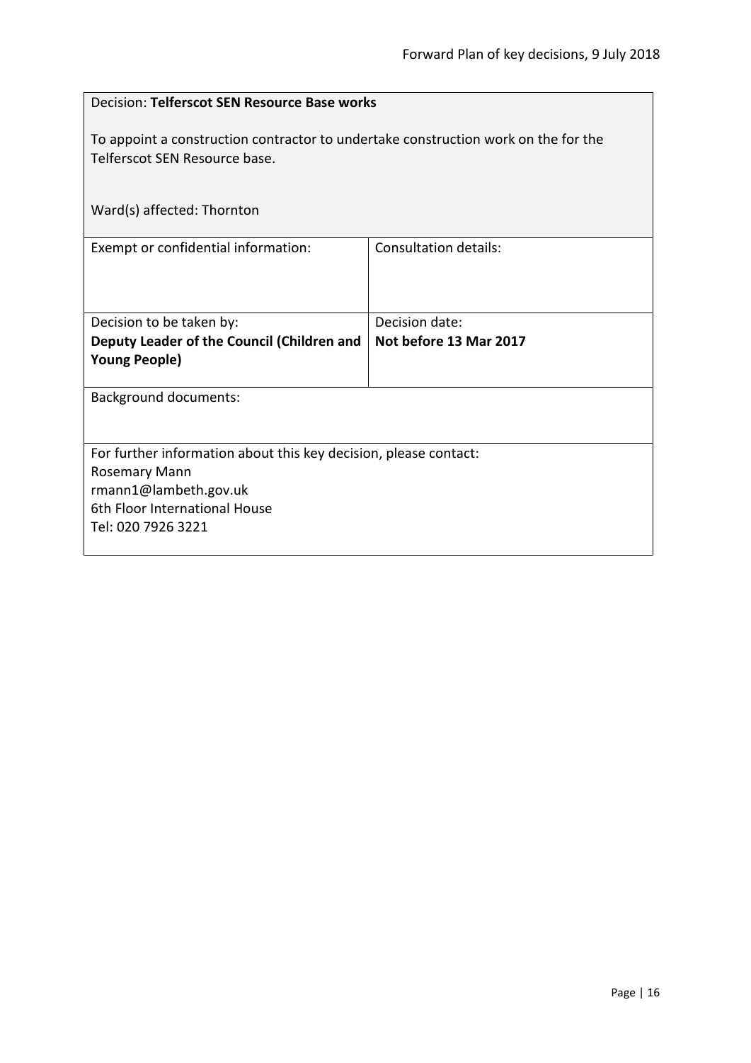Decision: **Telferscot SEN Resource Base works**

To appoint a construction contractor to undertake construction work on the for the Telferscot SEN Resource base.

Ward(s) affected: Thornton

| Exempt or confidential information: | Consultation details: |
| --- | --- |
| Decision to be taken by:<br>**Deputy Leader of the Council (Children and Young People)** | Decision date:<br>**Not before 13 Mar 2017** |

Background documents:

For further information about this key decision, please contact:
Rosemary Mann
rmann1@lambeth.gov.uk
6th Floor International House
Tel: 020 7926 3221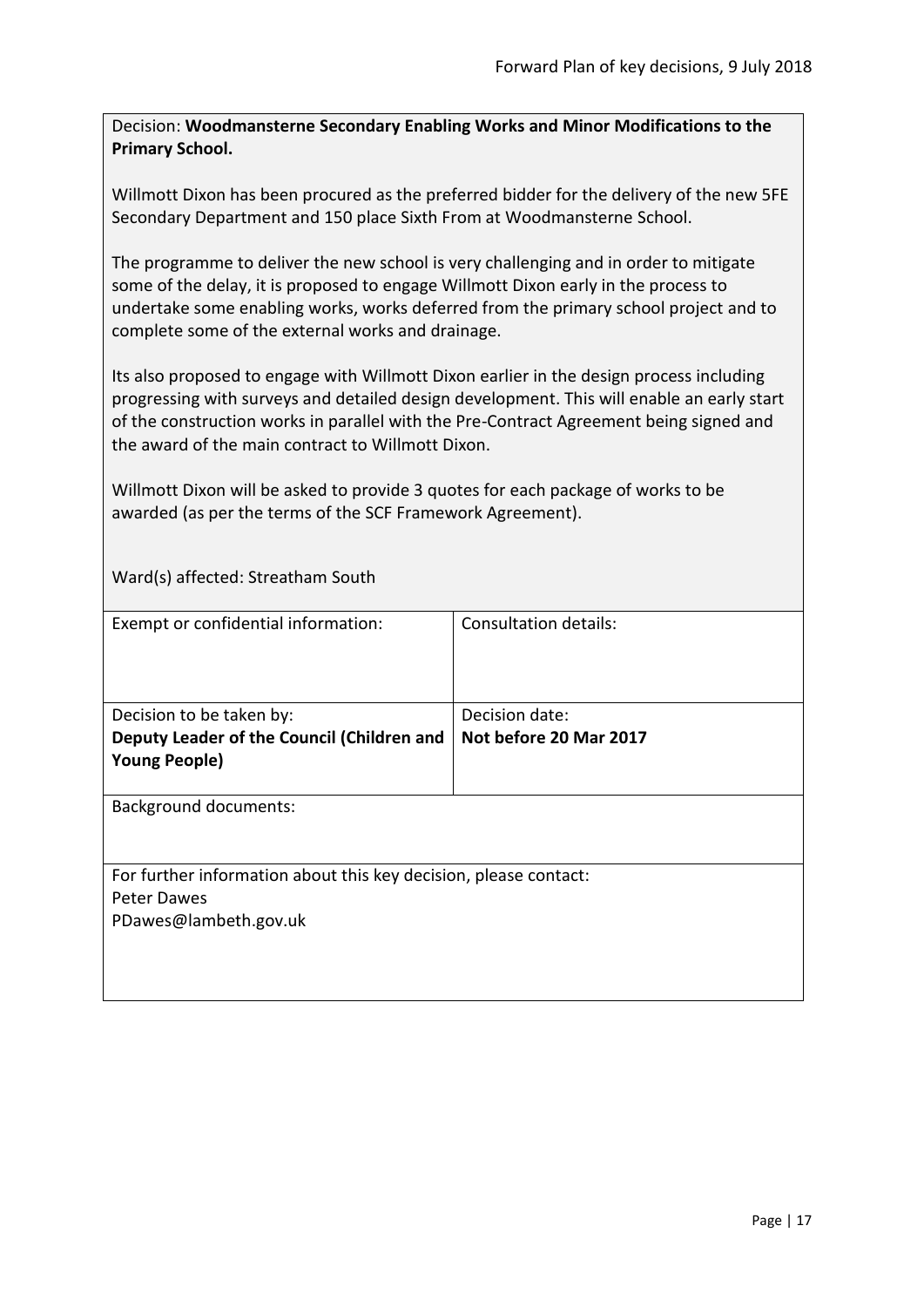Decision: **Woodmansterne Secondary Enabling Works and Minor Modifications to the Primary School.**

Willmott Dixon has been procured as the preferred bidder for the delivery of the new 5FE Secondary Department and 150 place Sixth From at Woodmansterne School.

The programme to deliver the new school is very challenging and in order to mitigate some of the delay, it is proposed to engage Willmott Dixon early in the process to undertake some enabling works, works deferred from the primary school project and to complete some of the external works and drainage.

Its also proposed to engage with Willmott Dixon earlier in the design process including progressing with surveys and detailed design development. This will enable an early start of the construction works in parallel with the Pre-Contract Agreement being signed and the award of the main contract to Willmott Dixon.

Willmott Dixon will be asked to provide 3 quotes for each package of works to be awarded (as per the terms of the SCF Framework Agreement).

Ward(s) affected: Streatham South

| Exempt or confidential information: | Consultation details: |
| --- | --- |
| Decision to be taken by: **Deputy Leader of the Council (Children and Young People)** | Decision date: **Not before 20 Mar 2017** |

Background documents:

For further information about this key decision, please contact:
Peter Dawes
PDawes@lambeth.gov.uk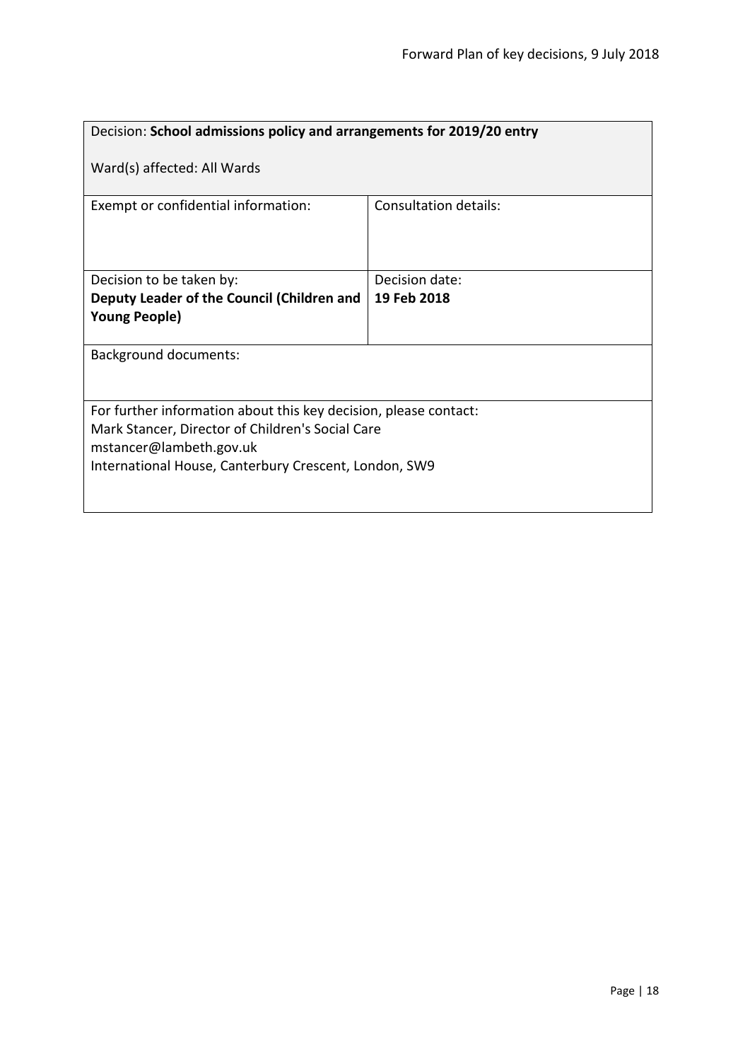| Decision: **School admissions policy and arrangements for 2019/20 entry**<br><br>Ward(s) affected: All Wards | |
|---|---|
| Exempt or confidential information: | Consultation details: |
| Decision to be taken by:<br>**Deputy Leader of the Council (Children and Young People)** | Decision date:<br>**19 Feb 2018** |
| Background documents: | |
| For further information about this key decision, please contact:<br>Mark Stancer, Director of Children's Social Care<br>mstancer@lambeth.gov.uk<br>International House, Canterbury Crescent, London, SW9 | |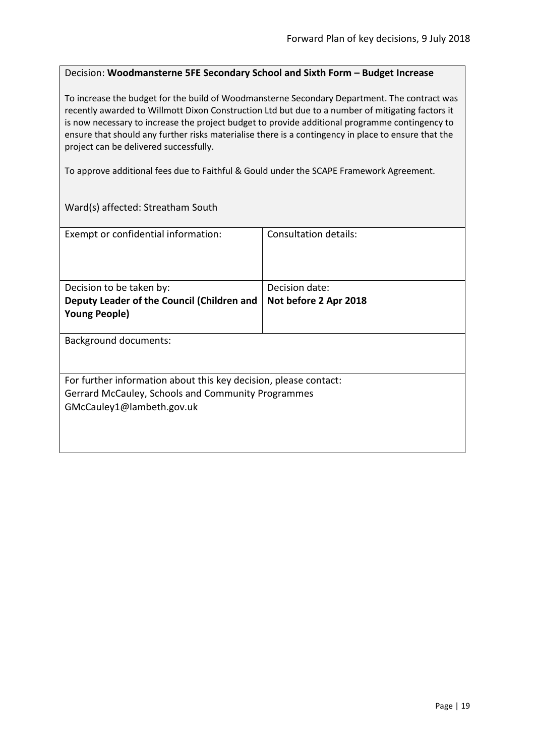Decision: **Woodmansterne 5FE Secondary School and Sixth Form – Budget Increase**

To increase the budget for the build of Woodmansterne Secondary Department. The contract was recently awarded to Willmott Dixon Construction Ltd but due to a number of mitigating factors it is now necessary to increase the project budget to provide additional programme contingency to ensure that should any further risks materialise there is a contingency in place to ensure that the project can be delivered successfully.

To approve additional fees due to Faithful & Gould under the SCAPE Framework Agreement.

Ward(s) affected: Streatham South

| Exempt or confidential information: | Consultation details: |
|---|---|
| Decision to be taken by: **Deputy Leader of the Council (Children and Young People)** | Decision date: **Not before 2 Apr 2018** |

Background documents:

For further information about this key decision, please contact:
Gerrard McCauley, Schools and Community Programmes
GMcCauley1@lambeth.gov.uk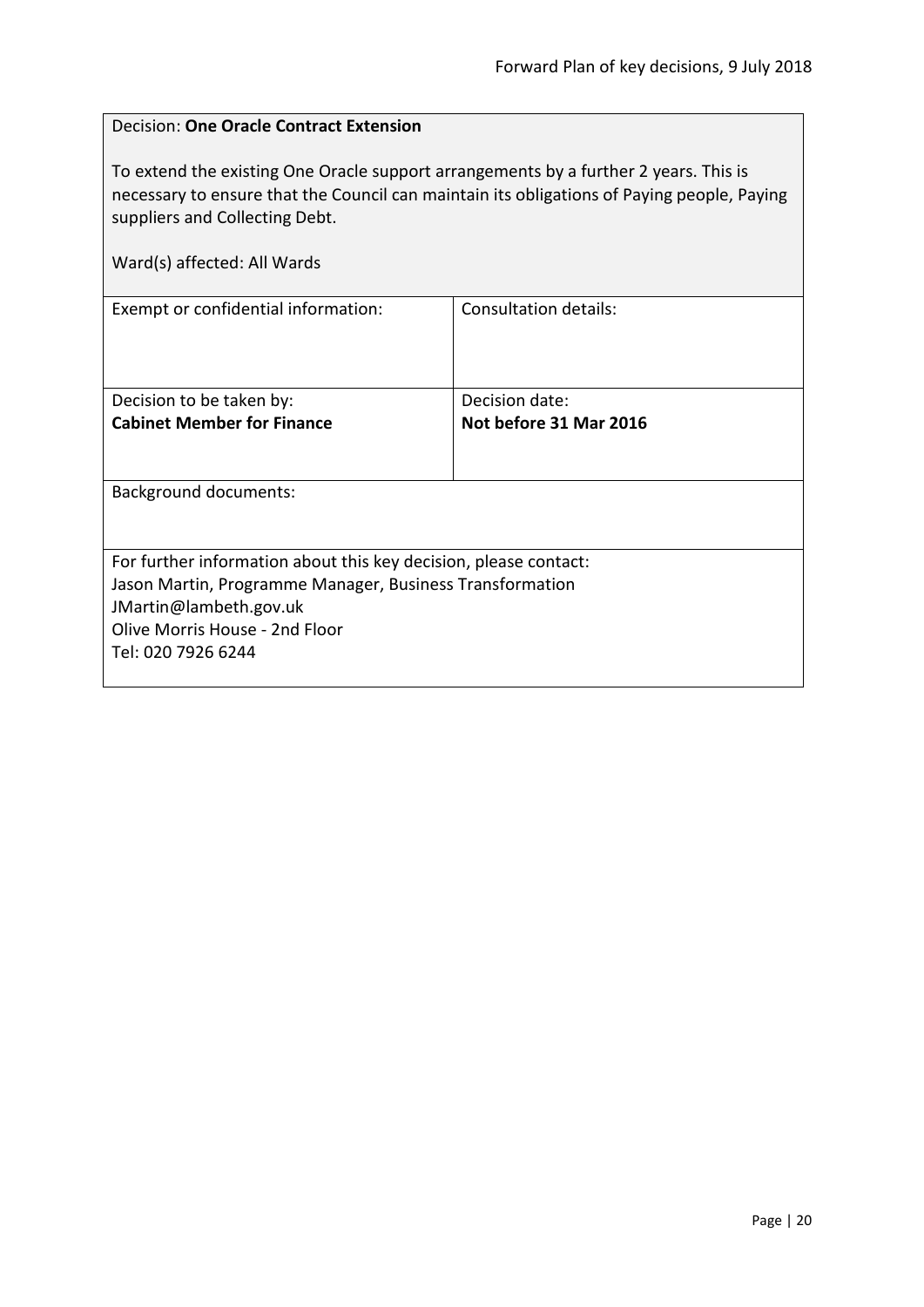Decision: **One Oracle Contract Extension**

To extend the existing One Oracle support arrangements by a further 2 years. This is necessary to ensure that the Council can maintain its obligations of Paying people, Paying suppliers and Collecting Debt.

Ward(s) affected: All Wards

| Exempt or confidential information: | Consultation details: |
| --- | --- |
| Decision to be taken by:<br>**Cabinet Member for Finance** | Decision date:<br>**Not before 31 Mar 2016** |

Background documents:

For further information about this key decision, please contact:
Jason Martin, Programme Manager, Business Transformation
JMartin@lambeth.gov.uk
Olive Morris House - 2nd Floor
Tel: 020 7926 6244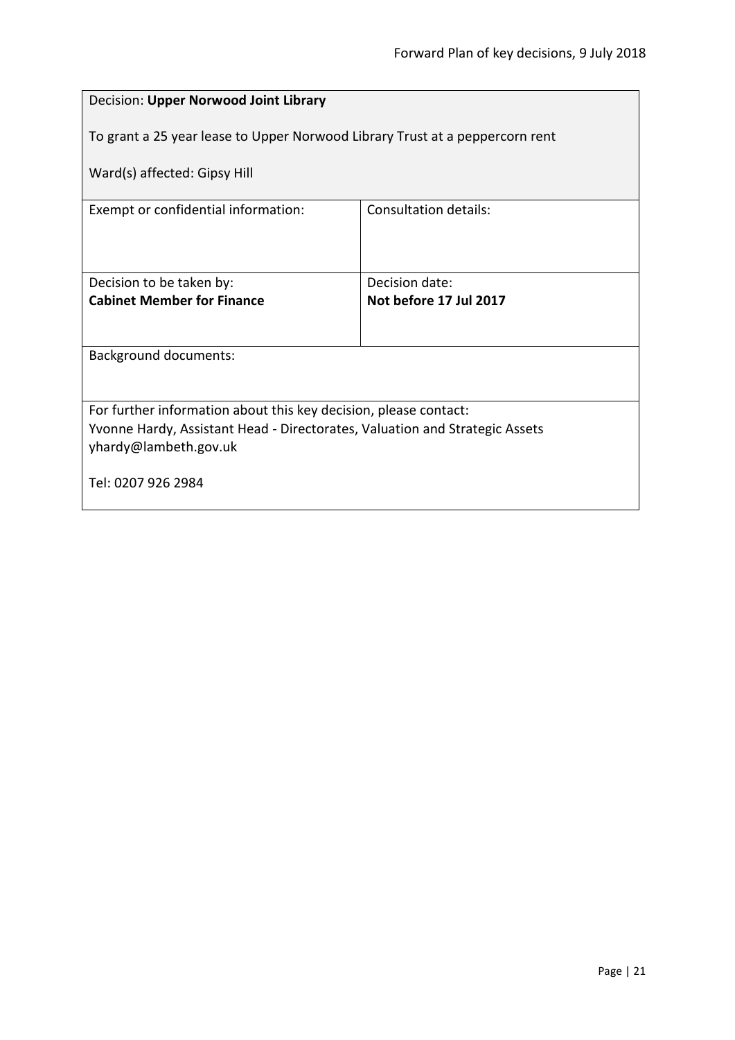Decision: **Upper Norwood Joint Library**

To grant a 25 year lease to Upper Norwood Library Trust at a peppercorn rent

Ward(s) affected: Gipsy Hill

| Exempt or confidential information: | Consultation details: |
| --- | --- |
| Decision to be taken by: **Cabinet Member for Finance** | Decision date: **Not before 17 Jul 2017** |

Background documents:

For further information about this key decision, please contact:
Yvonne Hardy, Assistant Head - Directorates, Valuation and Strategic Assets
yhardy@lambeth.gov.uk

Tel: 0207 926 2984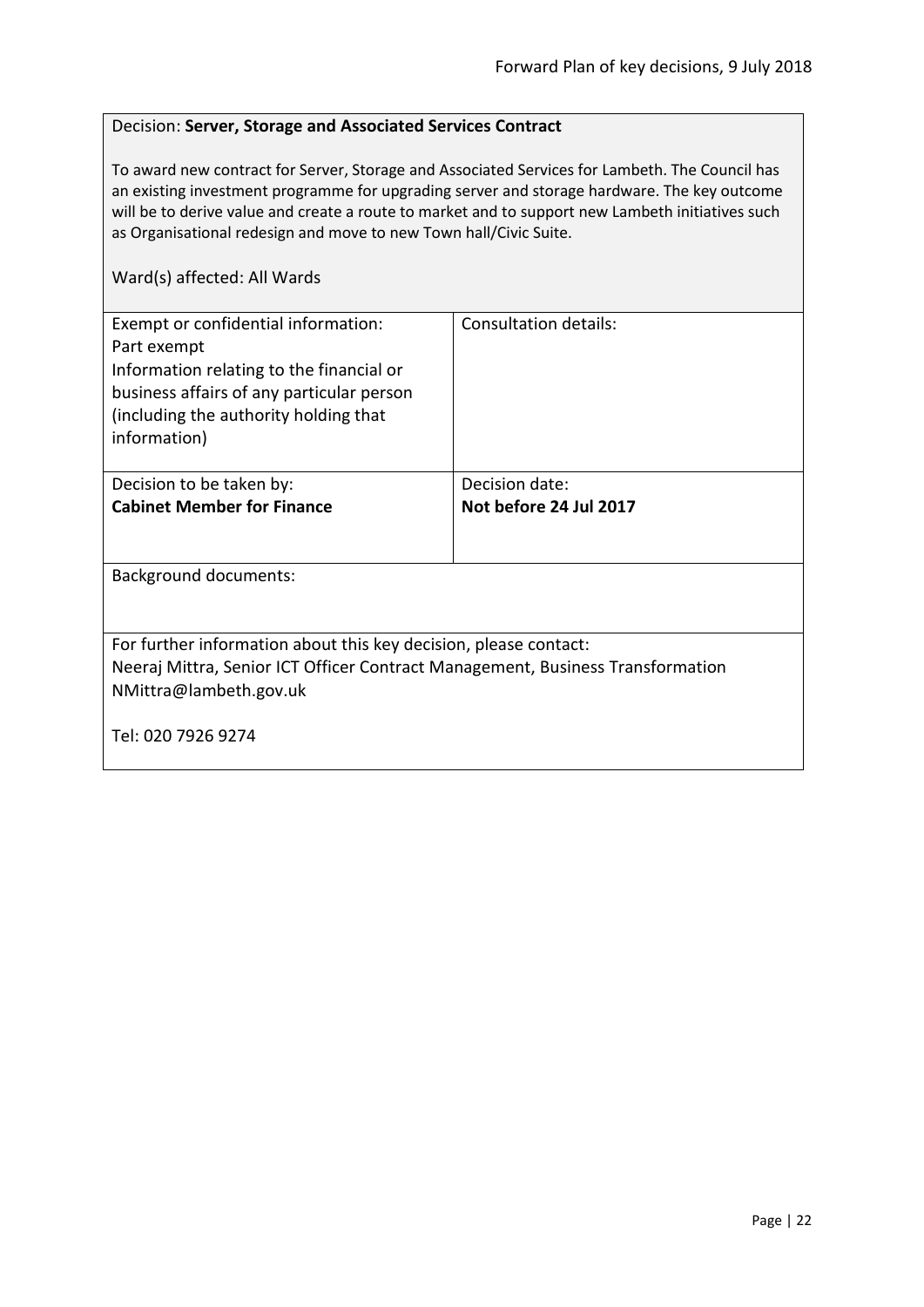Decision: **Server, Storage and Associated Services Contract**

To award new contract for Server, Storage and Associated Services for Lambeth. The Council has an existing investment programme for upgrading server and storage hardware. The key outcome will be to derive value and create a route to market and to support new Lambeth initiatives such as Organisational redesign and move to new Town hall/Civic Suite.

Ward(s) affected: All Wards

| Exempt or confidential information:<br>Part exempt<br>Information relating to the financial or business affairs of any particular person (including the authority holding that information) | Consultation details: |
| --- | --- |
| Decision to be taken by:<br>**Cabinet Member for Finance** | Decision date:<br>**Not before 24 Jul 2017** |

Background documents:

For further information about this key decision, please contact:
Neeraj Mittra, Senior ICT Officer Contract Management, Business Transformation
NMittra@lambeth.gov.uk

Tel: 020 7926 9274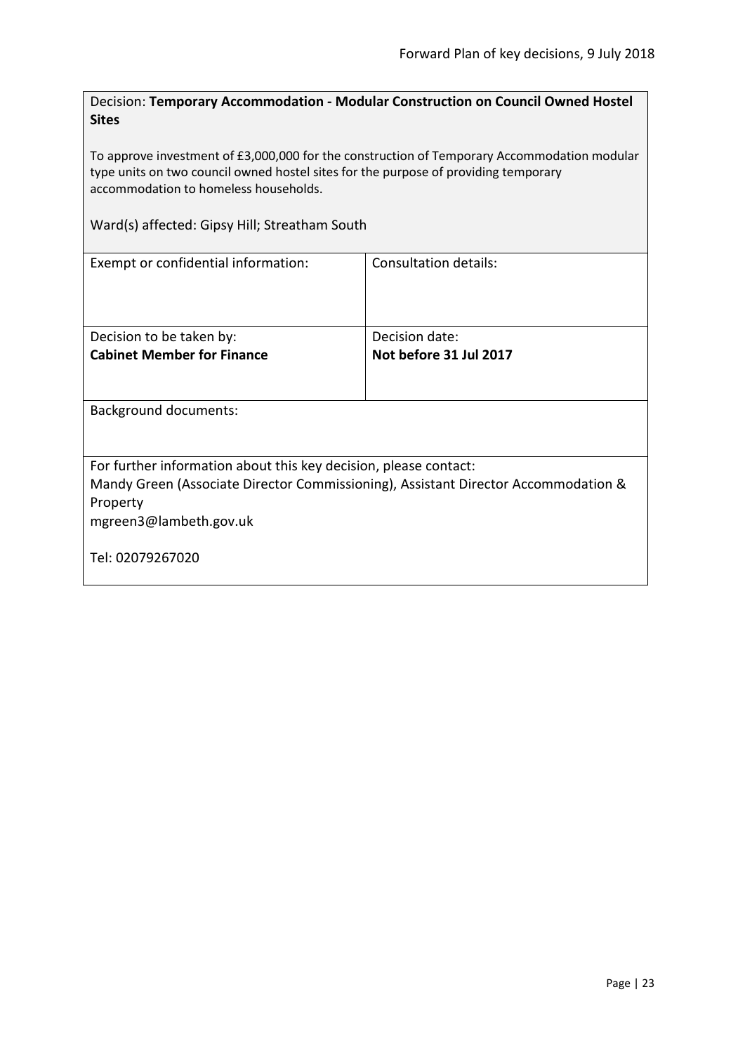Decision: **Temporary Accommodation - Modular Construction on Council Owned Hostel Sites**

To approve investment of £3,000,000 for the construction of Temporary Accommodation modular type units on two council owned hostel sites for the purpose of providing temporary accommodation to homeless households.

Ward(s) affected: Gipsy Hill; Streatham South

| Exempt or confidential information: | Consultation details: |
| --- | --- |
| Decision to be taken by: **Cabinet Member for Finance** | Decision date: **Not before 31 Jul 2017** |

Background documents:

For further information about this key decision, please contact:
Mandy Green (Associate Director Commissioning), Assistant Director Accommodation & Property
mgreen3@lambeth.gov.uk

Tel: 02079267020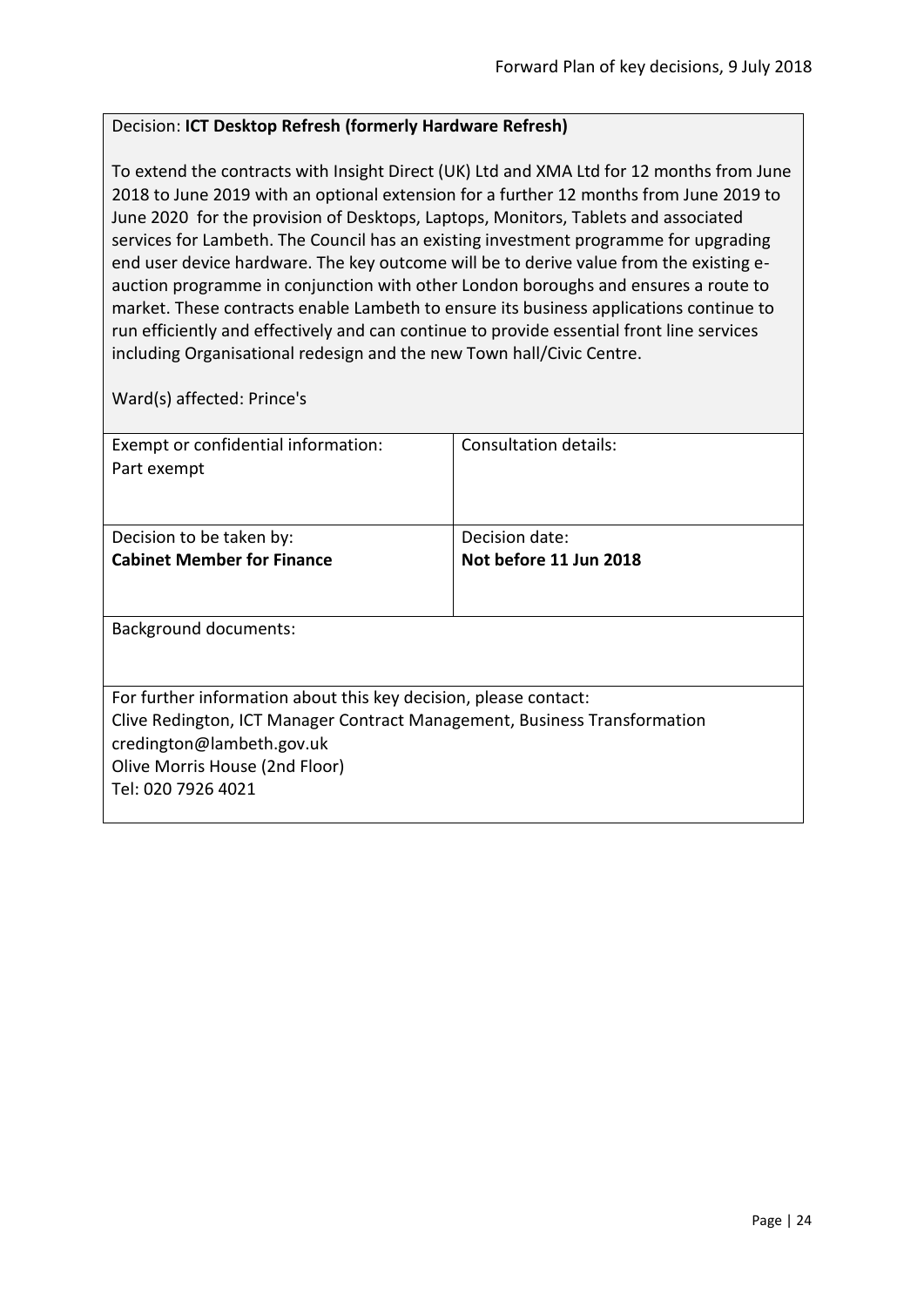Decision: **ICT Desktop Refresh (formerly Hardware Refresh)**

To extend the contracts with Insight Direct (UK) Ltd and XMA Ltd for 12 months from June 2018 to June 2019 with an optional extension for a further 12 months from June 2019 to June 2020 for the provision of Desktops, Laptops, Monitors, Tablets and associated services for Lambeth. The Council has an existing investment programme for upgrading end user device hardware. The key outcome will be to derive value from the existing e-auction programme in conjunction with other London boroughs and ensures a route to market. These contracts enable Lambeth to ensure its business applications continue to run efficiently and effectively and can continue to provide essential front line services including Organisational redesign and the new Town hall/Civic Centre.

Ward(s) affected: Prince's

| Exempt or confidential information: Part exempt | Consultation details: |
|---|---|
| Decision to be taken by: **Cabinet Member for Finance** | Decision date: **Not before 11 Jun 2018** |

Background documents:

For further information about this key decision, please contact:
Clive Redington, ICT Manager Contract Management, Business Transformation
credington@lambeth.gov.uk
Olive Morris House (2nd Floor)
Tel: 020 7926 4021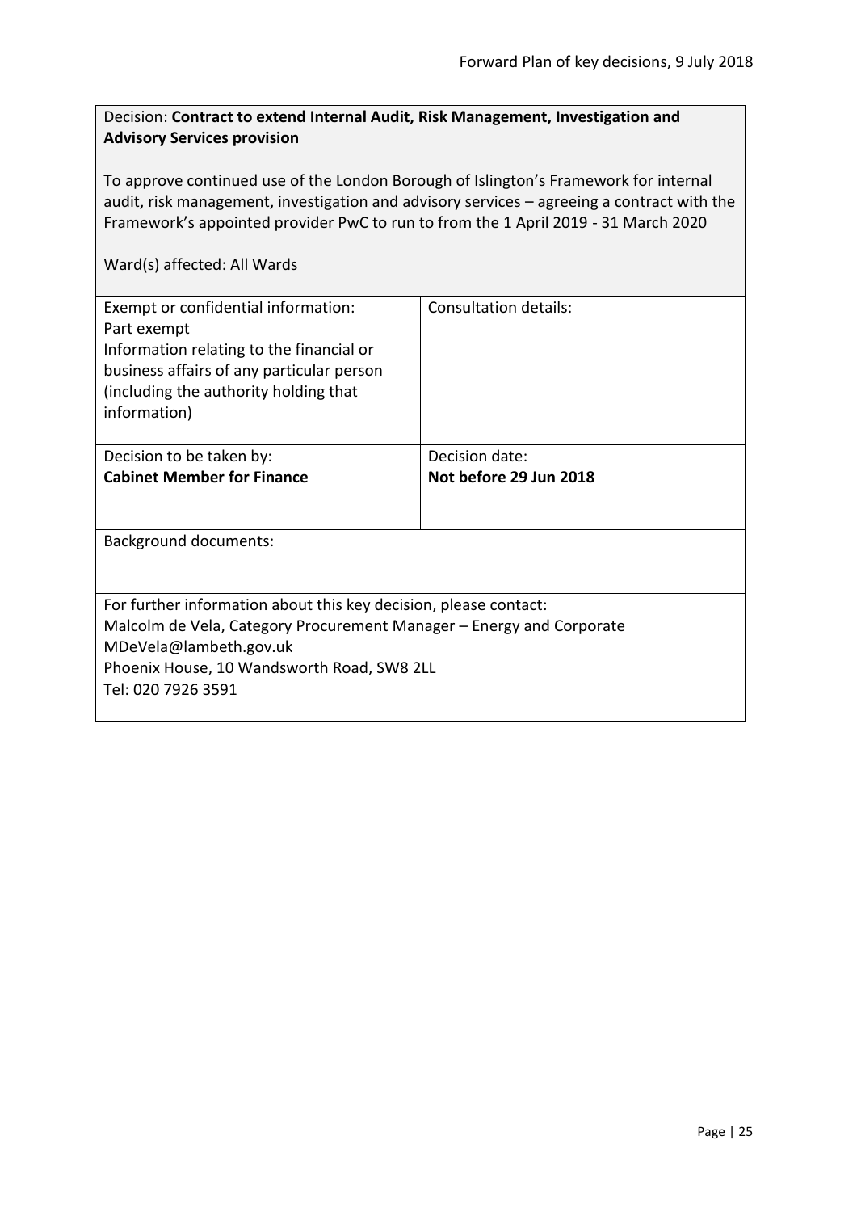Decision: **Contract to extend Internal Audit, Risk Management, Investigation and Advisory Services provision**

To approve continued use of the London Borough of Islington's Framework for internal audit, risk management, investigation and advisory services – agreeing a contract with the Framework's appointed provider PwC to run to from the 1 April 2019 - 31 March 2020

Ward(s) affected: All Wards

| Exempt or confidential information:<br>Part exempt<br>Information relating to the financial or business affairs of any particular person (including the authority holding that information) | Consultation details: |
|---|---|
| Decision to be taken by:<br>**Cabinet Member for Finance** | Decision date:<br>**Not before 29 Jun 2018** |

Background documents:

For further information about this key decision, please contact:
Malcolm de Vela, Category Procurement Manager – Energy and Corporate
MDeVela@lambeth.gov.uk
Phoenix House, 10 Wandsworth Road, SW8 2LL
Tel: 020 7926 3591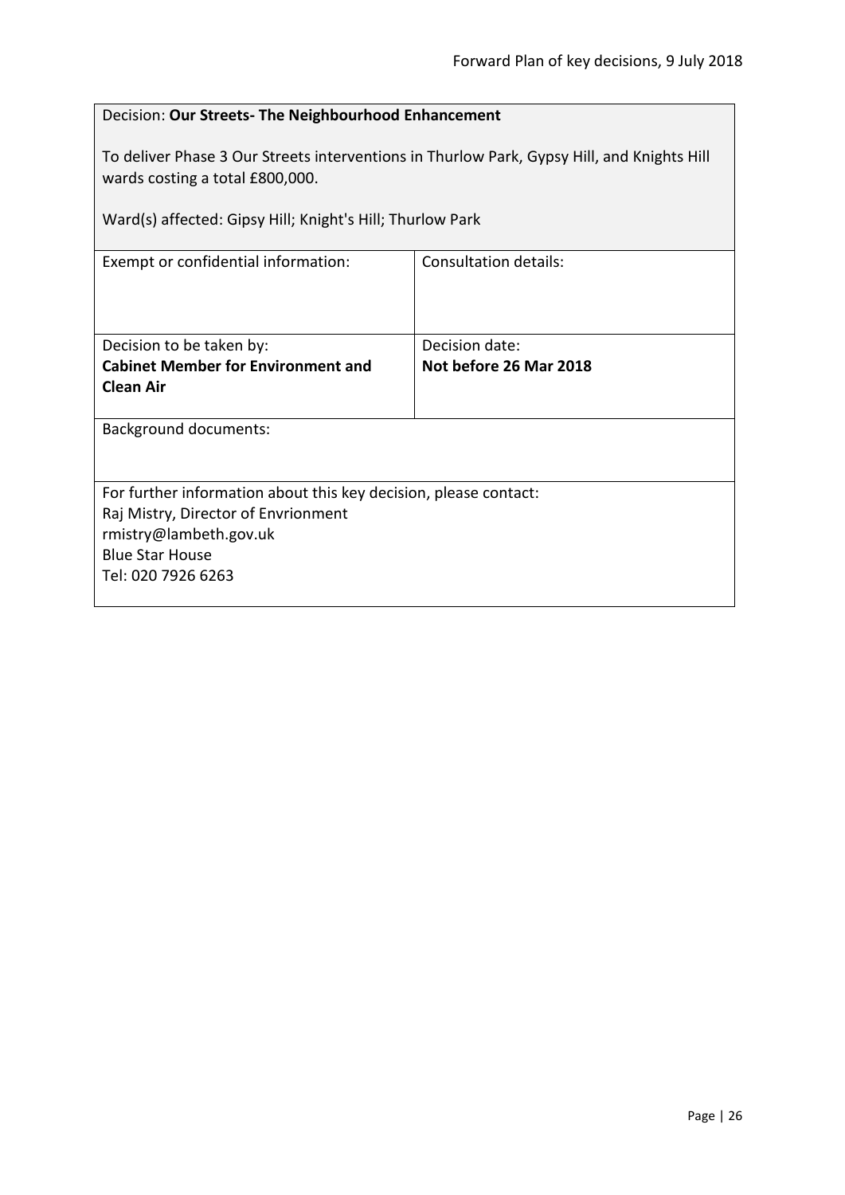Decision: **Our Streets- The Neighbourhood Enhancement**

To deliver Phase 3 Our Streets interventions in Thurlow Park, Gypsy Hill, and Knights Hill wards costing a total £800,000.

Ward(s) affected: Gipsy Hill; Knight's Hill; Thurlow Park

| Exempt or confidential information: | Consultation details: |
|---|---|
| Decision to be taken by:<br>**Cabinet Member for Environment and Clean Air** | Decision date:<br>**Not before 26 Mar 2018** |

Background documents:

For further information about this key decision, please contact:
Raj Mistry, Director of Envrionment
rmistry@lambeth.gov.uk
Blue Star House
Tel: 020 7926 6263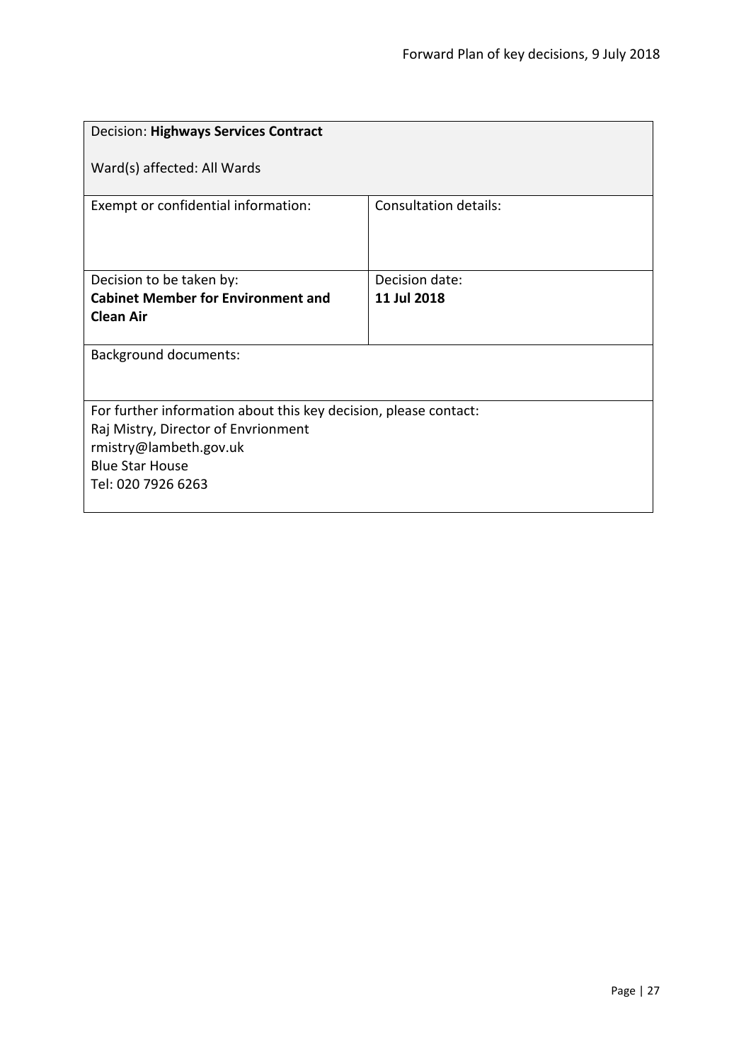| Decision: **Highways Services Contract**<br><br>Ward(s) affected: All Wards | |
|---|---|
| Exempt or confidential information: | Consultation details: |
| Decision to be taken by:<br>**Cabinet Member for Environment and Clean Air** | Decision date:<br>**11 Jul 2018** |
| Background documents: | |
| For further information about this key decision, please contact:<br>Raj Mistry, Director of Envrionment<br>rmistry@lambeth.gov.uk<br>Blue Star House<br>Tel: 020 7926 6263 | |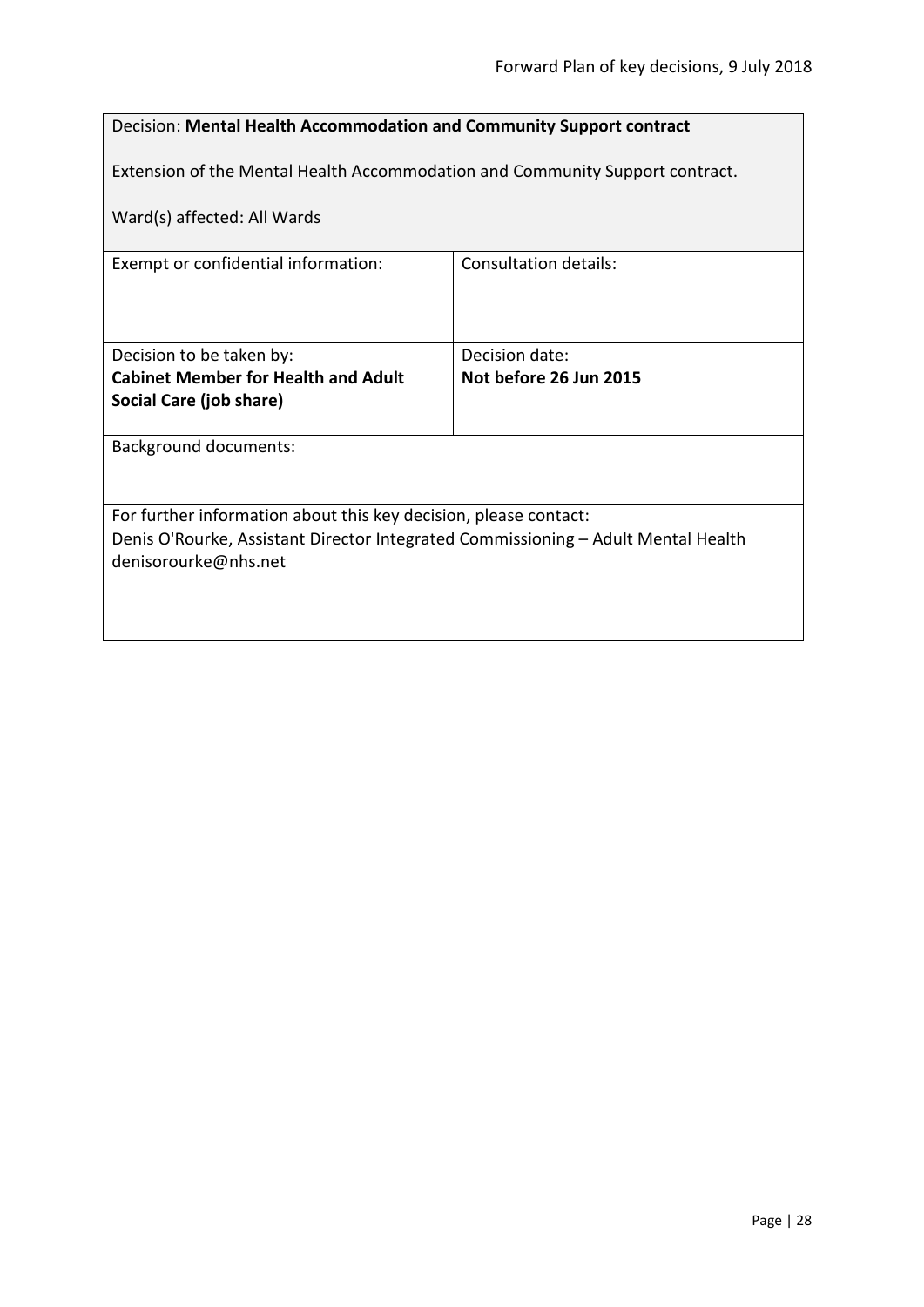Decision: **Mental Health Accommodation and Community Support contract**

Extension of the Mental Health Accommodation and Community Support contract.

Ward(s) affected: All Wards

| Exempt or confidential information: | Consultation details: |
| --- | --- |
| Decision to be taken by:<br>**Cabinet Member for Health and Adult Social Care (job share)** | Decision date:<br>**Not before 26 Jun 2015** |

Background documents:

For further information about this key decision, please contact:
Denis O'Rourke, Assistant Director Integrated Commissioning – Adult Mental Health
denisorourke@nhs.net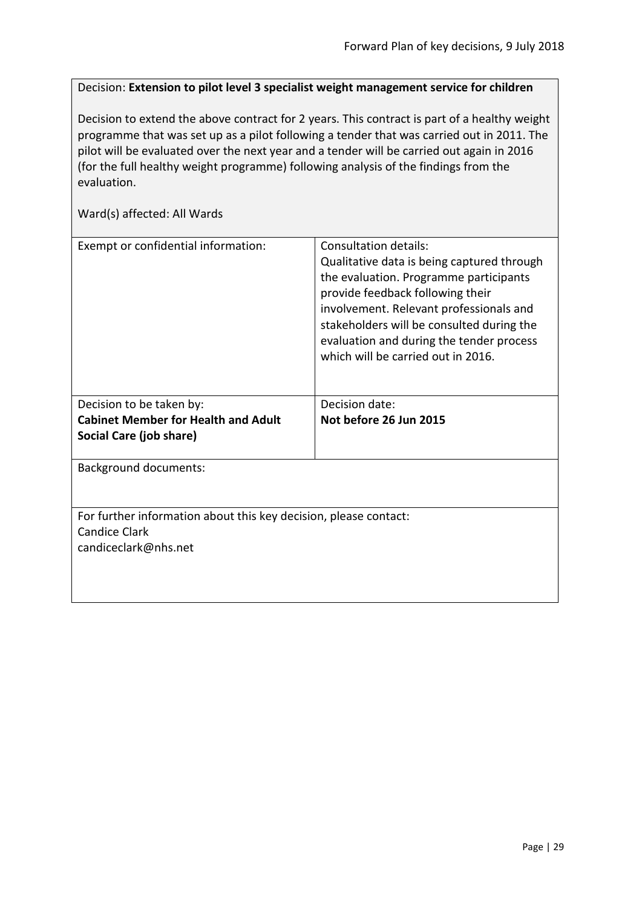Decision: **Extension to pilot level 3 specialist weight management service for children**

Decision to extend the above contract for 2 years. This contract is part of a healthy weight programme that was set up as a pilot following a tender that was carried out in 2011. The pilot will be evaluated over the next year and a tender will be carried out again in 2016 (for the full healthy weight programme) following analysis of the findings from the evaluation.

Ward(s) affected: All Wards

| Exempt or confidential information: | Consultation details:<br>Qualitative data is being captured through the evaluation. Programme participants provide feedback following their involvement. Relevant professionals and stakeholders will be consulted during the evaluation and during the tender process which will be carried out in 2016. |
|---|---|
| Decision to be taken by:<br>**Cabinet Member for Health and Adult Social Care (job share)** | Decision date:<br>**Not before 26 Jun 2015** |

Background documents:

For further information about this key decision, please contact:
Candice Clark
candiceclark@nhs.net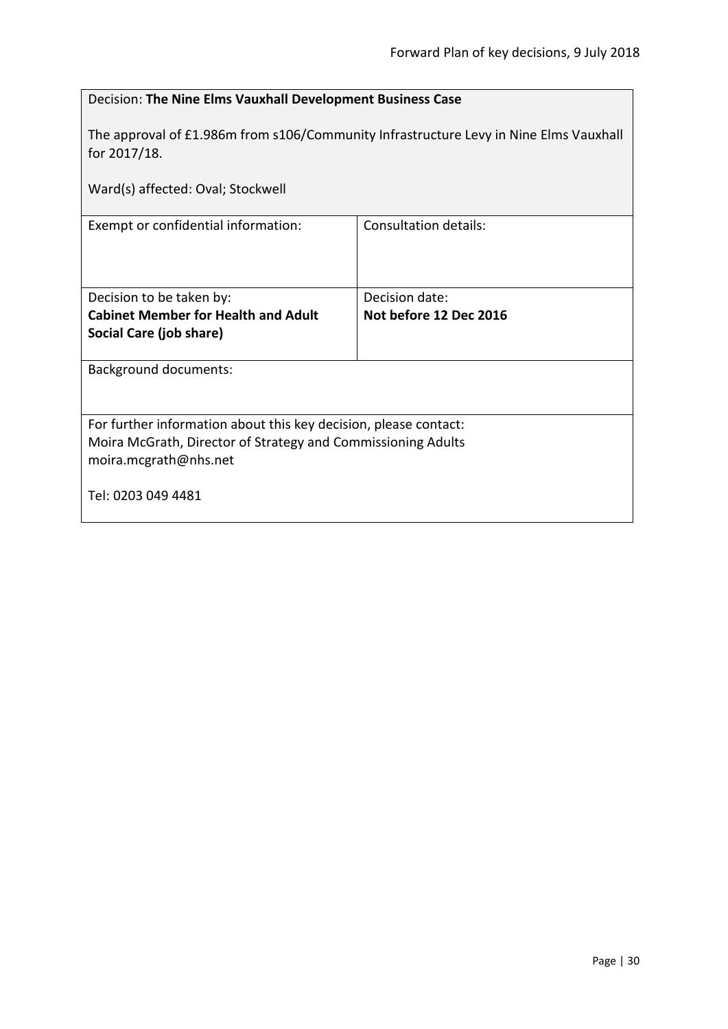Decision: **The Nine Elms Vauxhall Development Business Case**

The approval of £1.986m from s106/Community Infrastructure Levy in Nine Elms Vauxhall for 2017/18.

Ward(s) affected: Oval; Stockwell

| Exempt or confidential information: | Consultation details: |
|---|---|
| Decision to be taken by: **Cabinet Member for Health and Adult Social Care (job share)** | Decision date: **Not before 12 Dec 2016** |

Background documents:

For further information about this key decision, please contact:
Moira McGrath, Director of Strategy and Commissioning Adults
moira.mcgrath@nhs.net

Tel: 0203 049 4481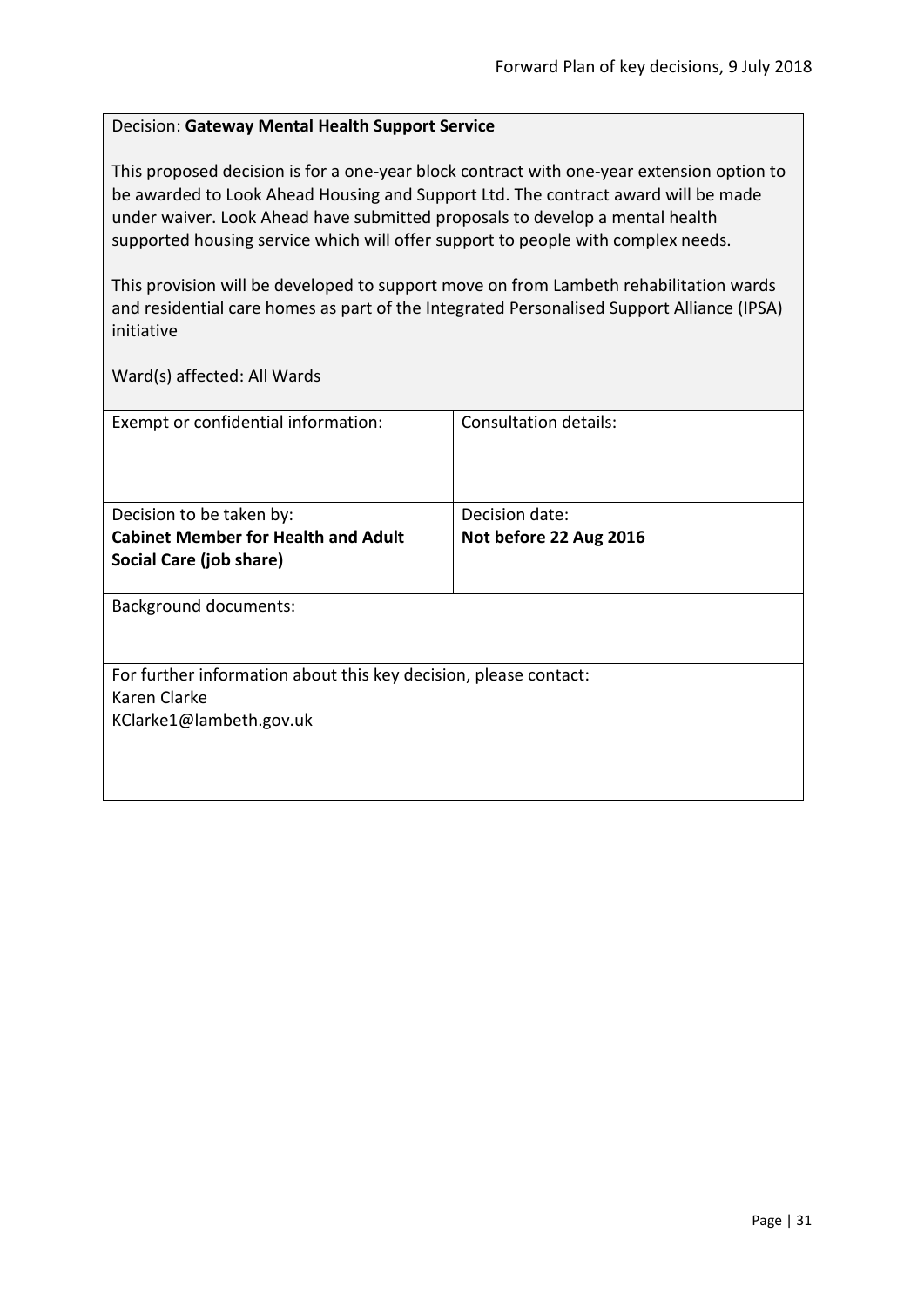Decision: **Gateway Mental Health Support Service**

This proposed decision is for a one-year block contract with one-year extension option to be awarded to Look Ahead Housing and Support Ltd. The contract award will be made under waiver. Look Ahead have submitted proposals to develop a mental health supported housing service which will offer support to people with complex needs.

This provision will be developed to support move on from Lambeth rehabilitation wards and residential care homes as part of the Integrated Personalised Support Alliance (IPSA) initiative

Ward(s) affected: All Wards

| Exempt or confidential information: | Consultation details: |
|---|---|
| Decision to be taken by:<br>**Cabinet Member for Health and Adult Social Care (job share)** | Decision date:<br>**Not before 22 Aug 2016** |

Background documents:

For further information about this key decision, please contact:
Karen Clarke
KClarke1@lambeth.gov.uk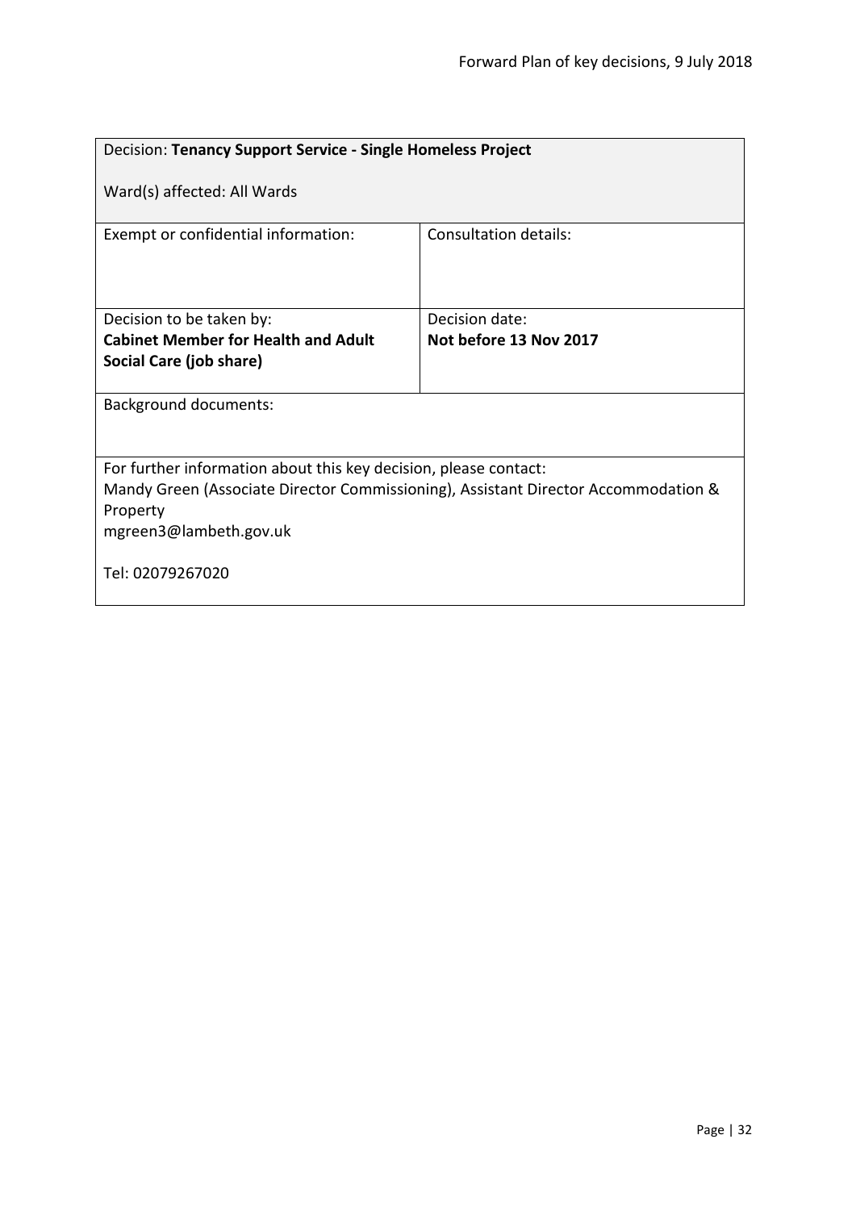| Decision: **Tenancy Support Service - Single Homeless Project**<br><br>Ward(s) affected: All Wards | |
|---|---|
| Exempt or confidential information: | Consultation details: |
| Decision to be taken by:<br>**Cabinet Member for Health and Adult Social Care (job share)** | Decision date:<br>**Not before 13 Nov 2017** |
| Background documents: | |
| For further information about this key decision, please contact:<br>Mandy Green (Associate Director Commissioning), Assistant Director Accommodation & Property<br>mgreen3@lambeth.gov.uk<br><br>Tel: 02079267020 | |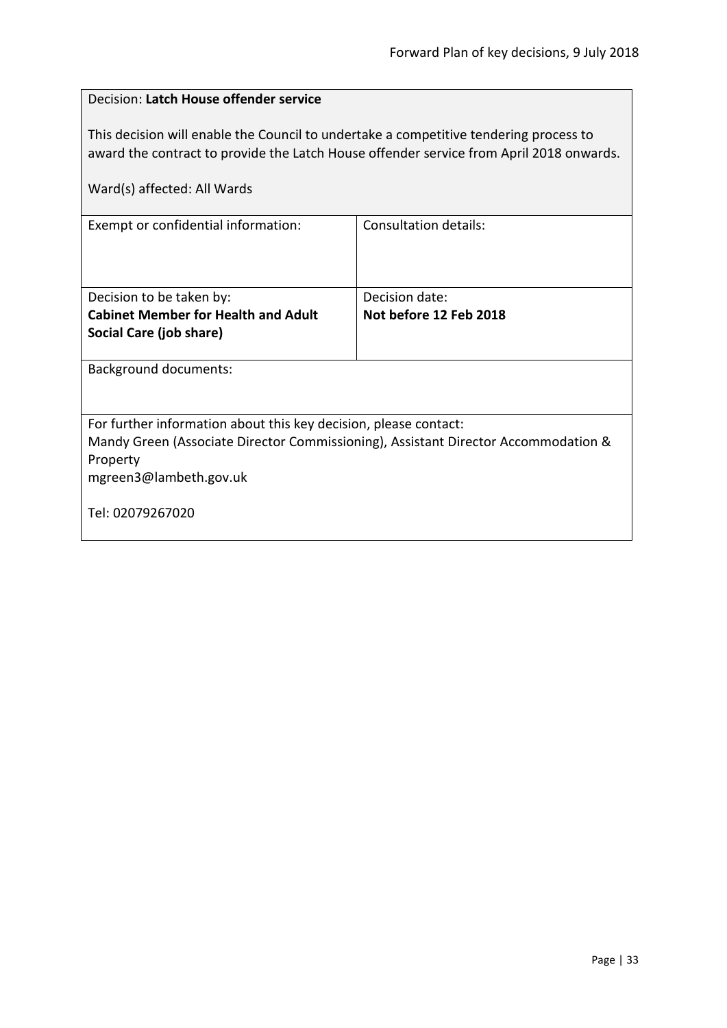Decision: **Latch House offender service**

This decision will enable the Council to undertake a competitive tendering process to award the contract to provide the Latch House offender service from April 2018 onwards.

Ward(s) affected: All Wards

| Exempt or confidential information: | Consultation details: |
|---|---|
| Decision to be taken by:<br>**Cabinet Member for Health and Adult Social Care (job share)** | Decision date:<br>**Not before 12 Feb 2018** |

Background documents:

For further information about this key decision, please contact:
Mandy Green (Associate Director Commissioning), Assistant Director Accommodation & Property
mgreen3@lambeth.gov.uk

Tel: 02079267020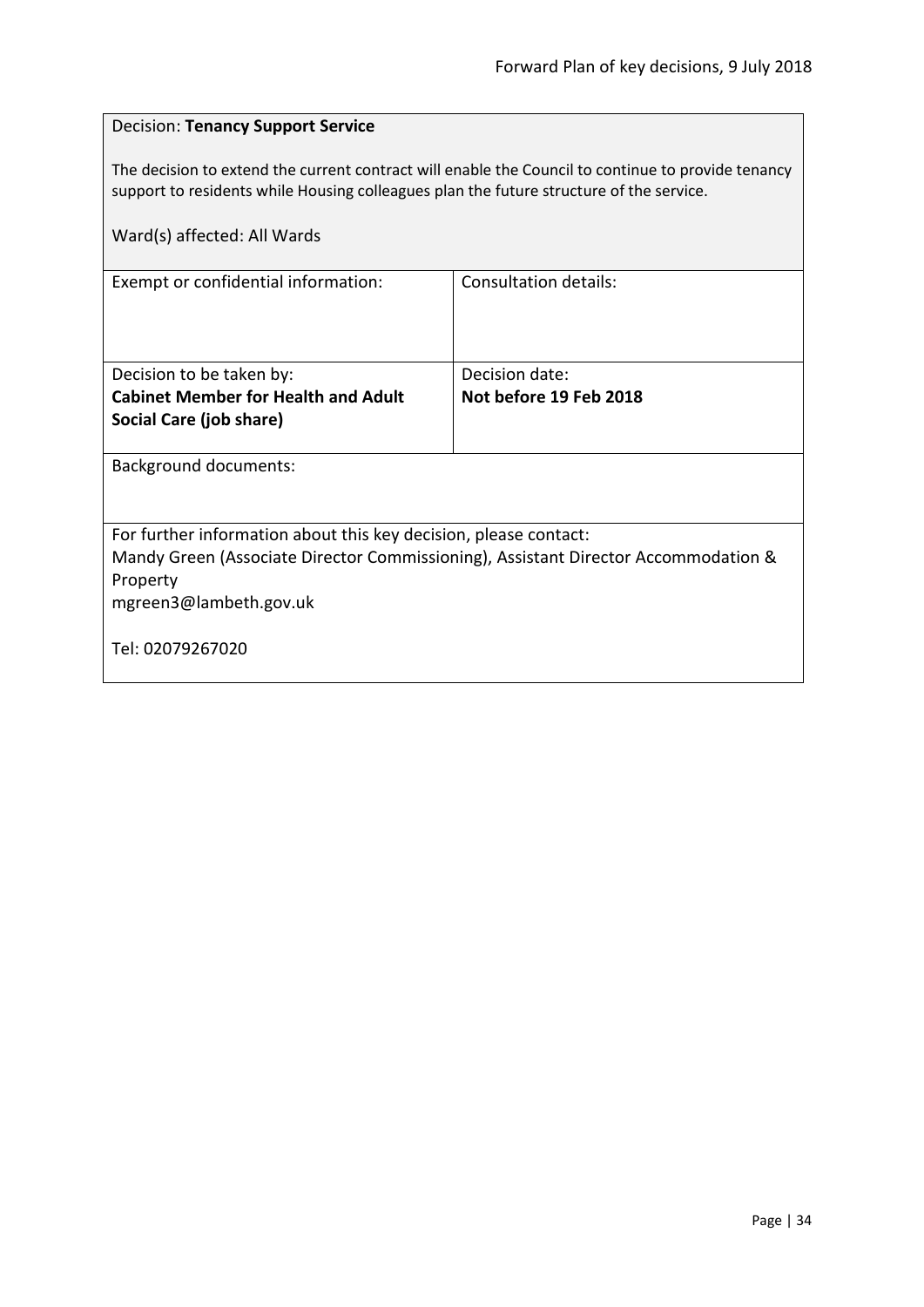Decision: **Tenancy Support Service**

The decision to extend the current contract will enable the Council to continue to provide tenancy support to residents while Housing colleagues plan the future structure of the service.

Ward(s) affected: All Wards

| Exempt or confidential information: | Consultation details: |
|---|---|
| Decision to be taken by:<br>**Cabinet Member for Health and Adult Social Care (job share)** | Decision date:<br>**Not before 19 Feb 2018** |

Background documents:

For further information about this key decision, please contact:
Mandy Green (Associate Director Commissioning), Assistant Director Accommodation & Property
mgreen3@lambeth.gov.uk

Tel: 02079267020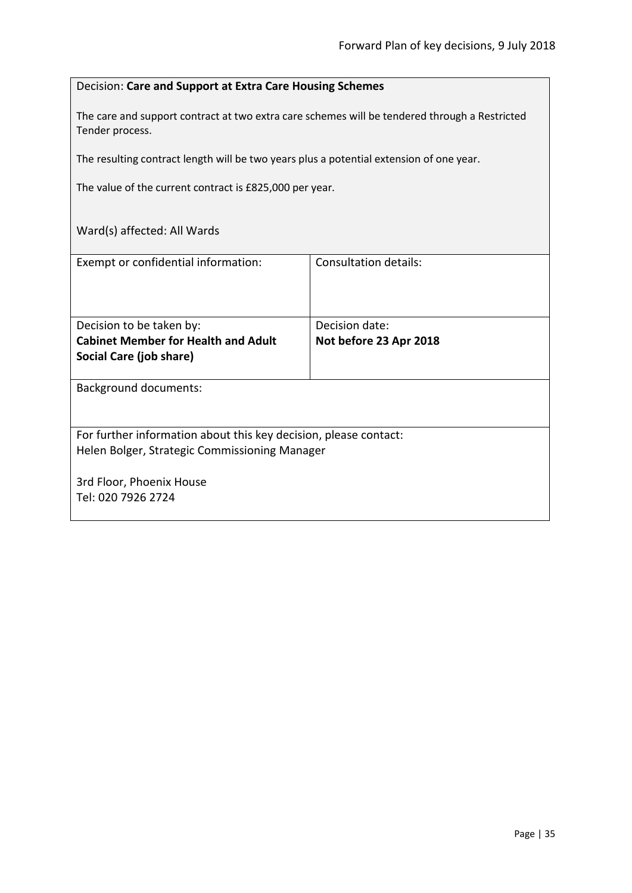Decision: **Care and Support at Extra Care Housing Schemes**

The care and support contract at two extra care schemes will be tendered through a Restricted Tender process.

The resulting contract length will be two years plus a potential extension of one year.

The value of the current contract is £825,000 per year.

Ward(s) affected: All Wards

| Exempt or confidential information: | Consultation details: |
|---|---|
| Decision to be taken by:<br>**Cabinet Member for Health and Adult Social Care (job share)** | Decision date:<br>**Not before 23 Apr 2018** |

Background documents:

For further information about this key decision, please contact:
Helen Bolger, Strategic Commissioning Manager

3rd Floor, Phoenix House
Tel: 020 7926 2724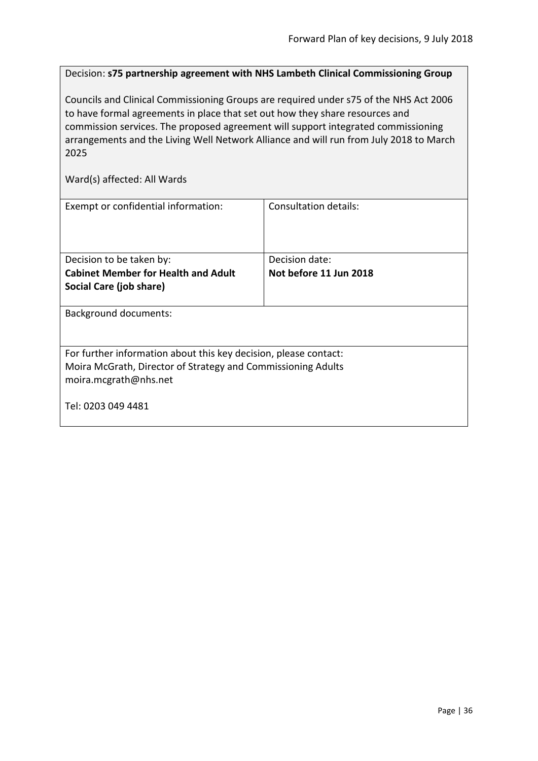Decision: **s75 partnership agreement with NHS Lambeth Clinical Commissioning Group**

Councils and Clinical Commissioning Groups are required under s75 of the NHS Act 2006 to have formal agreements in place that set out how they share resources and commission services. The proposed agreement will support integrated commissioning arrangements and the Living Well Network Alliance and will run from July 2018 to March 2025

Ward(s) affected: All Wards

| Exempt or confidential information: | Consultation details: |
|---|---|
| Decision to be taken by:<br>**Cabinet Member for Health and Adult Social Care (job share)** | Decision date:<br>**Not before 11 Jun 2018** |

Background documents:

For further information about this key decision, please contact:
Moira McGrath, Director of Strategy and Commissioning Adults
moira.mcgrath@nhs.net

Tel: 0203 049 4481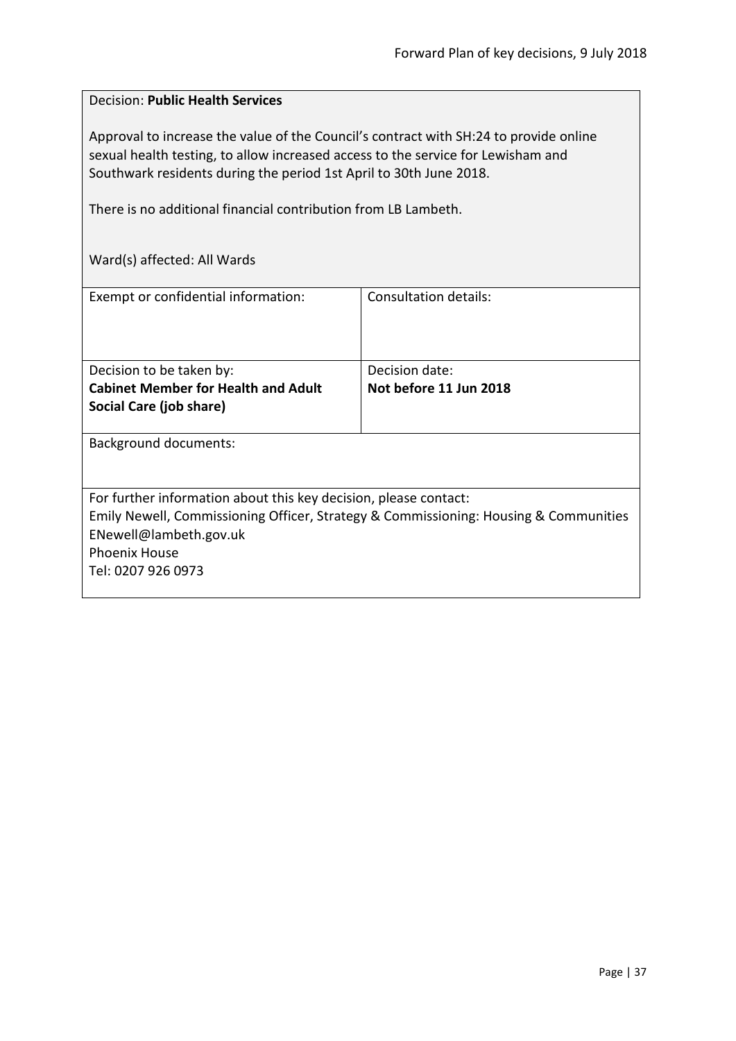Decision: **Public Health Services**

Approval to increase the value of the Council's contract with SH:24 to provide online sexual health testing, to allow increased access to the service for Lewisham and Southwark residents during the period 1st April to 30th June 2018.

There is no additional financial contribution from LB Lambeth.

Ward(s) affected: All Wards

| Exempt or confidential information: | Consultation details: |
|---|---|
| Decision to be taken by:<br>**Cabinet Member for Health and Adult Social Care (job share)** | Decision date:<br>**Not before 11 Jun 2018** |

Background documents:

For further information about this key decision, please contact:
Emily Newell, Commissioning Officer, Strategy & Commissioning: Housing & Communities
ENewell@lambeth.gov.uk
Phoenix House
Tel: 0207 926 0973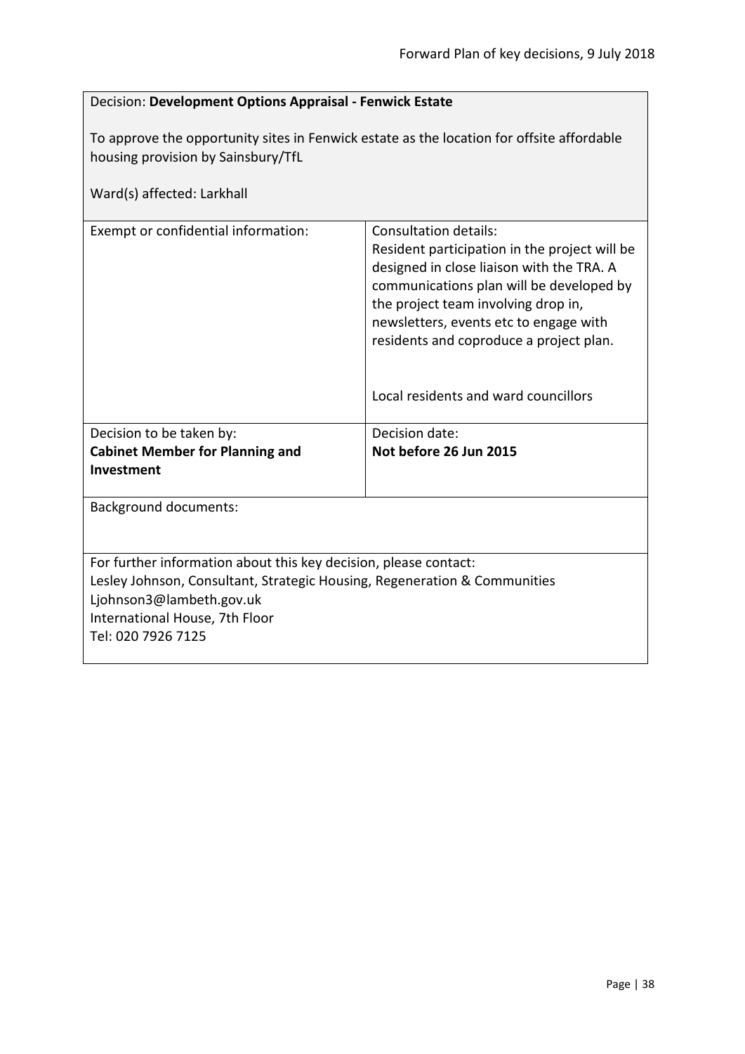Decision: **Development Options Appraisal - Fenwick Estate**

To approve the opportunity sites in Fenwick estate as the location for offsite affordable housing provision by Sainsbury/TfL

Ward(s) affected: Larkhall

| Exempt or confidential information: | Consultation details:<br>Resident participation in the project will be designed in close liaison with the TRA. A communications plan will be developed by the project team involving drop in, newsletters, events etc to engage with residents and coproduce a project plan.<br><br>Local residents and ward councillors |
|---|---|
| Decision to be taken by:<br>**Cabinet Member for Planning and Investment** | Decision date:<br>**Not before 26 Jun 2015** |

Background documents:

For further information about this key decision, please contact:
Lesley Johnson, Consultant, Strategic Housing, Regeneration & Communities
Ljohnson3@lambeth.gov.uk
International House, 7th Floor
Tel: 020 7926 7125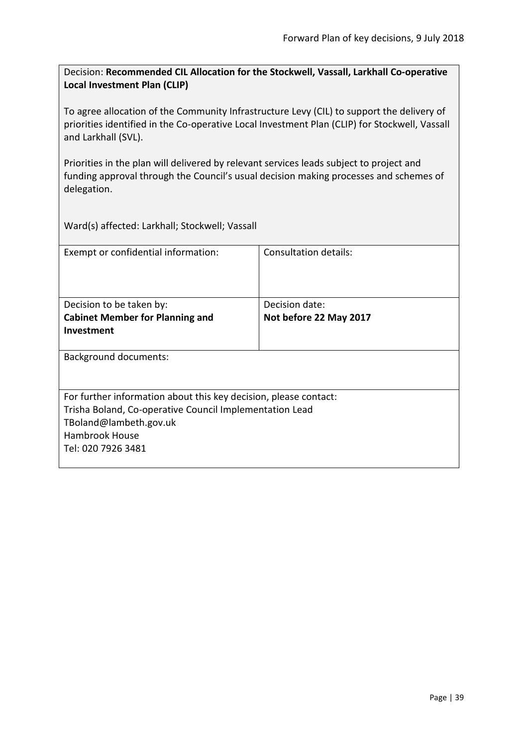Decision: **Recommended CIL Allocation for the Stockwell, Vassall, Larkhall Co-operative Local Investment Plan (CLIP)**

To agree allocation of the Community Infrastructure Levy (CIL) to support the delivery of priorities identified in the Co-operative Local Investment Plan (CLIP) for Stockwell, Vassall and Larkhall (SVL).

Priorities in the plan will delivered by relevant services leads subject to project and funding approval through the Council's usual decision making processes and schemes of delegation.

Ward(s) affected: Larkhall; Stockwell; Vassall

| Exempt or confidential information: | Consultation details: |
| --- | --- |
| Decision to be taken by:<br>**Cabinet Member for Planning and Investment** | Decision date:<br>**Not before 22 May 2017** |

Background documents:

For further information about this key decision, please contact:
Trisha Boland, Co-operative Council Implementation Lead
TBoland@lambeth.gov.uk
Hambrook House
Tel: 020 7926 3481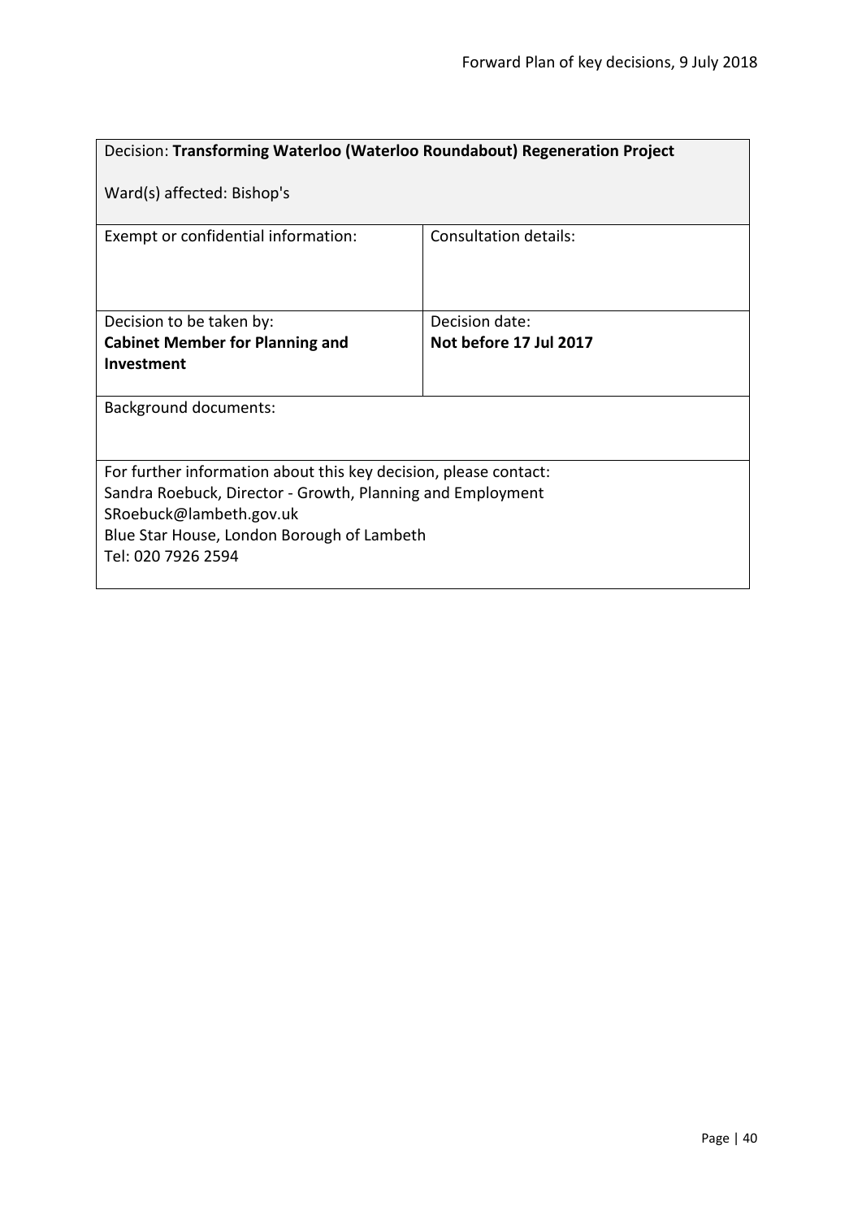| Decision: **Transforming Waterloo (Waterloo Roundabout) Regeneration Project**<br><br>Ward(s) affected: Bishop's | |
|---|---|
| Exempt or confidential information: | Consultation details: |
| Decision to be taken by:<br>**Cabinet Member for Planning and Investment** | Decision date:<br>**Not before 17 Jul 2017** |
| Background documents: | |
| For further information about this key decision, please contact:<br>Sandra Roebuck, Director - Growth, Planning and Employment<br>SRoebuck@lambeth.gov.uk<br>Blue Star House, London Borough of Lambeth<br>Tel: 020 7926 2594 | |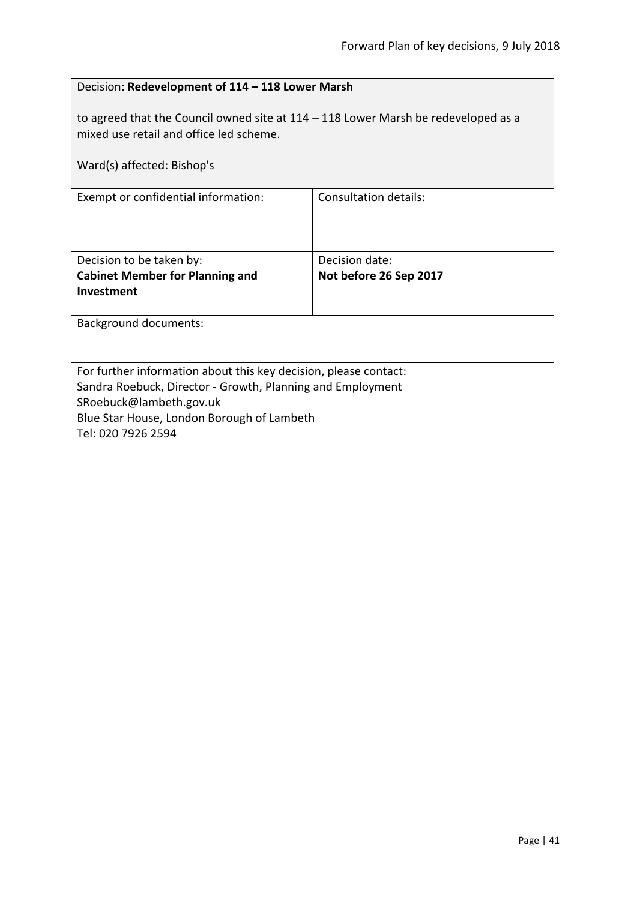Decision: **Redevelopment of 114 – 118 Lower Marsh**

to agreed that the Council owned site at 114 – 118 Lower Marsh be redeveloped as a mixed use retail and office led scheme.

Ward(s) affected: Bishop's

| Exempt or confidential information: | Consultation details: |
| --- | --- |
| Decision to be taken by:<br>**Cabinet Member for Planning and Investment** | Decision date:<br>**Not before 26 Sep 2017** |

Background documents:

For further information about this key decision, please contact:
Sandra Roebuck, Director - Growth, Planning and Employment
SRoebuck@lambeth.gov.uk
Blue Star House, London Borough of Lambeth
Tel: 020 7926 2594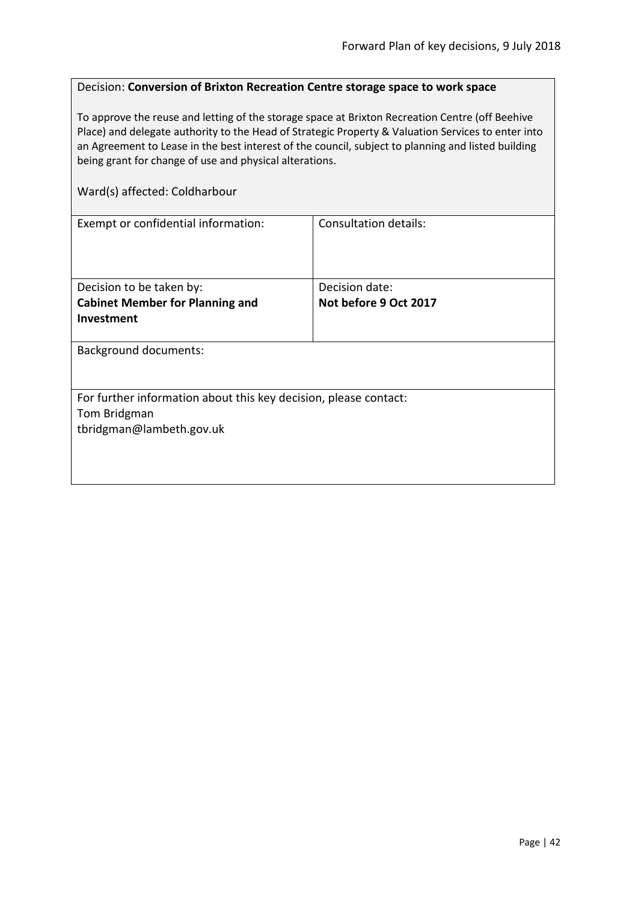Decision: **Conversion of Brixton Recreation Centre storage space to work space**

To approve the reuse and letting of the storage space at Brixton Recreation Centre (off Beehive Place) and delegate authority to the Head of Strategic Property & Valuation Services to enter into an Agreement to Lease in the best interest of the council, subject to planning and listed building being grant for change of use and physical alterations.

Ward(s) affected: Coldharbour

| Exempt or confidential information: | Consultation details: |
|---|---|
| Decision to be taken by:<br>**Cabinet Member for Planning and Investment** | Decision date:<br>**Not before 9 Oct 2017** |

Background documents:

For further information about this key decision, please contact:
Tom Bridgman
tbridgman@lambeth.gov.uk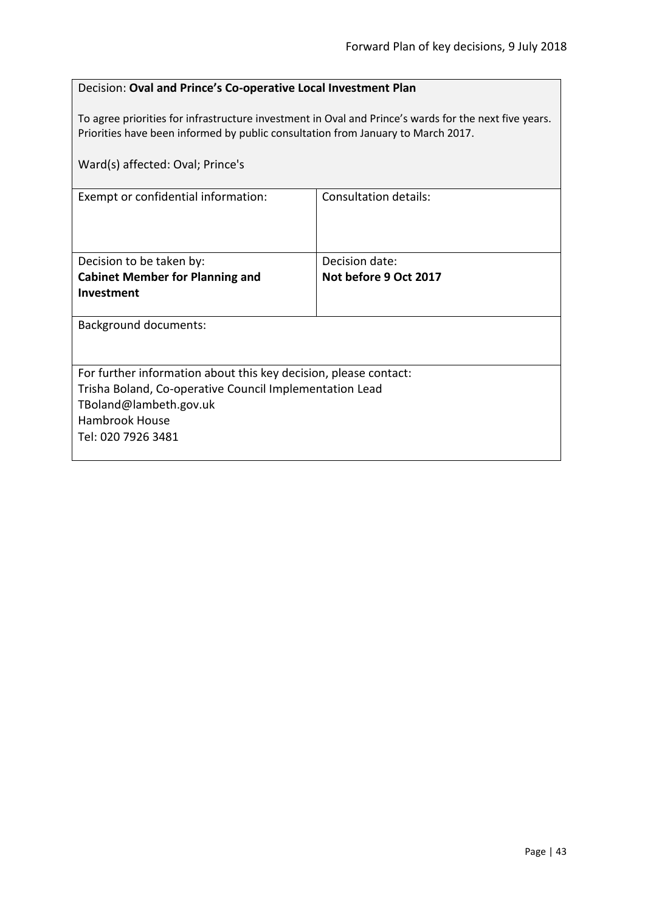Decision: **Oval and Prince's Co-operative Local Investment Plan**

To agree priorities for infrastructure investment in Oval and Prince's wards for the next five years. Priorities have been informed by public consultation from January to March 2017.

Ward(s) affected: Oval; Prince's

| Exempt or confidential information: | Consultation details: |
| --- | --- |
| Decision to be taken by: **Cabinet Member for Planning and Investment** | Decision date: **Not before 9 Oct 2017** |

Background documents:

For further information about this key decision, please contact:
Trisha Boland, Co-operative Council Implementation Lead
TBoland@lambeth.gov.uk
Hambrook House
Tel: 020 7926 3481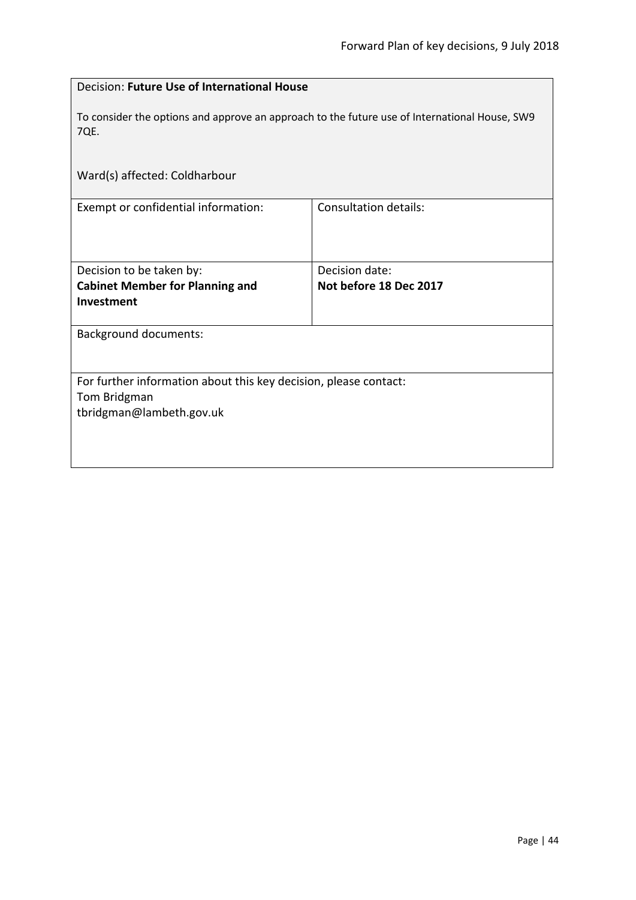Decision: **Future Use of International House**

To consider the options and approve an approach to the future use of International House, SW9 7QE.

Ward(s) affected: Coldharbour

| Exempt or confidential information: | Consultation details: |
| --- | --- |
| Decision to be taken by:<br>**Cabinet Member for Planning and Investment** | Decision date:<br>**Not before 18 Dec 2017** |

Background documents:

For further information about this key decision, please contact:
Tom Bridgman
tbridgman@lambeth.gov.uk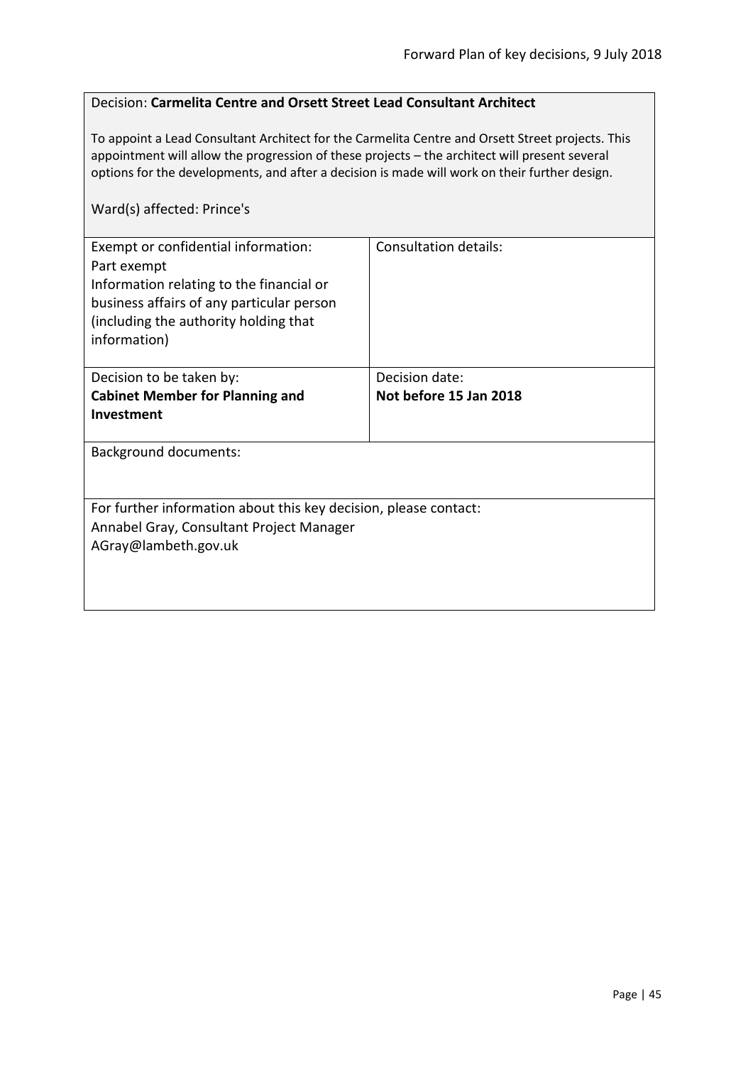Decision: **Carmelita Centre and Orsett Street Lead Consultant Architect**

To appoint a Lead Consultant Architect for the Carmelita Centre and Orsett Street projects. This appointment will allow the progression of these projects – the architect will present several options for the developments, and after a decision is made will work on their further design.

Ward(s) affected: Prince's

| Exempt or confidential information:<br>Part exempt<br>Information relating to the financial or business affairs of any particular person (including the authority holding that information) | Consultation details: |
| --- | --- |
| Decision to be taken by:<br>**Cabinet Member for Planning and Investment** | Decision date:<br>**Not before 15 Jan 2018** |

Background documents:

For further information about this key decision, please contact:
Annabel Gray, Consultant Project Manager
AGray@lambeth.gov.uk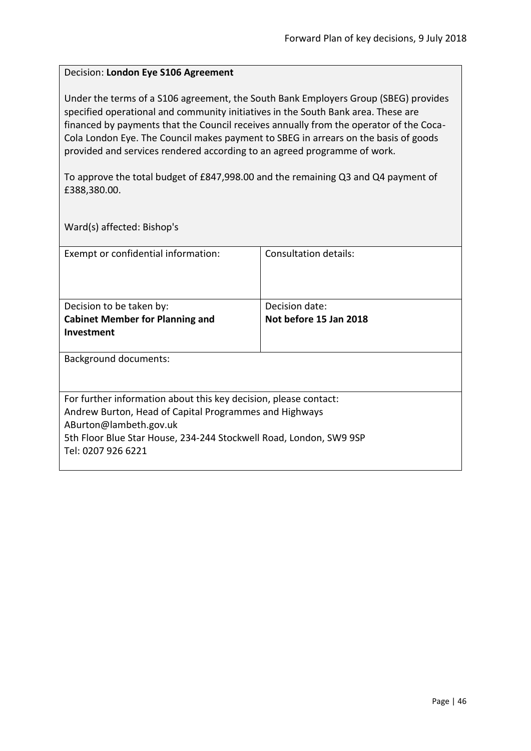Decision: **London Eye S106 Agreement**

Under the terms of a S106 agreement, the South Bank Employers Group (SBEG) provides specified operational and community initiatives in the South Bank area. These are financed by payments that the Council receives annually from the operator of the Coca-Cola London Eye. The Council makes payment to SBEG in arrears on the basis of goods provided and services rendered according to an agreed programme of work.

To approve the total budget of £847,998.00 and the remaining Q3 and Q4 payment of £388,380.00.

Ward(s) affected: Bishop's

| Exempt or confidential information: | Consultation details: |
|---|---|
| Decision to be taken by:<br>**Cabinet Member for Planning and Investment** | Decision date:<br>**Not before 15 Jan 2018** |

Background documents:

For further information about this key decision, please contact:
Andrew Burton, Head of Capital Programmes and Highways
ABurton@lambeth.gov.uk
5th Floor Blue Star House, 234-244 Stockwell Road, London, SW9 9SP
Tel: 0207 926 6221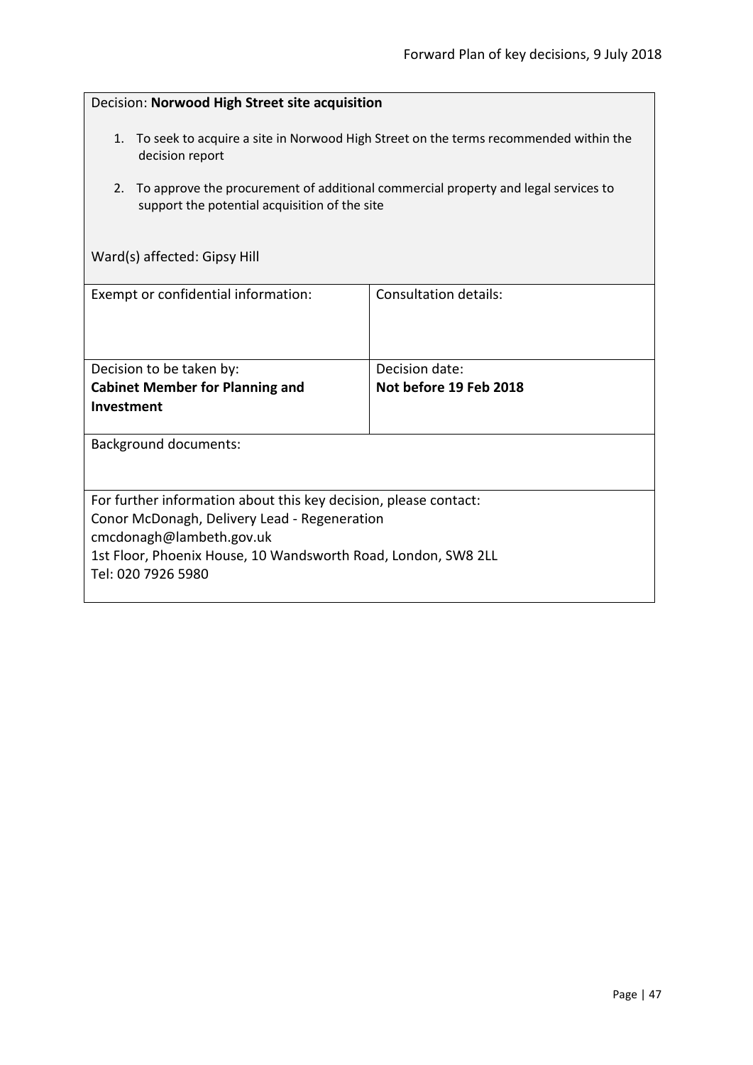Decision: **Norwood High Street site acquisition**

1. To seek to acquire a site in Norwood High Street on the terms recommended within the decision report
2. To approve the procurement of additional commercial property and legal services to support the potential acquisition of the site

Ward(s) affected: Gipsy Hill

| Exempt or confidential information: | Consultation details: |
|---|---|
| Decision to be taken by:<br>**Cabinet Member for Planning and Investment** | Decision date:<br>**Not before 19 Feb 2018** |

Background documents:

For further information about this key decision, please contact:
Conor McDonagh, Delivery Lead - Regeneration
cmcdonagh@lambeth.gov.uk
1st Floor, Phoenix House, 10 Wandsworth Road, London, SW8 2LL
Tel: 020 7926 5980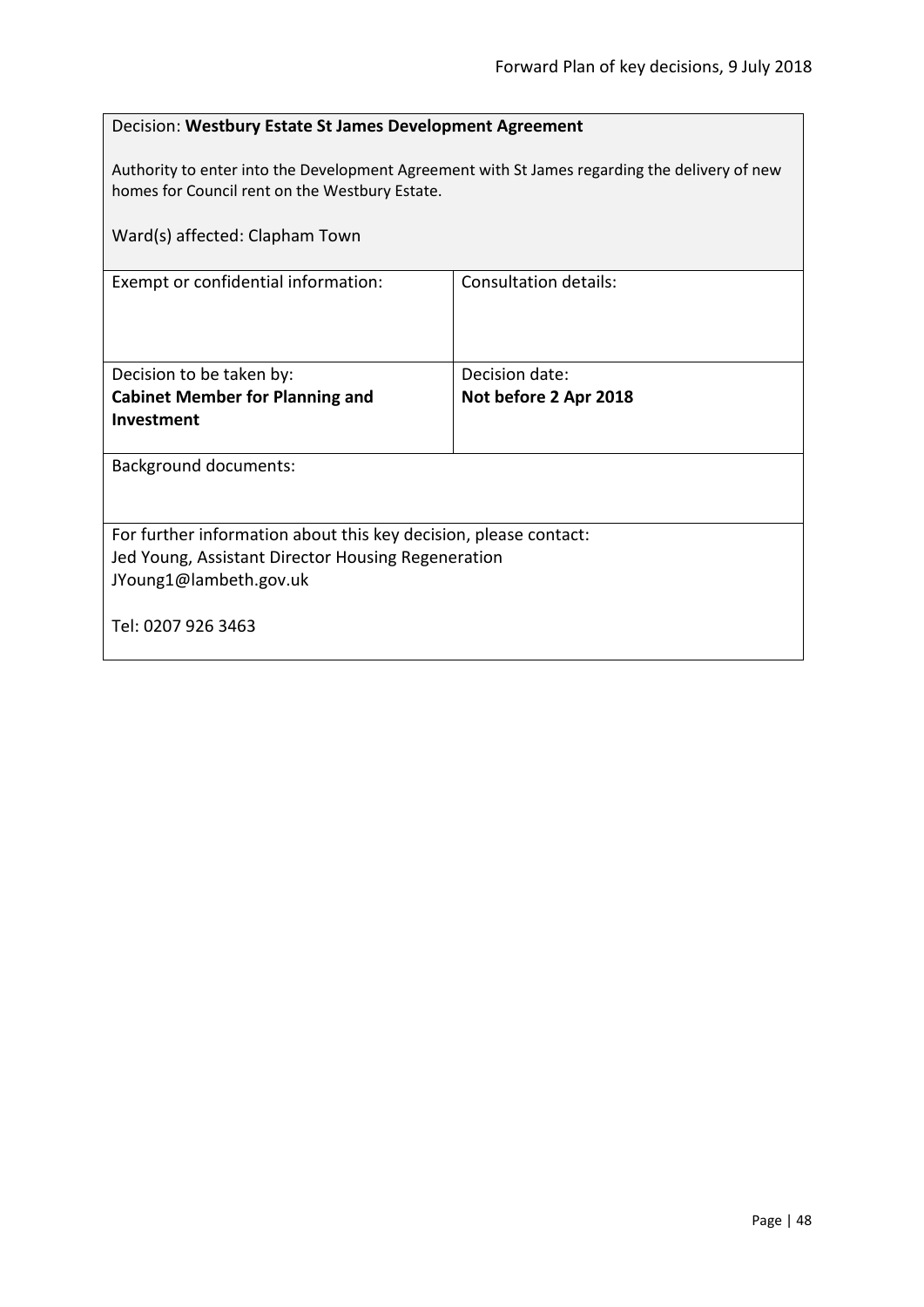Decision: **Westbury Estate St James Development Agreement**

Authority to enter into the Development Agreement with St James regarding the delivery of new homes for Council rent on the Westbury Estate.

Ward(s) affected: Clapham Town

| Exempt or confidential information: | Consultation details: |
| --- | --- |
| Decision to be taken by:<br>**Cabinet Member for Planning and Investment** | Decision date:<br>**Not before 2 Apr 2018** |

Background documents:

For further information about this key decision, please contact:
Jed Young, Assistant Director Housing Regeneration
JYoung1@lambeth.gov.uk

Tel: 0207 926 3463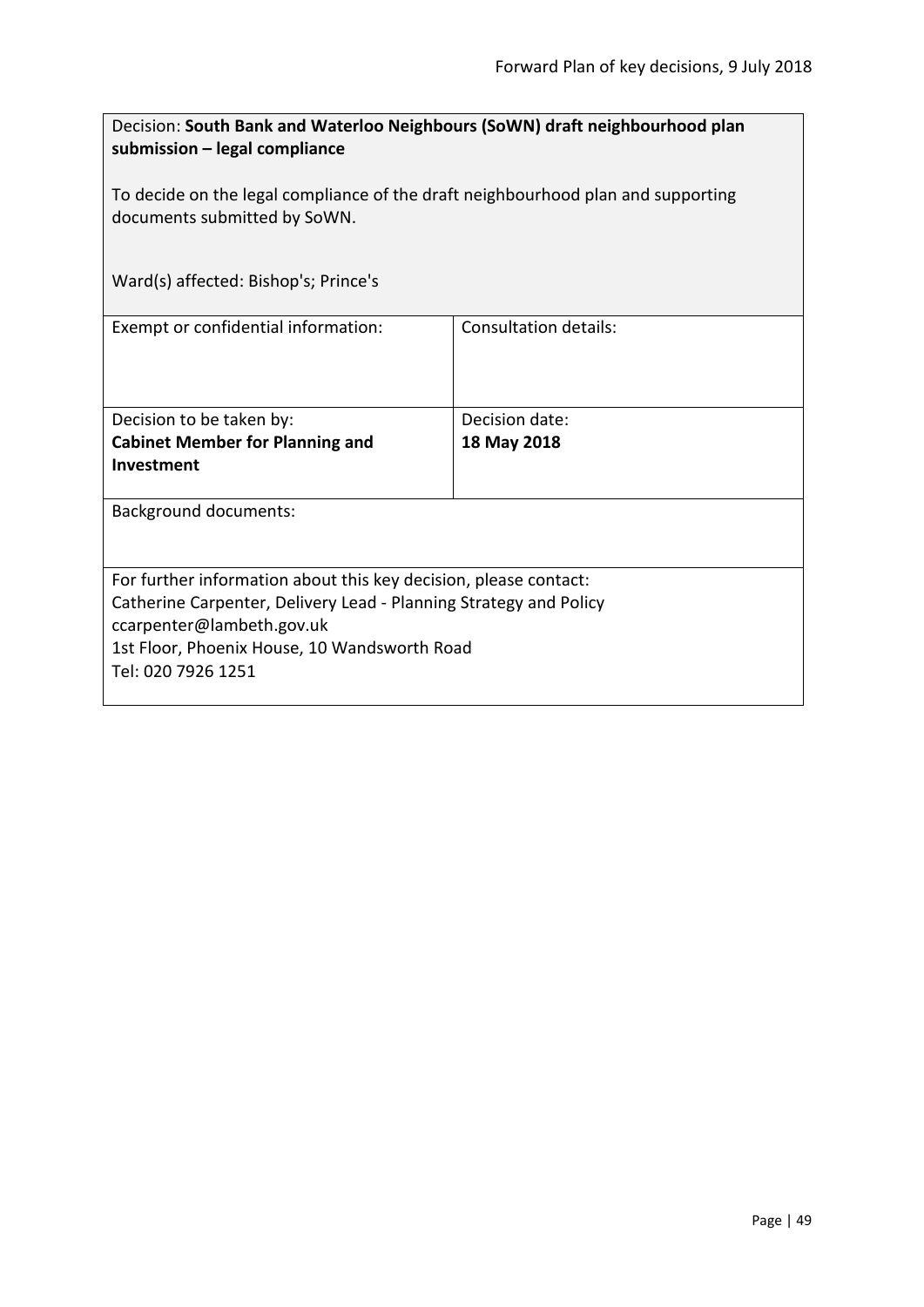Decision: **South Bank and Waterloo Neighbours (SoWN) draft neighbourhood plan submission – legal compliance**

To decide on the legal compliance of the draft neighbourhood plan and supporting documents submitted by SoWN.

Ward(s) affected: Bishop's; Prince's

| Exempt or confidential information: | Consultation details: |
|---|---|
| Decision to be taken by:<br>**Cabinet Member for Planning and Investment** | Decision date:<br>**18 May 2018** |

Background documents:

For further information about this key decision, please contact:
Catherine Carpenter, Delivery Lead - Planning Strategy and Policy
ccarpenter@lambeth.gov.uk
1st Floor, Phoenix House, 10 Wandsworth Road
Tel: 020 7926 1251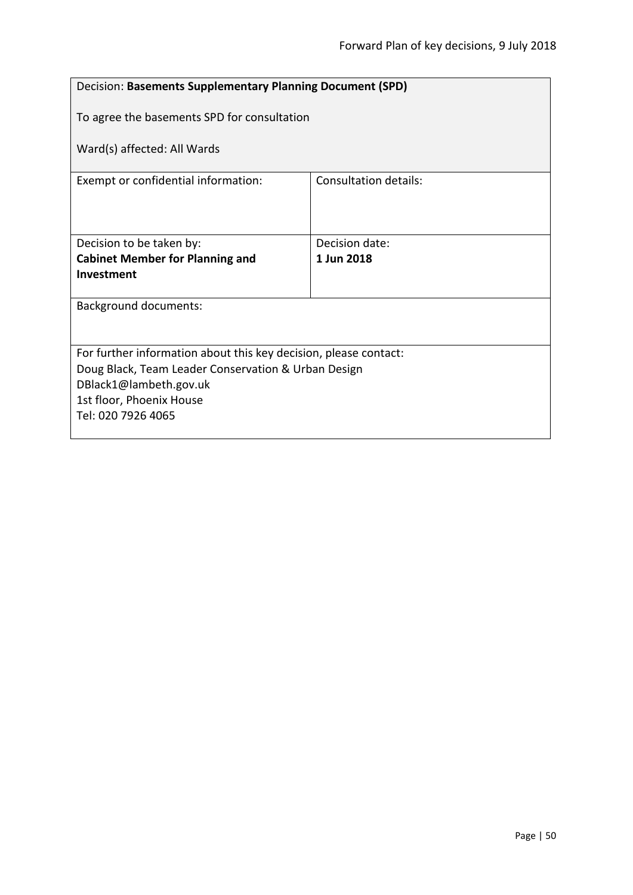| Decision: **Basements Supplementary Planning Document (SPD)**<br><br>To agree the basements SPD for consultation<br><br>Ward(s) affected: All Wards | |
|---|---|
| Exempt or confidential information: | Consultation details: |
| Decision to be taken by:<br>**Cabinet Member for Planning and Investment** | Decision date:<br>**1 Jun 2018** |
| Background documents: | |
| For further information about this key decision, please contact:<br>Doug Black, Team Leader Conservation & Urban Design<br>DBlack1@lambeth.gov.uk<br>1st floor, Phoenix House<br>Tel: 020 7926 4065 | |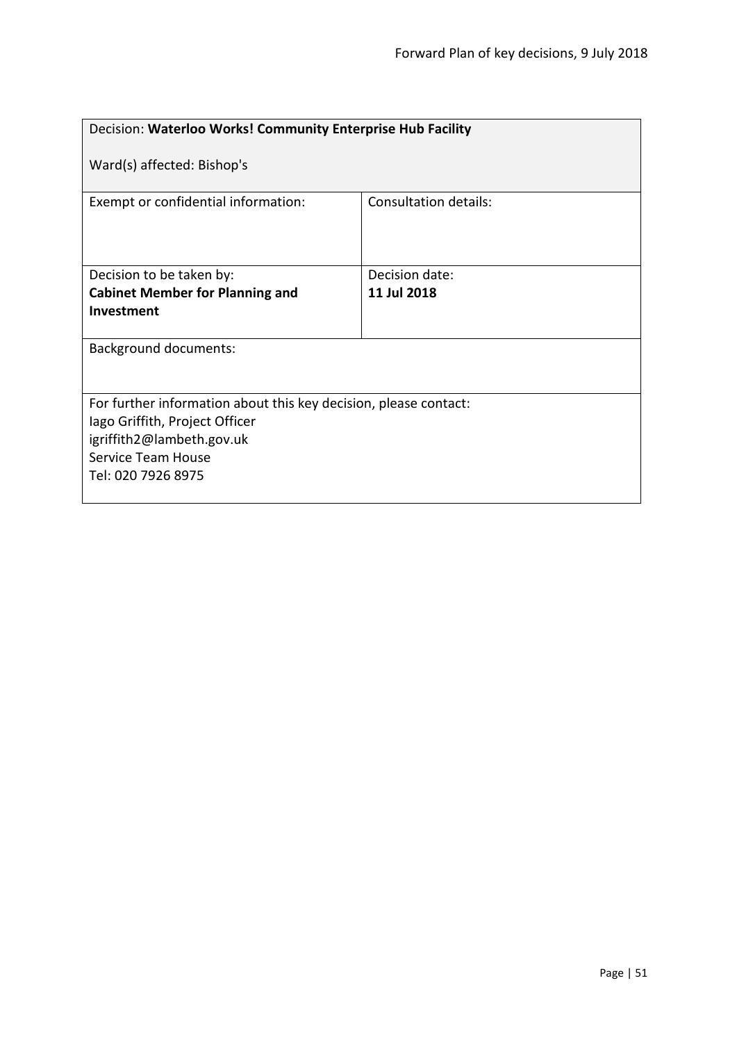| Decision: **Waterloo Works! Community Enterprise Hub Facility**<br><br>Ward(s) affected: Bishop's | |
|---|---|
| Exempt or confidential information: | Consultation details: |
| Decision to be taken by:<br>**Cabinet Member for Planning and Investment** | Decision date:<br>**11 Jul 2018** |
| Background documents: | |
| For further information about this key decision, please contact:<br>Iago Griffith, Project Officer<br>igriffith2@lambeth.gov.uk<br>Service Team House<br>Tel: 020 7926 8975 | |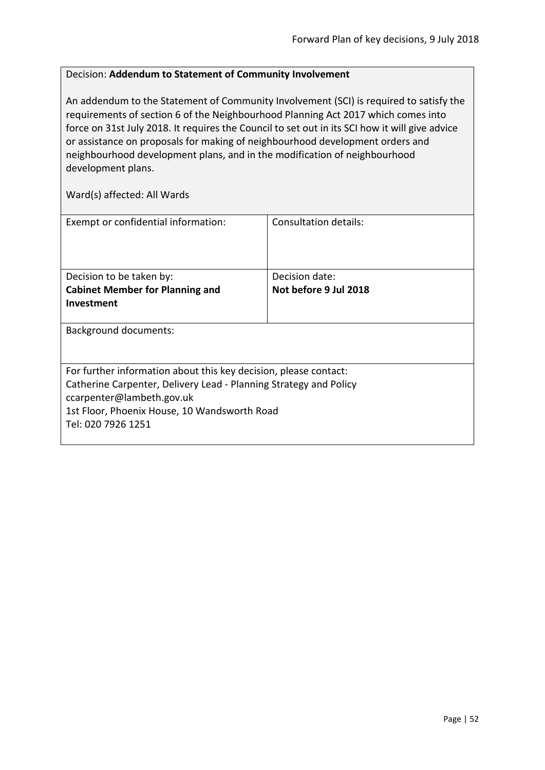Decision: **Addendum to Statement of Community Involvement**

An addendum to the Statement of Community Involvement (SCI) is required to satisfy the requirements of section 6 of the Neighbourhood Planning Act 2017 which comes into force on 31st July 2018. It requires the Council to set out in its SCI how it will give advice or assistance on proposals for making of neighbourhood development orders and neighbourhood development plans, and in the modification of neighbourhood development plans.

Ward(s) affected: All Wards

| Exempt or confidential information: | Consultation details: |
| --- | --- |
| Decision to be taken by:<br>**Cabinet Member for Planning and Investment** | Decision date:<br>**Not before 9 Jul 2018** |

Background documents:

For further information about this key decision, please contact:
Catherine Carpenter, Delivery Lead - Planning Strategy and Policy
ccarpenter@lambeth.gov.uk
1st Floor, Phoenix House, 10 Wandsworth Road
Tel: 020 7926 1251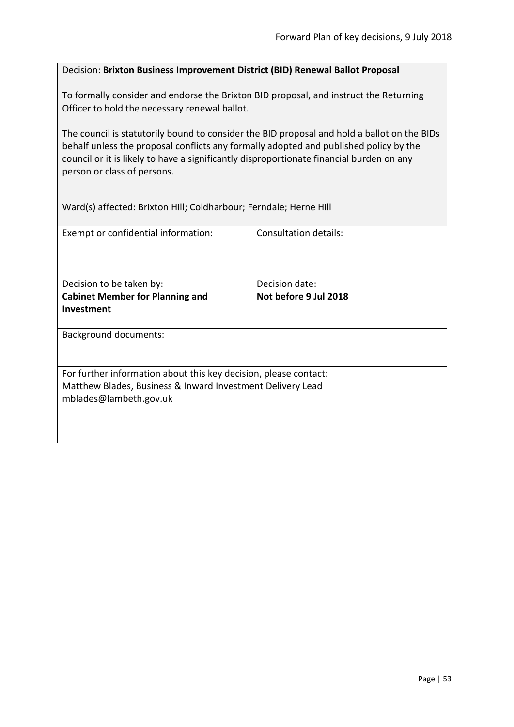Decision: **Brixton Business Improvement District (BID) Renewal Ballot Proposal**

To formally consider and endorse the Brixton BID proposal, and instruct the Returning Officer to hold the necessary renewal ballot.

The council is statutorily bound to consider the BID proposal and hold a ballot on the BIDs behalf unless the proposal conflicts any formally adopted and published policy by the council or it is likely to have a significantly disproportionate financial burden on any person or class of persons.

Ward(s) affected: Brixton Hill; Coldharbour; Ferndale; Herne Hill

| Exempt or confidential information: | Consultation details: |
| --- | --- |
| Decision to be taken by: **Cabinet Member for Planning and Investment** | Decision date: **Not before 9 Jul 2018** |

Background documents:

For further information about this key decision, please contact:
Matthew Blades, Business & Inward Investment Delivery Lead
mblades@lambeth.gov.uk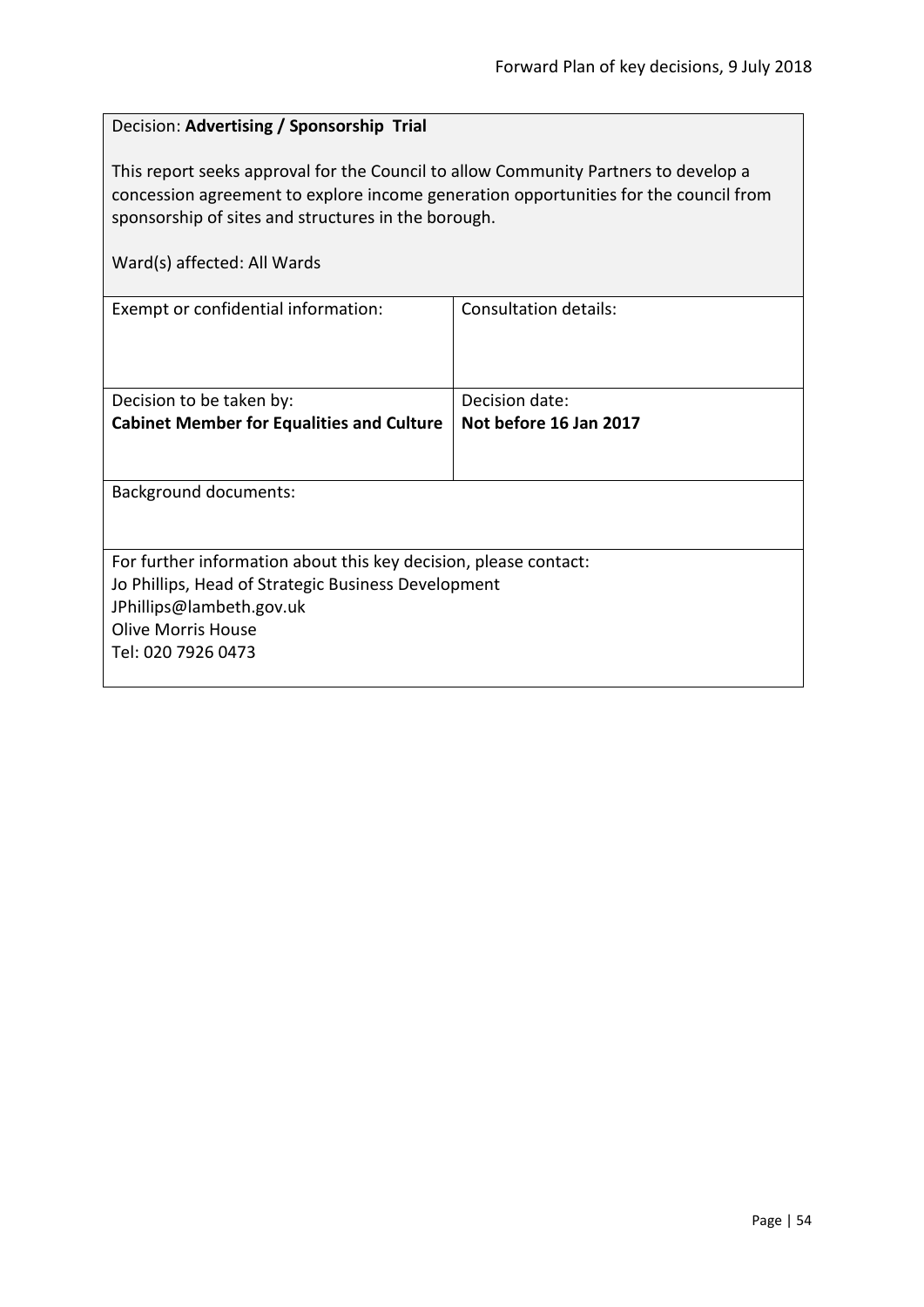Decision: **Advertising / Sponsorship Trial**

This report seeks approval for the Council to allow Community Partners to develop a concession agreement to explore income generation opportunities for the council from sponsorship of sites and structures in the borough.

Ward(s) affected: All Wards

| Exempt or confidential information: | Consultation details: |
| --- | --- |
| Decision to be taken by:<br>**Cabinet Member for Equalities and Culture** | Decision date:<br>**Not before 16 Jan 2017** |

Background documents:

For further information about this key decision, please contact:
Jo Phillips, Head of Strategic Business Development
JPhillips@lambeth.gov.uk
Olive Morris House
Tel: 020 7926 0473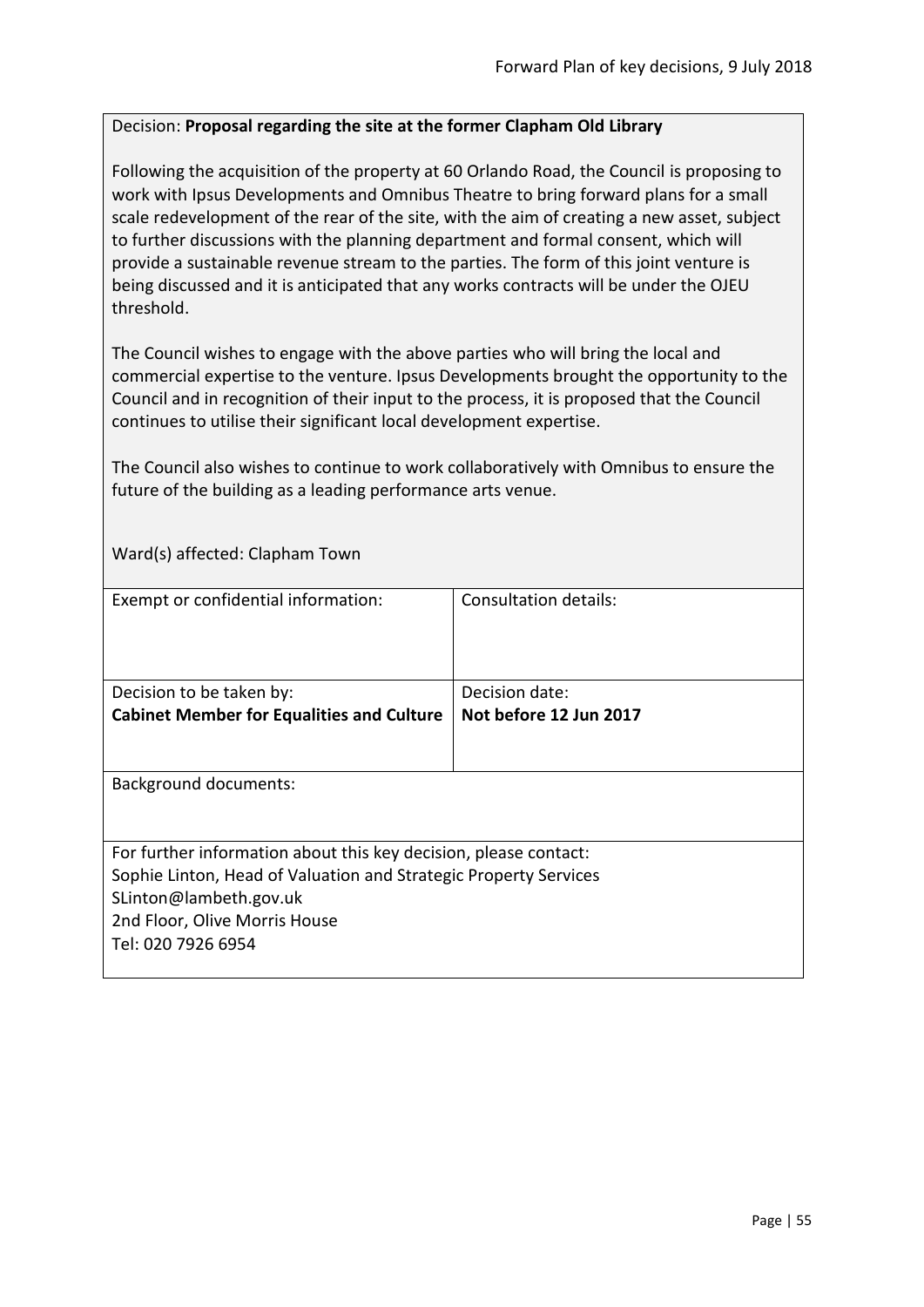Decision: **Proposal regarding the site at the former Clapham Old Library**

Following the acquisition of the property at 60 Orlando Road, the Council is proposing to work with Ipsus Developments and Omnibus Theatre to bring forward plans for a small scale redevelopment of the rear of the site, with the aim of creating a new asset, subject to further discussions with the planning department and formal consent, which will provide a sustainable revenue stream to the parties. The form of this joint venture is being discussed and it is anticipated that any works contracts will be under the OJEU threshold.

The Council wishes to engage with the above parties who will bring the local and commercial expertise to the venture. Ipsus Developments brought the opportunity to the Council and in recognition of their input to the process, it is proposed that the Council continues to utilise their significant local development expertise.

The Council also wishes to continue to work collaboratively with Omnibus to ensure the future of the building as a leading performance arts venue.

Ward(s) affected: Clapham Town

| Exempt or confidential information: | Consultation details: |
|---|---|
| Decision to be taken by:<br>**Cabinet Member for Equalities and Culture** | Decision date:<br>**Not before 12 Jun 2017** |

Background documents:

For further information about this key decision, please contact:
Sophie Linton, Head of Valuation and Strategic Property Services
SLinton@lambeth.gov.uk
2nd Floor, Olive Morris House
Tel: 020 7926 6954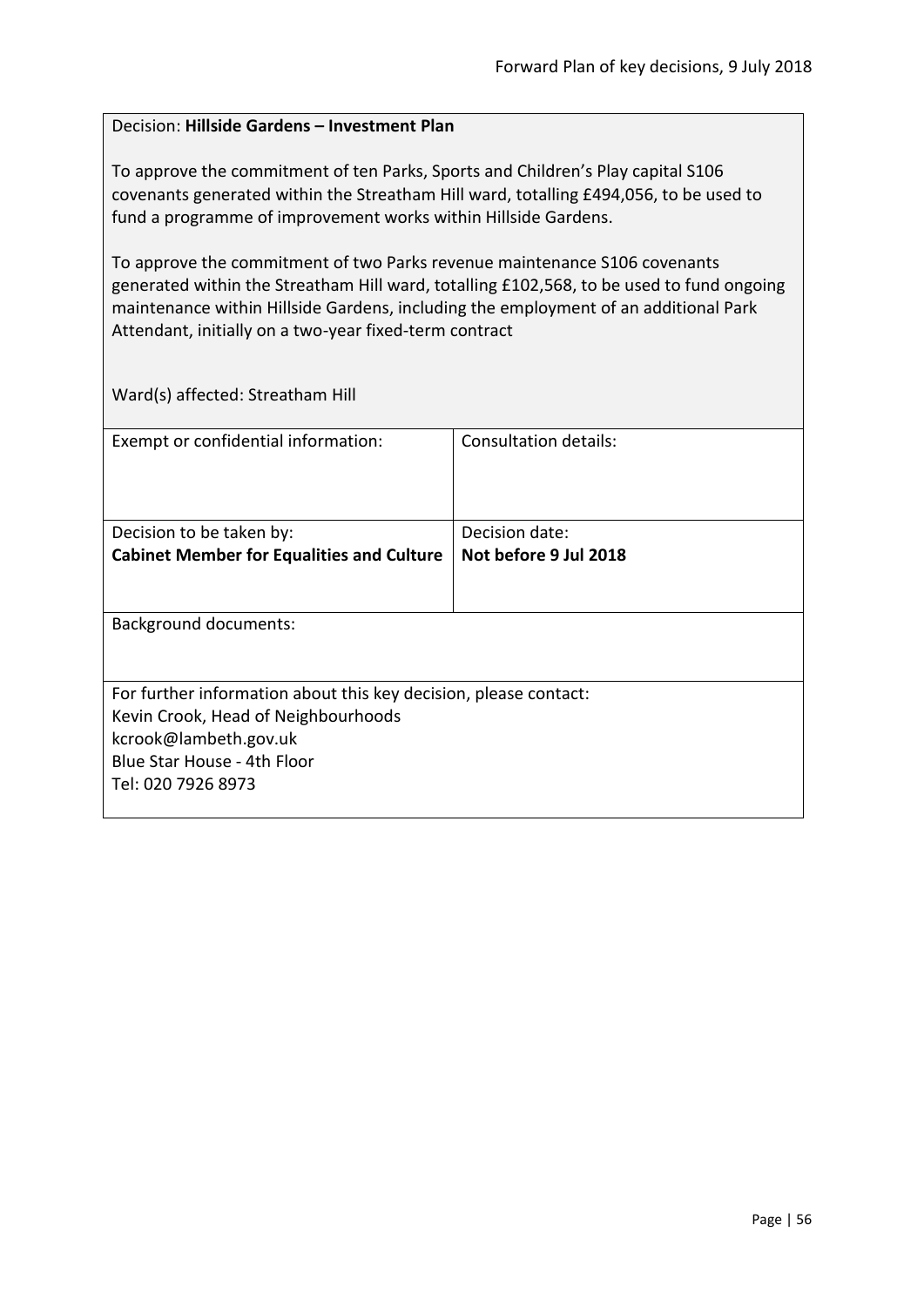Decision: **Hillside Gardens – Investment Plan**

To approve the commitment of ten Parks, Sports and Children's Play capital S106 covenants generated within the Streatham Hill ward, totalling £494,056, to be used to fund a programme of improvement works within Hillside Gardens.

To approve the commitment of two Parks revenue maintenance S106 covenants generated within the Streatham Hill ward, totalling £102,568, to be used to fund ongoing maintenance within Hillside Gardens, including the employment of an additional Park Attendant, initially on a two-year fixed-term contract

Ward(s) affected: Streatham Hill

| Exempt or confidential information: | Consultation details: |
|---|---|
| Decision to be taken by:<br>**Cabinet Member for Equalities and Culture** | Decision date:<br>**Not before 9 Jul 2018** |

Background documents:

For further information about this key decision, please contact:
Kevin Crook, Head of Neighbourhoods
kcrook@lambeth.gov.uk
Blue Star House - 4th Floor
Tel: 020 7926 8973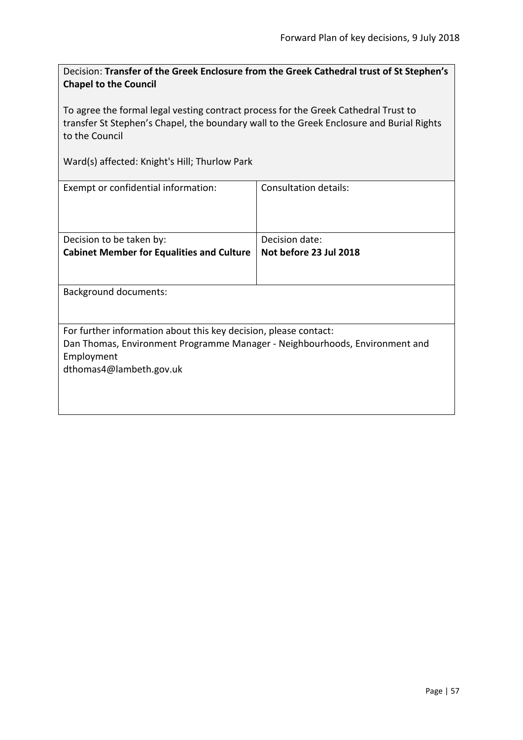Decision: **Transfer of the Greek Enclosure from the Greek Cathedral trust of St Stephen's Chapel to the Council**

To agree the formal legal vesting contract process for the Greek Cathedral Trust to transfer St Stephen's Chapel, the boundary wall to the Greek Enclosure and Burial Rights to the Council

Ward(s) affected: Knight's Hill; Thurlow Park

| Exempt or confidential information: | Consultation details: |
| --- | --- |
| Decision to be taken by:<br>**Cabinet Member for Equalities and Culture** | Decision date:<br>**Not before 23 Jul 2018** |

Background documents:

For further information about this key decision, please contact:
Dan Thomas, Environment Programme Manager - Neighbourhoods, Environment and Employment
dthomas4@lambeth.gov.uk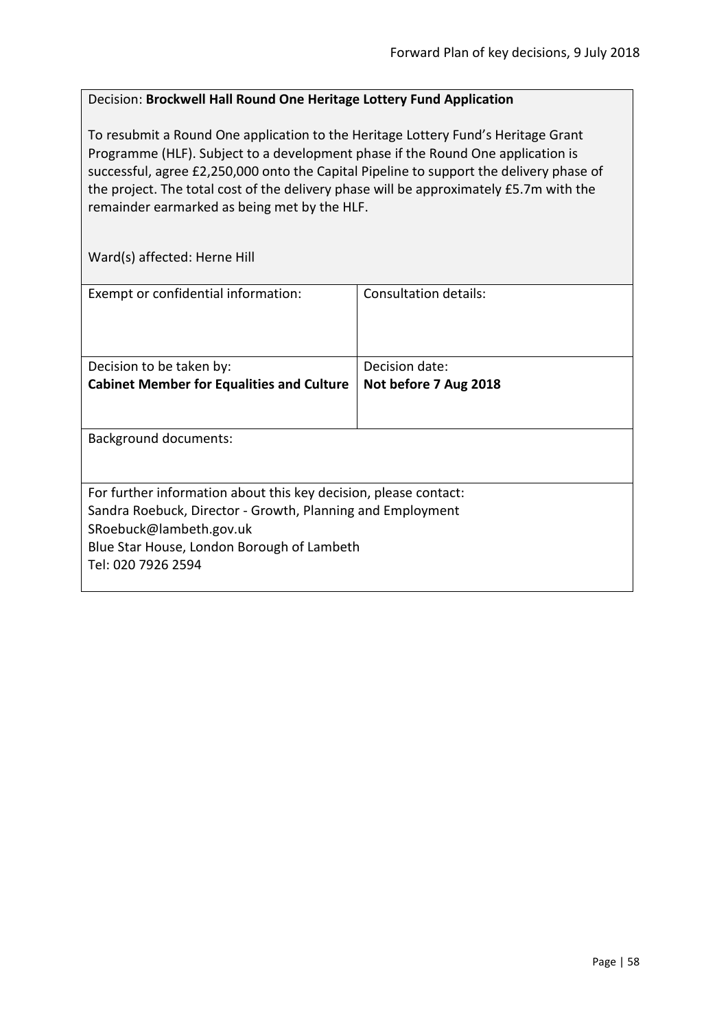Decision: **Brockwell Hall Round One Heritage Lottery Fund Application**

To resubmit a Round One application to the Heritage Lottery Fund's Heritage Grant Programme (HLF). Subject to a development phase if the Round One application is successful, agree £2,250,000 onto the Capital Pipeline to support the delivery phase of the project. The total cost of the delivery phase will be approximately £5.7m with the remainder earmarked as being met by the HLF.

Ward(s) affected: Herne Hill

| Exempt or confidential information: | Consultation details: |
| --- | --- |
| Decision to be taken by:<br>**Cabinet Member for Equalities and Culture** | Decision date:<br>**Not before 7 Aug 2018** |

Background documents:

For further information about this key decision, please contact:
Sandra Roebuck, Director - Growth, Planning and Employment
SRoebuck@lambeth.gov.uk
Blue Star House, London Borough of Lambeth
Tel: 020 7926 2594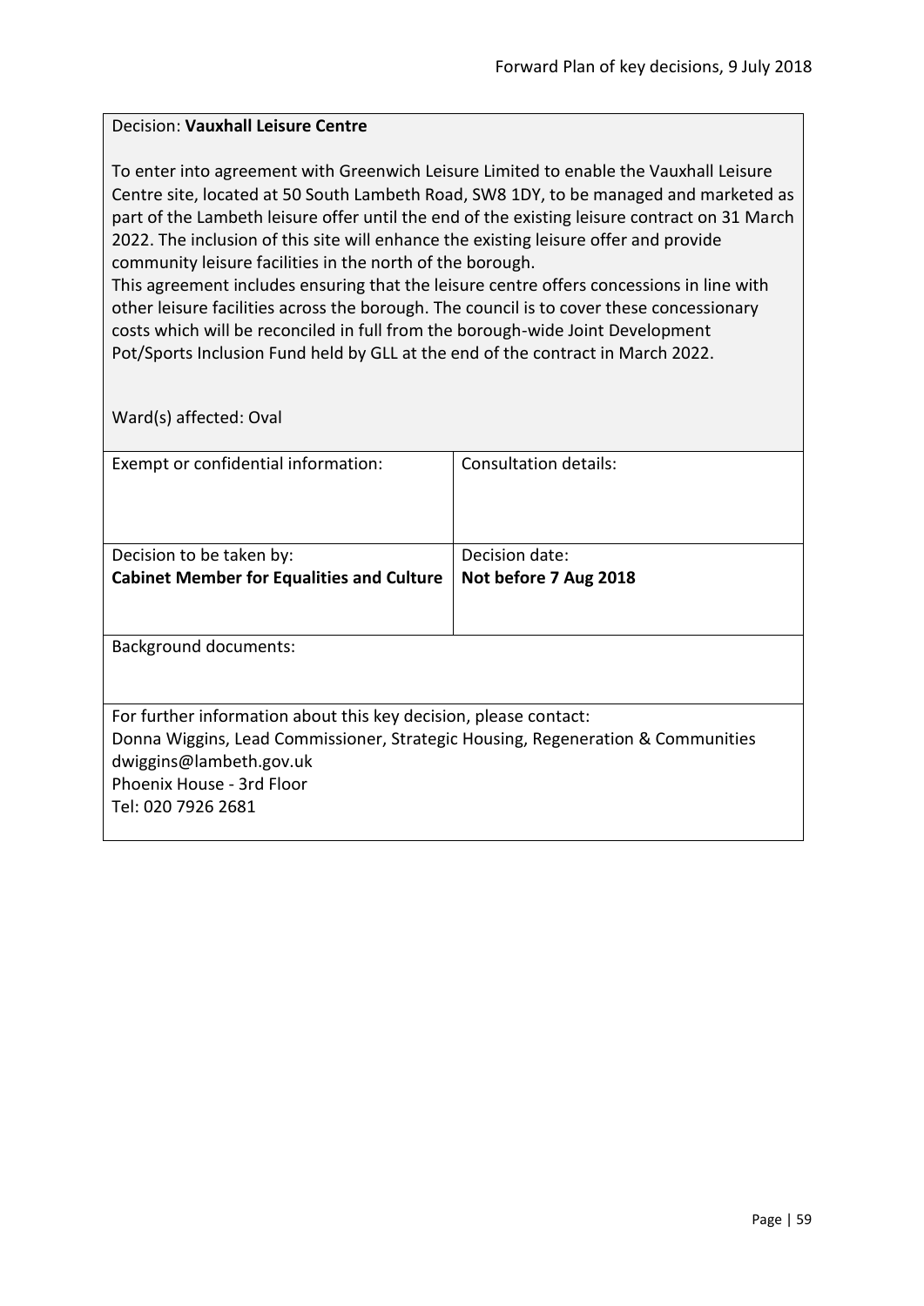Decision: **Vauxhall Leisure Centre**

To enter into agreement with Greenwich Leisure Limited to enable the Vauxhall Leisure Centre site, located at 50 South Lambeth Road, SW8 1DY, to be managed and marketed as part of the Lambeth leisure offer until the end of the existing leisure contract on 31 March 2022. The inclusion of this site will enhance the existing leisure offer and provide community leisure facilities in the north of the borough.

This agreement includes ensuring that the leisure centre offers concessions in line with other leisure facilities across the borough. The council is to cover these concessionary costs which will be reconciled in full from the borough-wide Joint Development Pot/Sports Inclusion Fund held by GLL at the end of the contract in March 2022.

Ward(s) affected: Oval

| Exempt or confidential information: | Consultation details: |
| --- | --- |
| Decision to be taken by:<br>**Cabinet Member for Equalities and Culture** | Decision date:<br>**Not before 7 Aug 2018** |

Background documents:

For further information about this key decision, please contact:
Donna Wiggins, Lead Commissioner, Strategic Housing, Regeneration & Communities
dwiggins@lambeth.gov.uk
Phoenix House - 3rd Floor
Tel: 020 7926 2681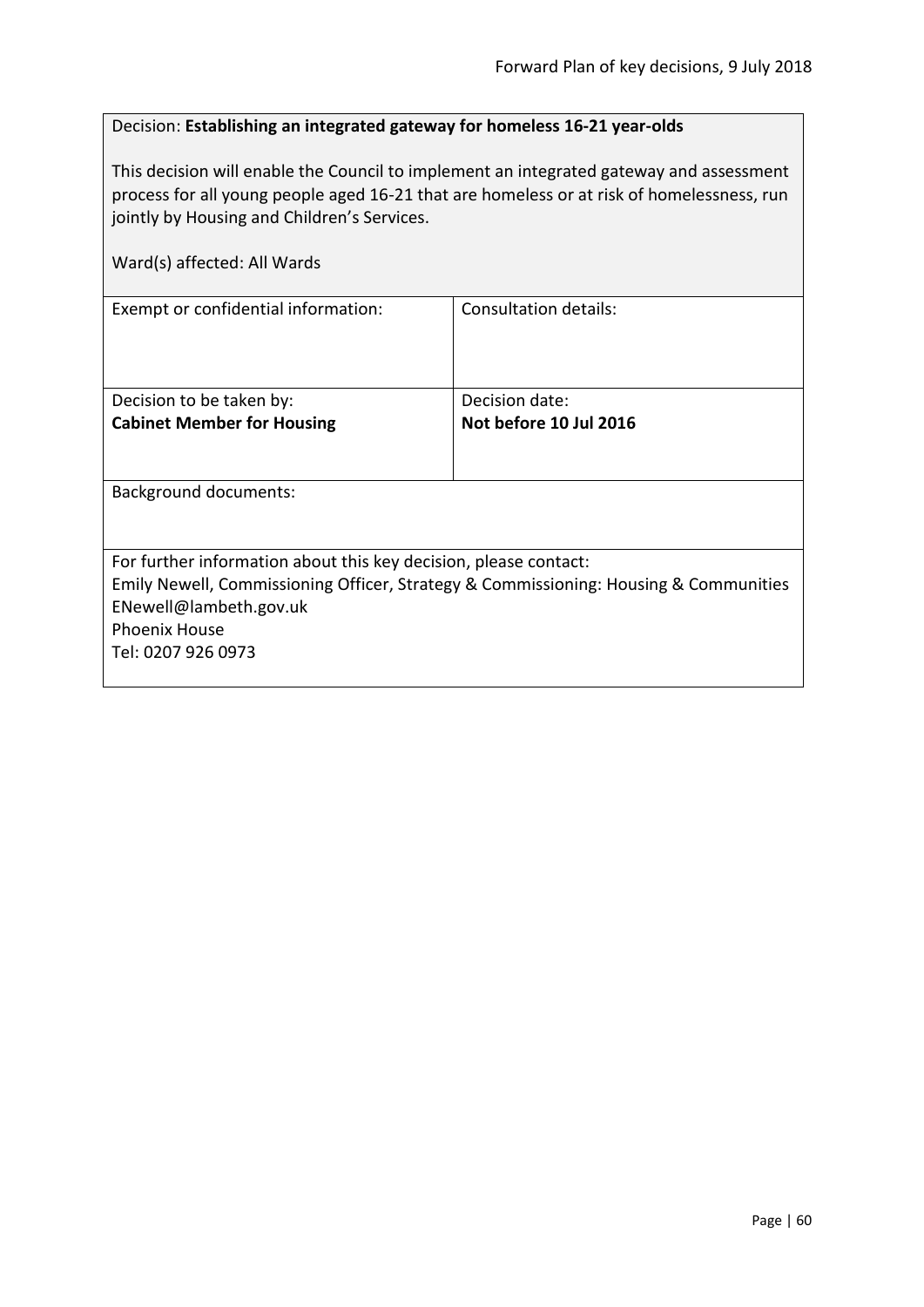Decision: **Establishing an integrated gateway for homeless 16-21 year-olds**

This decision will enable the Council to implement an integrated gateway and assessment process for all young people aged 16-21 that are homeless or at risk of homelessness, run jointly by Housing and Children's Services.

Ward(s) affected: All Wards

| Exempt or confidential information: | Consultation details: |
| --- | --- |
| Decision to be taken by: **Cabinet Member for Housing** | Decision date: **Not before 10 Jul 2016** |

Background documents:

For further information about this key decision, please contact:
Emily Newell, Commissioning Officer, Strategy & Commissioning: Housing & Communities
ENewell@lambeth.gov.uk
Phoenix House
Tel: 0207 926 0973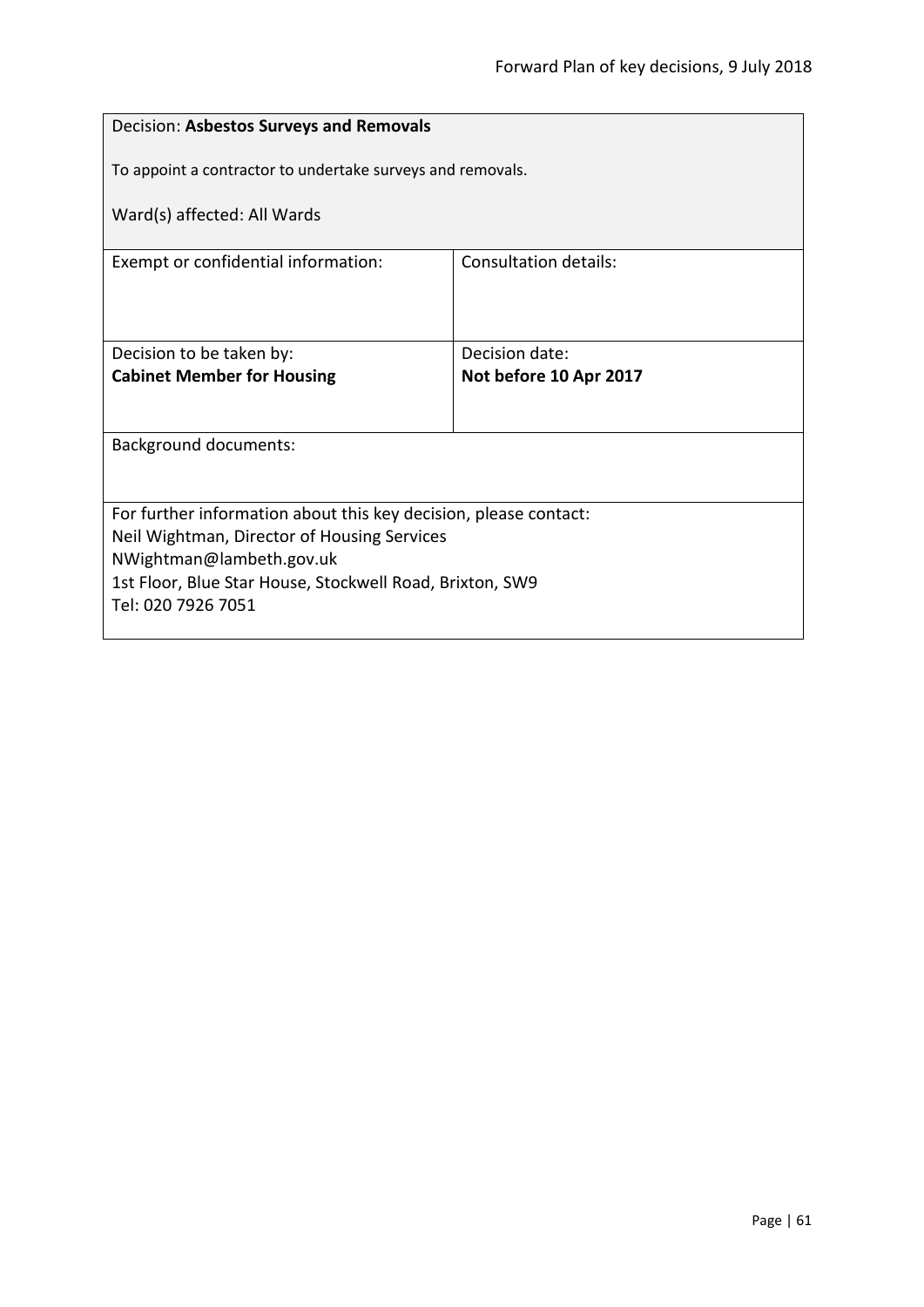Decision: **Asbestos Surveys and Removals**

To appoint a contractor to undertake surveys and removals.

Ward(s) affected: All Wards

| Exempt or confidential information: | Consultation details: |
|---|---|
| Decision to be taken by:<br>**Cabinet Member for Housing** | Decision date:<br>**Not before 10 Apr 2017** |

Background documents:

For further information about this key decision, please contact:
Neil Wightman, Director of Housing Services
NWightman@lambeth.gov.uk
1st Floor, Blue Star House, Stockwell Road, Brixton, SW9
Tel: 020 7926 7051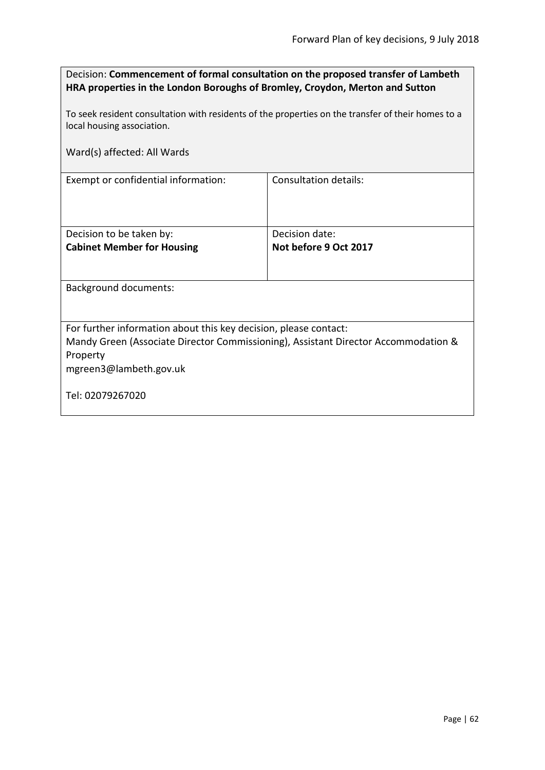Decision: **Commencement of formal consultation on the proposed transfer of Lambeth HRA properties in the London Boroughs of Bromley, Croydon, Merton and Sutton**

To seek resident consultation with residents of the properties on the transfer of their homes to a local housing association.

Ward(s) affected: All Wards

| Exempt or confidential information: | Consultation details: |
|---|---|
| Decision to be taken by:<br>**Cabinet Member for Housing** | Decision date:<br>**Not before 9 Oct 2017** |

Background documents:

For further information about this key decision, please contact:
Mandy Green (Associate Director Commissioning), Assistant Director Accommodation & Property
mgreen3@lambeth.gov.uk

Tel: 02079267020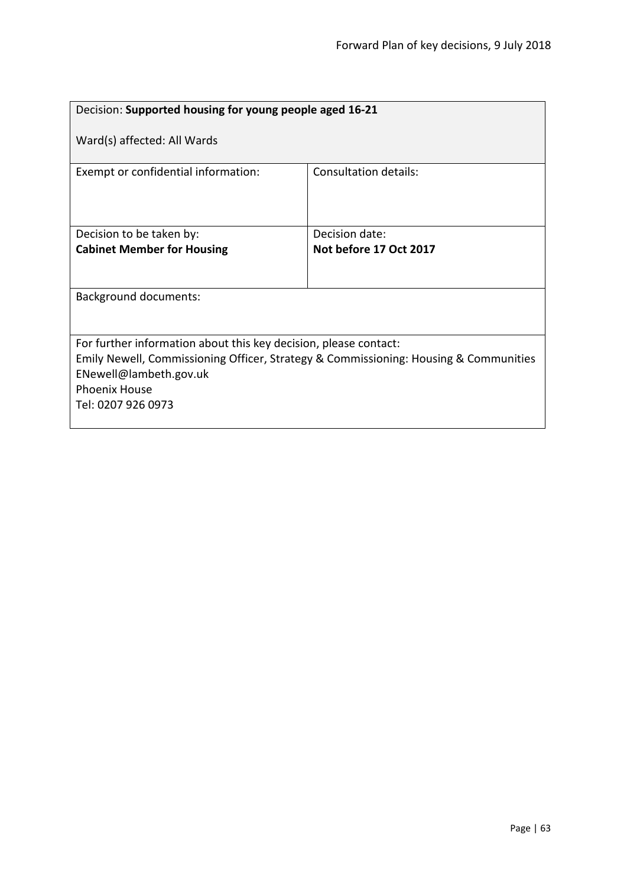| Decision: **Supported housing for young people aged 16-21**<br><br>Ward(s) affected: All Wards | |
|---|---|
| Exempt or confidential information: | Consultation details: |
| Decision to be taken by:<br>**Cabinet Member for Housing** | Decision date:<br>**Not before 17 Oct 2017** |
| Background documents: | |
| For further information about this key decision, please contact:<br>Emily Newell, Commissioning Officer, Strategy & Commissioning: Housing & Communities<br>ENewell@lambeth.gov.uk<br>Phoenix House<br>Tel: 0207 926 0973 | |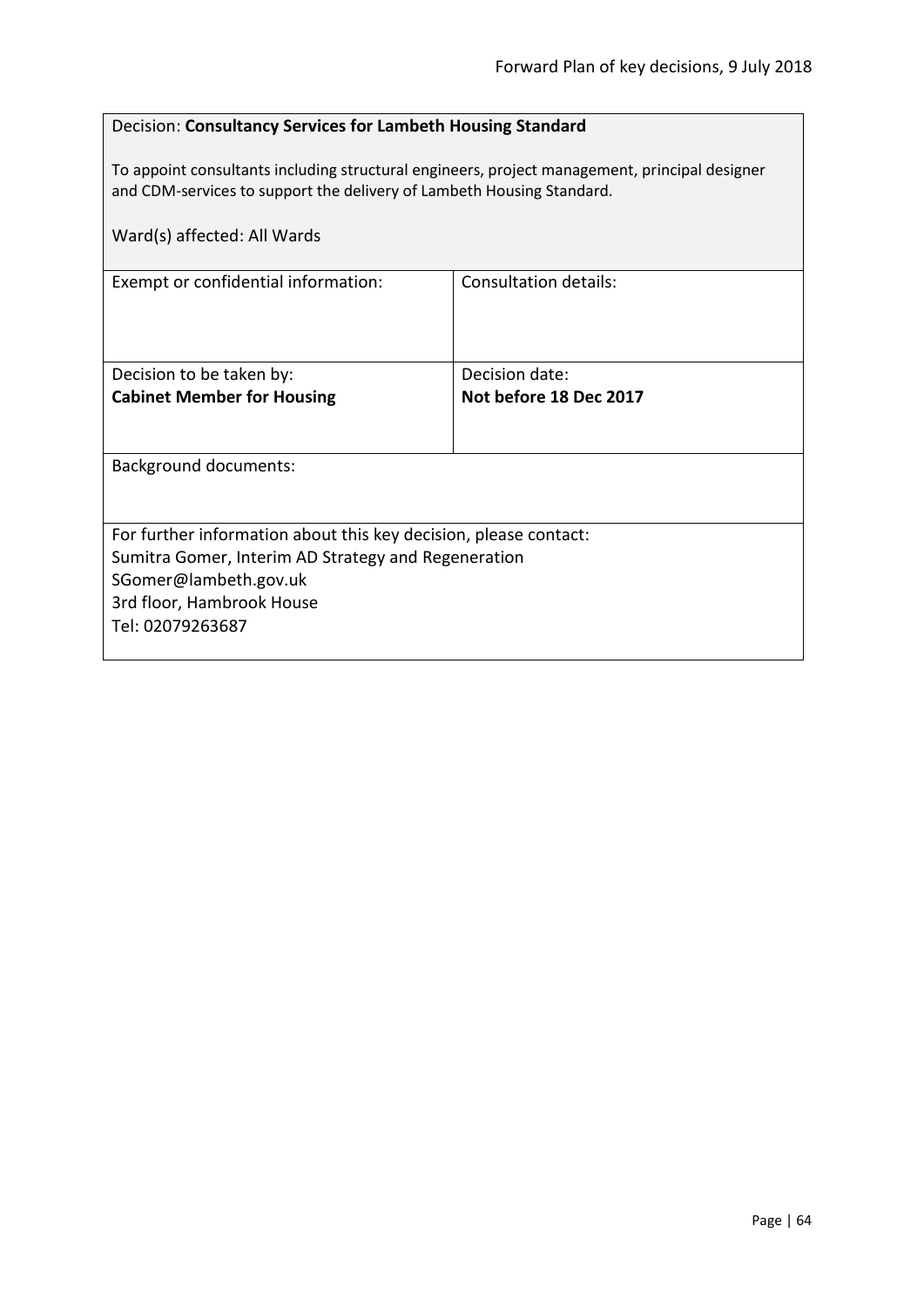| Decision: **Consultancy Services for Lambeth Housing Standard**<br><br>To appoint consultants including structural engineers, project management, principal designer and CDM-services to support the delivery of Lambeth Housing Standard.<br><br>Ward(s) affected: All Wards | |
|---|---|
| Exempt or confidential information: | Consultation details: |
| Decision to be taken by:<br>**Cabinet Member for Housing** | Decision date:<br>**Not before 18 Dec 2017** |
| Background documents: | |
| For further information about this key decision, please contact:<br>Sumitra Gomer, Interim AD Strategy and Regeneration<br>SGomer@lambeth.gov.uk<br>3rd floor, Hambrook House<br>Tel: 02079263687 | |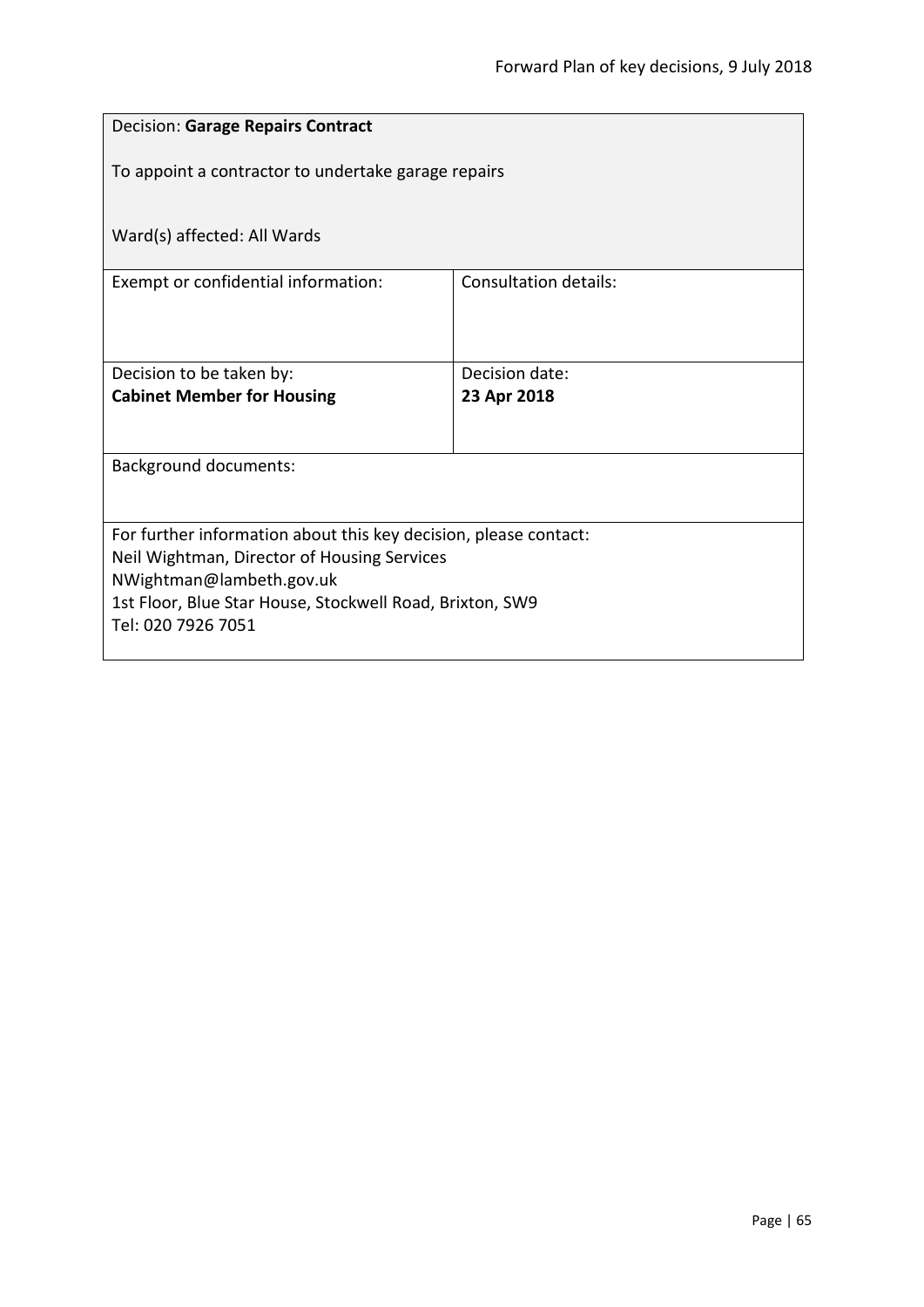Decision: **Garage Repairs Contract**

To appoint a contractor to undertake garage repairs

Ward(s) affected: All Wards

| Exempt or confidential information: | Consultation details: |
|---|---|
| Decision to be taken by:<br>**Cabinet Member for Housing** | Decision date:<br>**23 Apr 2018** |

Background documents:

For further information about this key decision, please contact:
Neil Wightman, Director of Housing Services
NWightman@lambeth.gov.uk
1st Floor, Blue Star House, Stockwell Road, Brixton, SW9
Tel: 020 7926 7051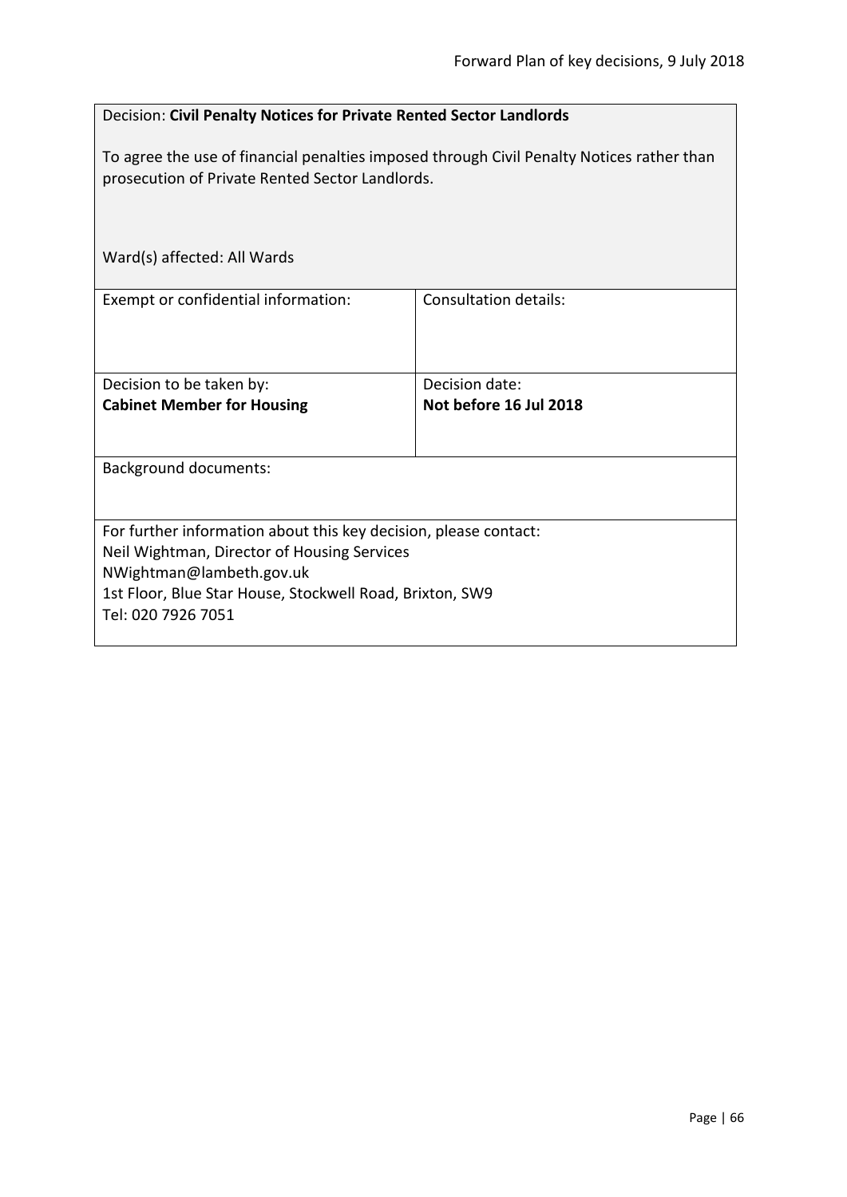Decision: **Civil Penalty Notices for Private Rented Sector Landlords**

To agree the use of financial penalties imposed through Civil Penalty Notices rather than prosecution of Private Rented Sector Landlords.

Ward(s) affected: All Wards

| | |
|---|---|
| Exempt or confidential information: | Consultation details: |
| Decision to be taken by:<br>**Cabinet Member for Housing** | Decision date:<br>**Not before 16 Jul 2018** |

Background documents:

For further information about this key decision, please contact:
Neil Wightman, Director of Housing Services
NWightman@lambeth.gov.uk
1st Floor, Blue Star House, Stockwell Road, Brixton, SW9
Tel: 020 7926 7051